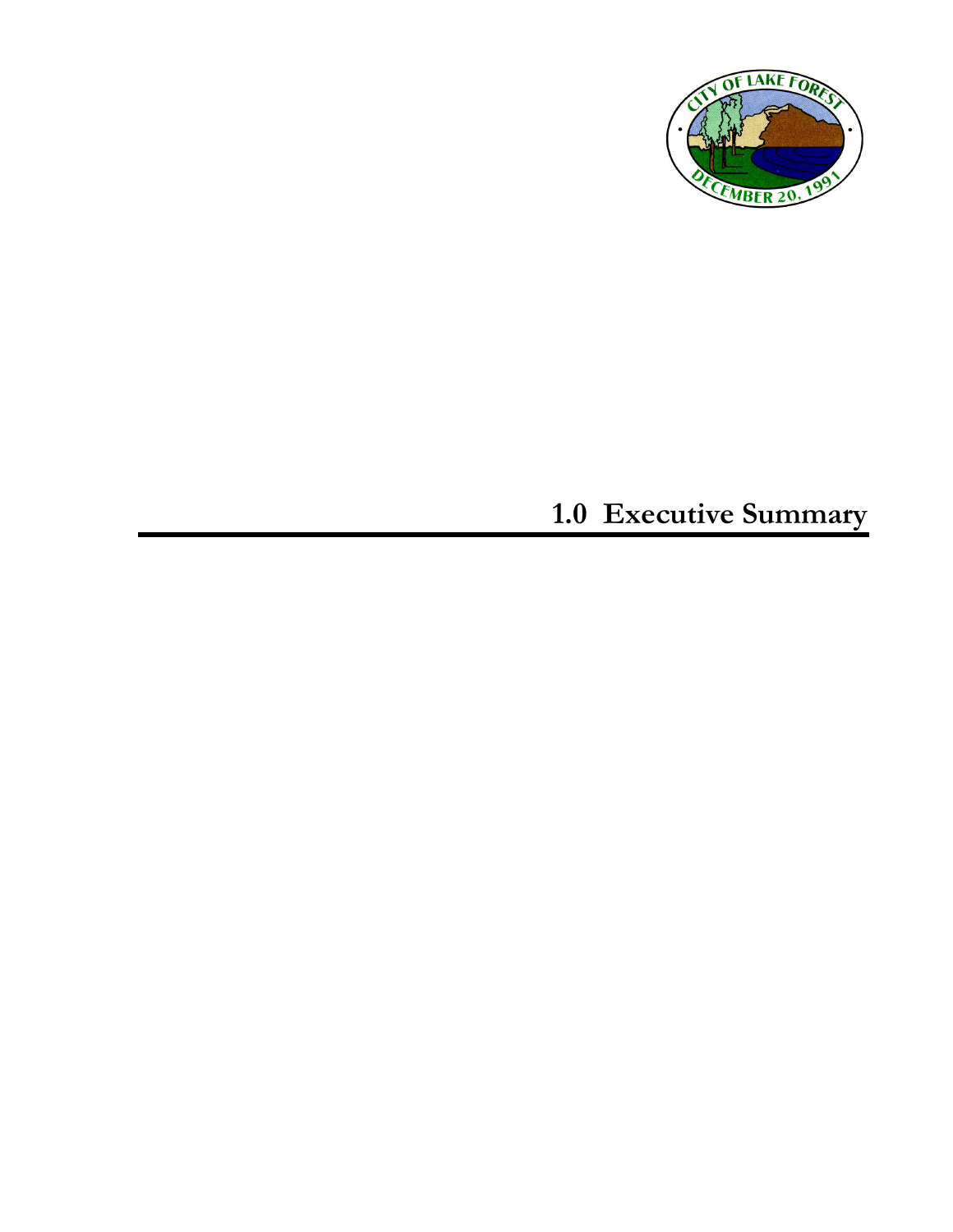# 1.0 Executive Summary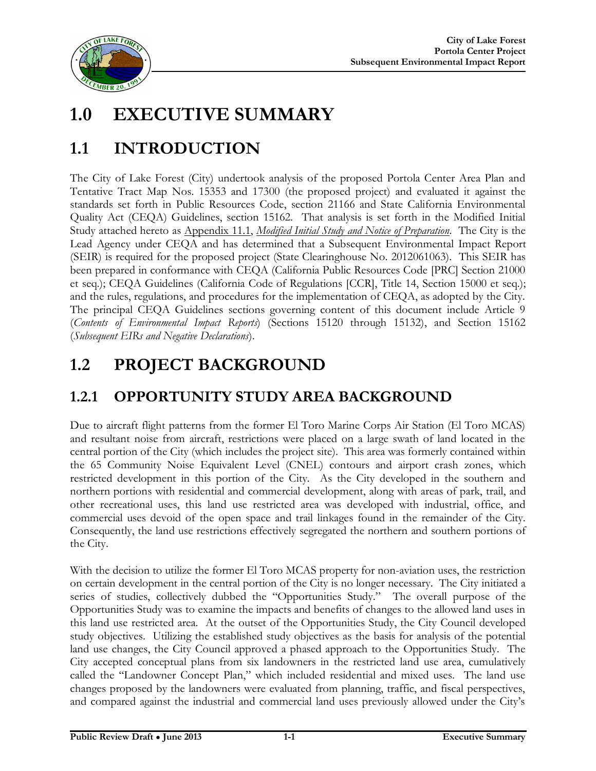# 1.0 EXECUTIVE SUMMARY

## 1.1 INTRODUCTION

The City of Lake Forest (City) undertook analysis of the proposed Portola Center Area Plan and Tentative Tract Map Nos. 15353 and 17300 (the proposed project) and evaluated it against the standards set forth in Public Resources Code, section 21166 and State California Environmental Quality Act (CEQA) Guidelines, section 15162. That analysis is set forth in the Modified Initial Study attached hereto as Appendix 11.1, *Modified Initial Study and Notice of Preparation*. The City is the Lead Agency under CEQA and has determined that a Subsequent Environmental Impact Report (SEIR) is required for the proposed project (State Clearinghouse No. 2012061063). This SEIR has been prepared in conformance with CEQA (California Public Resources Code [PRC] Section 21000 et seq.); CEQA Guidelines (California Code of Regulations [CCR], Title 14, Section 15000 et seq.); and the rules, regulations, and procedures for the implementation of CEQA, as adopted by the City. The principal CEQA Guidelines sections governing content of this document include Article 9 (*Contents of Environmental Impact Reports*) (Sections 15120 through 15132), and Section 15162 (*Subsequent EIRs and Negative Declarations*).

## 1.2 PROJECT BACKGROUND

### 1.2.1 OPPORTUNITY STUDY AREA BACKGROUND

Due to aircraft flight patterns from the former El Toro Marine Corps Air Station (El Toro MCAS) and resultant noise from aircraft, restrictions were placed on a large swath of land located in the central portion of the City (which includes the project site). This area was formerly contained within the 65 Community Noise Equivalent Level (CNEL) contours and airport crash zones, which restricted development in this portion of the City. As the City developed in the southern and northern portions with residential and commercial development, along with areas of park, trail, and other recreational uses, this land use restricted area was developed with industrial, office, and commercial uses devoid of the open space and trail linkages found in the remainder of the City. Consequently, the land use restrictions effectively segregated the northern and southern portions of the City.

With the decision to utilize the former El Toro MCAS property for non-aviation uses, the restriction on certain development in the central portion of the City is no longer necessary. The City initiated a series of studies, collectively dubbed the "Opportunities Study." The overall purpose of the Opportunities Study was to examine the impacts and benefits of changes to the allowed land uses in this land use restricted area. At the outset of the Opportunities Study, the City Council developed study objectives. Utilizing the established study objectives as the basis for analysis of the potential land use changes, the City Council approved a phased approach to the Opportunities Study. The City accepted conceptual plans from six landowners in the restricted land use area, cumulatively called the "Landowner Concept Plan," which included residential and mixed uses. The land use changes proposed by the landowners were evaluated from planning, traffic, and fiscal perspectives, and compared against the industrial and commercial land uses previously allowed under the City's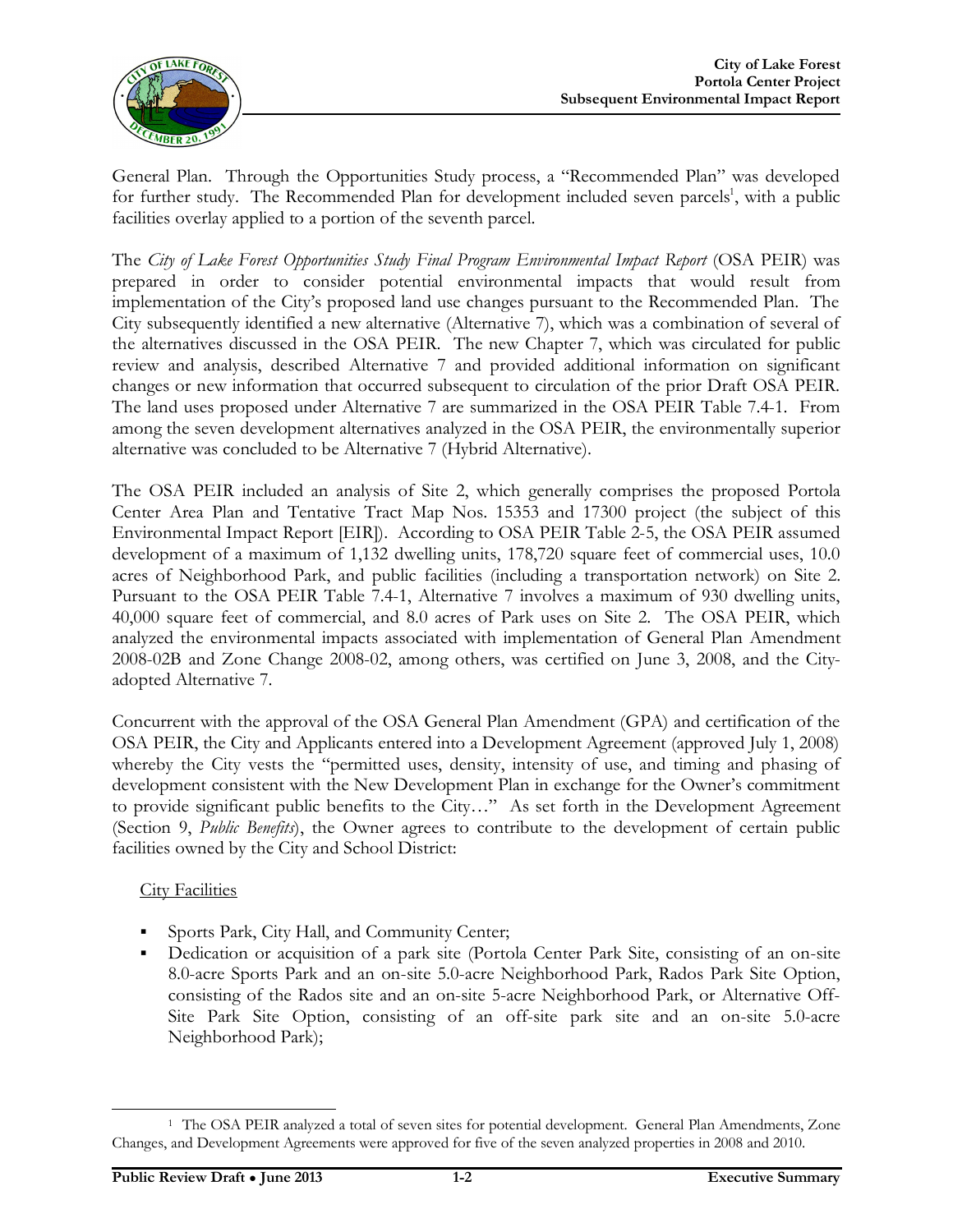General Plan. Through the Opportunities Study process, a "Recommended Plan" was developed for further study. The Recommended Plan for development included seven parcels[1], with a public facilities overlay applied to a portion of the seventh parcel.

The *City of Lake Forest Opportunities Study Final Program Environmental Impact Report* (OSA PEIR) was prepared in order to consider potential environmental impacts that would result from implementation of the City's proposed land use changes pursuant to the Recommended Plan. The City subsequently identified a new alternative (Alternative 7), which was a combination of several of the alternatives discussed in the OSA PEIR. The new Chapter 7, which was circulated for public review and analysis, described Alternative 7 and provided additional information on significant changes or new information that occurred subsequent to circulation of the prior Draft OSA PEIR. The land uses proposed under Alternative 7 are summarized in the OSA PEIR Table 7.4-1. From among the seven development alternatives analyzed in the OSA PEIR, the environmentally superior alternative was concluded to be Alternative 7 (Hybrid Alternative).

The OSA PEIR included an analysis of Site 2, which generally comprises the proposed Portola Center Area Plan and Tentative Tract Map Nos. 15353 and 17300 project (the subject of this Environmental Impact Report [EIR]). According to OSA PEIR Table 2-5, the OSA PEIR assumed development of a maximum of 1,132 dwelling units, 178,720 square feet of commercial uses, 10.0 acres of Neighborhood Park, and public facilities (including a transportation network) on Site 2. Pursuant to the OSA PEIR Table 7.4-1, Alternative 7 involves a maximum of 930 dwelling units, 40,000 square feet of commercial, and 8.0 acres of Park uses on Site 2. The OSA PEIR, which analyzed the environmental impacts associated with implementation of General Plan Amendment 2008-02B and Zone Change 2008-02, among others, was certified on June 3, 2008, and the City-adopted Alternative 7.

Concurrent with the approval of the OSA General Plan Amendment (GPA) and certification of the OSA PEIR, the City and Applicants entered into a Development Agreement (approved July 1, 2008) whereby the City vests the "permitted uses, density, intensity of use, and timing and phasing of development consistent with the New Development Plan in exchange for the Owner's commitment to provide significant public benefits to the City…" As set forth in the Development Agreement (Section 9, *Public Benefits*), the Owner agrees to contribute to the development of certain public facilities owned by the City and School District:

City Facilities

- Sports Park, City Hall, and Community Center;
- Dedication or acquisition of a park site (Portola Center Park Site, consisting of an on-site 8.0-acre Sports Park and an on-site 5.0-acre Neighborhood Park, Rados Park Site Option, consisting of the Rados site and an on-site 5-acre Neighborhood Park, or Alternative Off-Site Park Site Option, consisting of an off-site park site and an on-site 5.0-acre Neighborhood Park);

[1] The OSA PEIR analyzed a total of seven sites for potential development. General Plan Amendments, Zone Changes, and Development Agreements were approved for five of the seven analyzed properties in 2008 and 2010.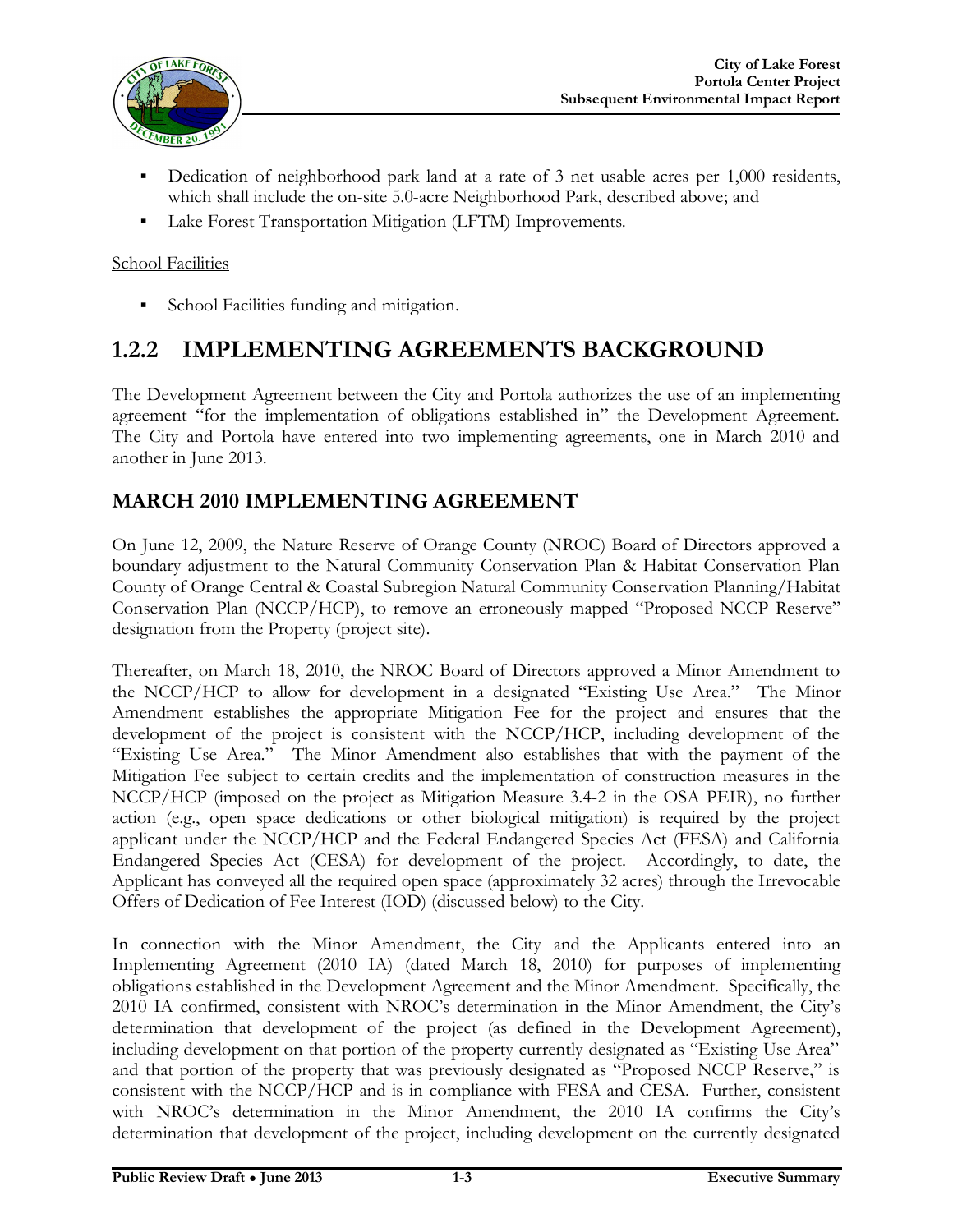- Dedication of neighborhood park land at a rate of 3 net usable acres per 1,000 residents, which shall include the on-site 5.0-acre Neighborhood Park, described above; and
- Lake Forest Transportation Mitigation (LFTM) Improvements.

School Facilities

- School Facilities funding and mitigation.

## 1.2.2 IMPLEMENTING AGREEMENTS BACKGROUND

The Development Agreement between the City and Portola authorizes the use of an implementing agreement "for the implementation of obligations established in" the Development Agreement. The City and Portola have entered into two implementing agreements, one in March 2010 and another in June 2013.

### MARCH 2010 IMPLEMENTING AGREEMENT

On June 12, 2009, the Nature Reserve of Orange County (NROC) Board of Directors approved a boundary adjustment to the Natural Community Conservation Plan & Habitat Conservation Plan County of Orange Central & Coastal Subregion Natural Community Conservation Planning/Habitat Conservation Plan (NCCP/HCP), to remove an erroneously mapped "Proposed NCCP Reserve" designation from the Property (project site).

Thereafter, on March 18, 2010, the NROC Board of Directors approved a Minor Amendment to the NCCP/HCP to allow for development in a designated "Existing Use Area." The Minor Amendment establishes the appropriate Mitigation Fee for the project and ensures that the development of the project is consistent with the NCCP/HCP, including development of the "Existing Use Area." The Minor Amendment also establishes that with the payment of the Mitigation Fee subject to certain credits and the implementation of construction measures in the NCCP/HCP (imposed on the project as Mitigation Measure 3.4-2 in the OSA PEIR), no further action (e.g., open space dedications or other biological mitigation) is required by the project applicant under the NCCP/HCP and the Federal Endangered Species Act (FESA) and California Endangered Species Act (CESA) for development of the project. Accordingly, to date, the Applicant has conveyed all the required open space (approximately 32 acres) through the Irrevocable Offers of Dedication of Fee Interest (IOD) (discussed below) to the City.

In connection with the Minor Amendment, the City and the Applicants entered into an Implementing Agreement (2010 IA) (dated March 18, 2010) for purposes of implementing obligations established in the Development Agreement and the Minor Amendment. Specifically, the 2010 IA confirmed, consistent with NROC's determination in the Minor Amendment, the City's determination that development of the project (as defined in the Development Agreement), including development on that portion of the property currently designated as "Existing Use Area" and that portion of the property that was previously designated as "Proposed NCCP Reserve," is consistent with the NCCP/HCP and is in compliance with FESA and CESA. Further, consistent with NROC's determination in the Minor Amendment, the 2010 IA confirms the City's determination that development of the project, including development on the currently designated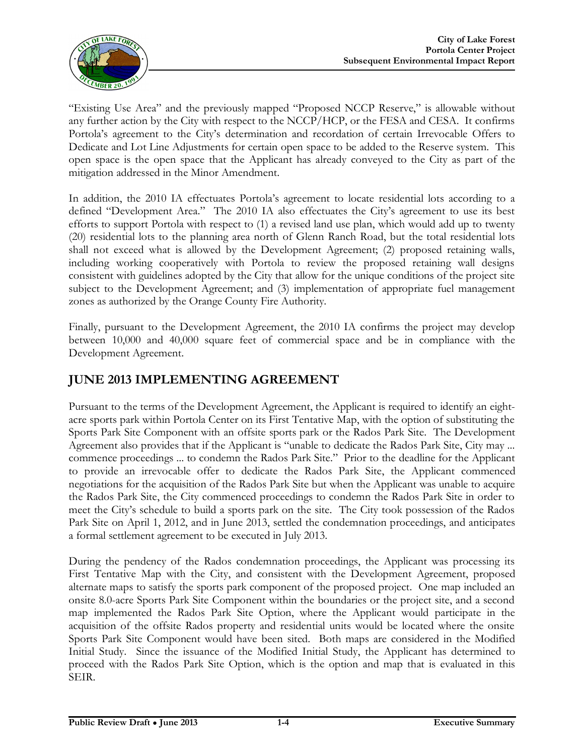"Existing Use Area" and the previously mapped "Proposed NCCP Reserve," is allowable without any further action by the City with respect to the NCCP/HCP, or the FESA and CESA. It confirms Portola's agreement to the City's determination and recordation of certain Irrevocable Offers to Dedicate and Lot Line Adjustments for certain open space to be added to the Reserve system. This open space is the open space that the Applicant has already conveyed to the City as part of the mitigation addressed in the Minor Amendment.

In addition, the 2010 IA effectuates Portola's agreement to locate residential lots according to a defined "Development Area." The 2010 IA also effectuates the City's agreement to use its best efforts to support Portola with respect to (1) a revised land use plan, which would add up to twenty (20) residential lots to the planning area north of Glenn Ranch Road, but the total residential lots shall not exceed what is allowed by the Development Agreement; (2) proposed retaining walls, including working cooperatively with Portola to review the proposed retaining wall designs consistent with guidelines adopted by the City that allow for the unique conditions of the project site subject to the Development Agreement; and (3) implementation of appropriate fuel management zones as authorized by the Orange County Fire Authority.

Finally, pursuant to the Development Agreement, the 2010 IA confirms the project may develop between 10,000 and 40,000 square feet of commercial space and be in compliance with the Development Agreement.

## JUNE 2013 IMPLEMENTING AGREEMENT

Pursuant to the terms of the Development Agreement, the Applicant is required to identify an eight-acre sports park within Portola Center on its First Tentative Map, with the option of substituting the Sports Park Site Component with an offsite sports park or the Rados Park Site. The Development Agreement also provides that if the Applicant is "unable to dedicate the Rados Park Site, City may ... commence proceedings ... to condemn the Rados Park Site." Prior to the deadline for the Applicant to provide an irrevocable offer to dedicate the Rados Park Site, the Applicant commenced negotiations for the acquisition of the Rados Park Site but when the Applicant was unable to acquire the Rados Park Site, the City commenced proceedings to condemn the Rados Park Site in order to meet the City's schedule to build a sports park on the site. The City took possession of the Rados Park Site on April 1, 2012, and in June 2013, settled the condemnation proceedings, and anticipates a formal settlement agreement to be executed in July 2013.

During the pendency of the Rados condemnation proceedings, the Applicant was processing its First Tentative Map with the City, and consistent with the Development Agreement, proposed alternate maps to satisfy the sports park component of the proposed project. One map included an onsite 8.0-acre Sports Park Site Component within the boundaries or the project site, and a second map implemented the Rados Park Site Option, where the Applicant would participate in the acquisition of the offsite Rados property and residential units would be located where the onsite Sports Park Site Component would have been sited. Both maps are considered in the Modified Initial Study. Since the issuance of the Modified Initial Study, the Applicant has determined to proceed with the Rados Park Site Option, which is the option and map that is evaluated in this SEIR.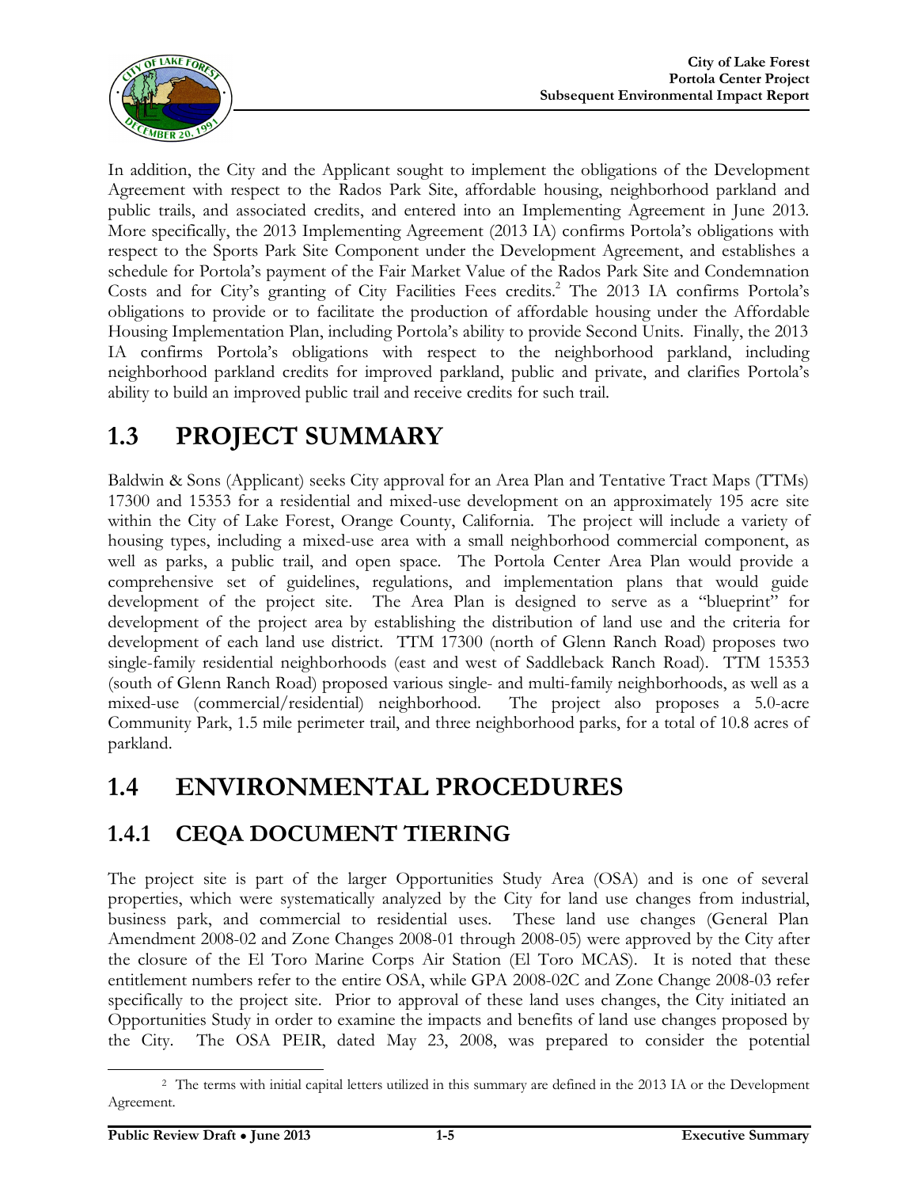In addition, the City and the Applicant sought to implement the obligations of the Development Agreement with respect to the Rados Park Site, affordable housing, neighborhood parkland and public trails, and associated credits, and entered into an Implementing Agreement in June 2013. More specifically, the 2013 Implementing Agreement (2013 IA) confirms Portola's obligations with respect to the Sports Park Site Component under the Development Agreement, and establishes a schedule for Portola's payment of the Fair Market Value of the Rados Park Site and Condemnation Costs and for City's granting of City Facilities Fees credits.[2] The 2013 IA confirms Portola's obligations to provide or to facilitate the production of affordable housing under the Affordable Housing Implementation Plan, including Portola's ability to provide Second Units. Finally, the 2013 IA confirms Portola's obligations with respect to the neighborhood parkland, including neighborhood parkland credits for improved parkland, public and private, and clarifies Portola's ability to build an improved public trail and receive credits for such trail.

# 1.3 PROJECT SUMMARY

Baldwin & Sons (Applicant) seeks City approval for an Area Plan and Tentative Tract Maps (TTMs) 17300 and 15353 for a residential and mixed-use development on an approximately 195 acre site within the City of Lake Forest, Orange County, California. The project will include a variety of housing types, including a mixed-use area with a small neighborhood commercial component, as well as parks, a public trail, and open space. The Portola Center Area Plan would provide a comprehensive set of guidelines, regulations, and implementation plans that would guide development of the project site. The Area Plan is designed to serve as a "blueprint" for development of the project area by establishing the distribution of land use and the criteria for development of each land use district. TTM 17300 (north of Glenn Ranch Road) proposes two single-family residential neighborhoods (east and west of Saddleback Ranch Road). TTM 15353 (south of Glenn Ranch Road) proposed various single- and multi-family neighborhoods, as well as a mixed-use (commercial/residential) neighborhood. The project also proposes a 5.0-acre Community Park, 1.5 mile perimeter trail, and three neighborhood parks, for a total of 10.8 acres of parkland.

# 1.4 ENVIRONMENTAL PROCEDURES

## 1.4.1 CEQA DOCUMENT TIERING

The project site is part of the larger Opportunities Study Area (OSA) and is one of several properties, which were systematically analyzed by the City for land use changes from industrial, business park, and commercial to residential uses. These land use changes (General Plan Amendment 2008-02 and Zone Changes 2008-01 through 2008-05) were approved by the City after the closure of the El Toro Marine Corps Air Station (El Toro MCAS). It is noted that these entitlement numbers refer to the entire OSA, while GPA 2008-02C and Zone Change 2008-03 refer specifically to the project site. Prior to approval of these land uses changes, the City initiated an Opportunities Study in order to examine the impacts and benefits of land use changes proposed by the City. The OSA PEIR, dated May 23, 2008, was prepared to consider the potential

[2] The terms with initial capital letters utilized in this summary are defined in the 2013 IA or the Development Agreement.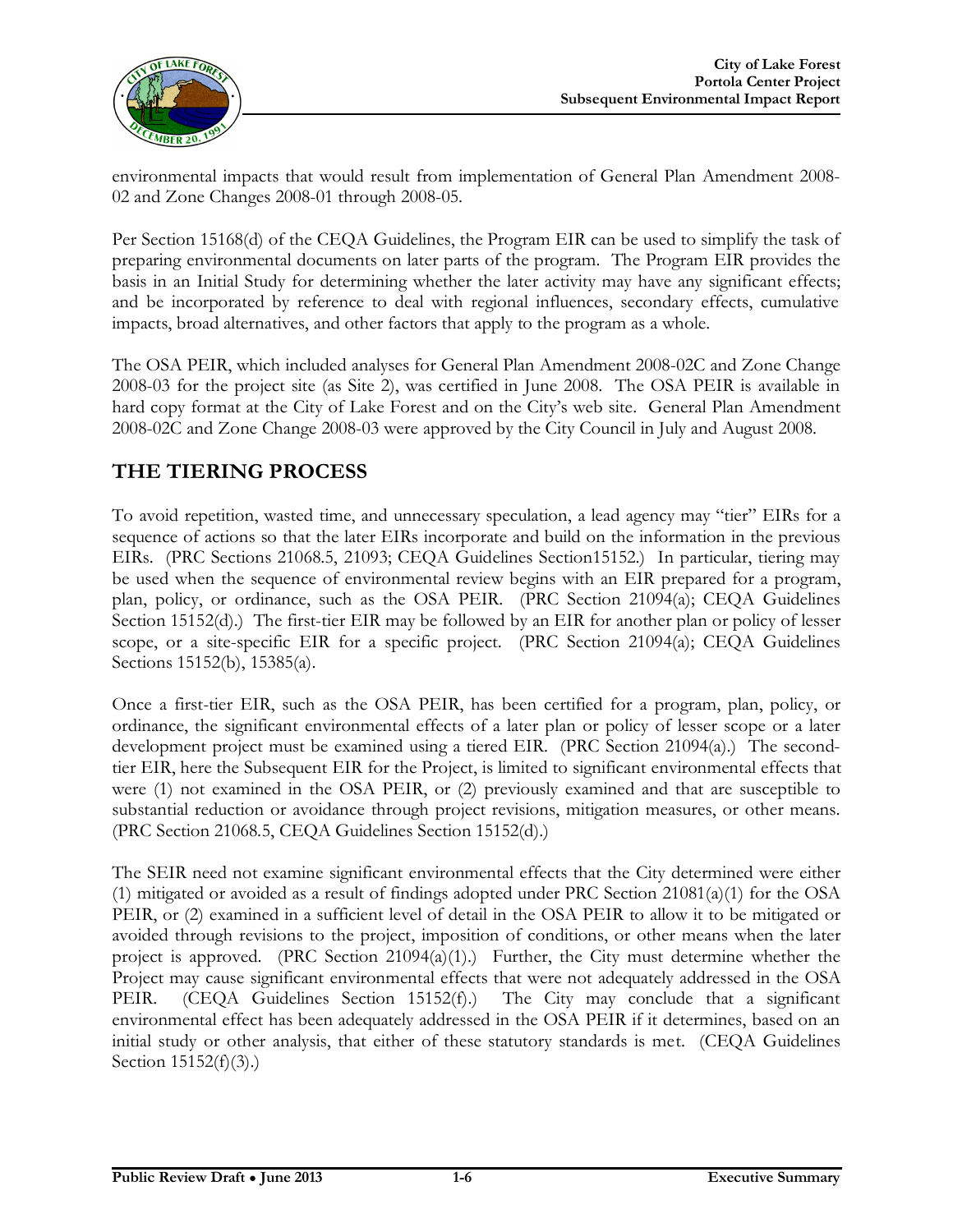environmental impacts that would result from implementation of General Plan Amendment 2008-02 and Zone Changes 2008-01 through 2008-05.

Per Section 15168(d) of the CEQA Guidelines, the Program EIR can be used to simplify the task of preparing environmental documents on later parts of the program. The Program EIR provides the basis in an Initial Study for determining whether the later activity may have any significant effects; and be incorporated by reference to deal with regional influences, secondary effects, cumulative impacts, broad alternatives, and other factors that apply to the program as a whole.

The OSA PEIR, which included analyses for General Plan Amendment 2008-02C and Zone Change 2008-03 for the project site (as Site 2), was certified in June 2008. The OSA PEIR is available in hard copy format at the City of Lake Forest and on the City's web site. General Plan Amendment 2008-02C and Zone Change 2008-03 were approved by the City Council in July and August 2008.

## THE TIERING PROCESS

To avoid repetition, wasted time, and unnecessary speculation, a lead agency may "tier" EIRs for a sequence of actions so that the later EIRs incorporate and build on the information in the previous EIRs. (PRC Sections 21068.5, 21093; CEQA Guidelines Section15152.) In particular, tiering may be used when the sequence of environmental review begins with an EIR prepared for a program, plan, policy, or ordinance, such as the OSA PEIR. (PRC Section 21094(a); CEQA Guidelines Section 15152(d).) The first-tier EIR may be followed by an EIR for another plan or policy of lesser scope, or a site-specific EIR for a specific project. (PRC Section 21094(a); CEQA Guidelines Sections 15152(b), 15385(a).

Once a first-tier EIR, such as the OSA PEIR, has been certified for a program, plan, policy, or ordinance, the significant environmental effects of a later plan or policy of lesser scope or a later development project must be examined using a tiered EIR. (PRC Section 21094(a).) The second-tier EIR, here the Subsequent EIR for the Project, is limited to significant environmental effects that were (1) not examined in the OSA PEIR, or (2) previously examined and that are susceptible to substantial reduction or avoidance through project revisions, mitigation measures, or other means. (PRC Section 21068.5, CEQA Guidelines Section 15152(d).)

The SEIR need not examine significant environmental effects that the City determined were either (1) mitigated or avoided as a result of findings adopted under PRC Section 21081(a)(1) for the OSA PEIR, or (2) examined in a sufficient level of detail in the OSA PEIR to allow it to be mitigated or avoided through revisions to the project, imposition of conditions, or other means when the later project is approved. (PRC Section 21094(a)(1).) Further, the City must determine whether the Project may cause significant environmental effects that were not adequately addressed in the OSA PEIR. (CEQA Guidelines Section 15152(f).) The City may conclude that a significant environmental effect has been adequately addressed in the OSA PEIR if it determines, based on an initial study or other analysis, that either of these statutory standards is met. (CEQA Guidelines Section 15152(f)(3).)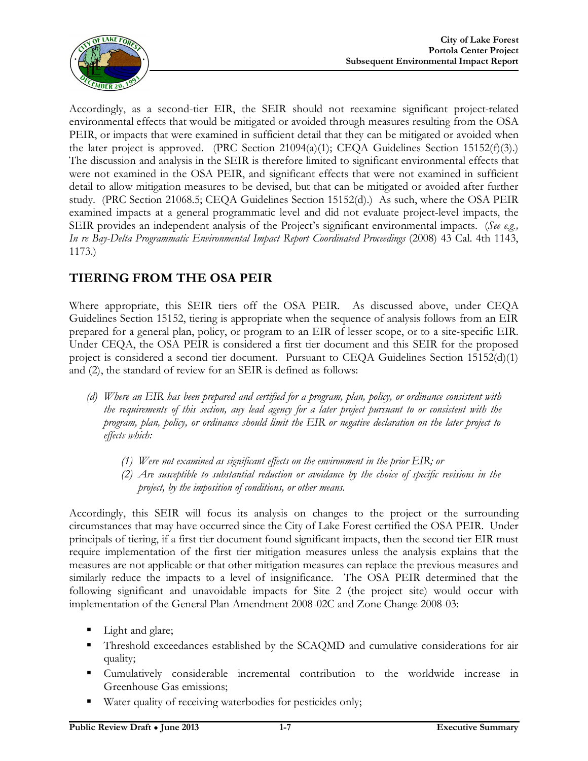Accordingly, as a second-tier EIR, the SEIR should not reexamine significant project-related environmental effects that would be mitigated or avoided through measures resulting from the OSA PEIR, or impacts that were examined in sufficient detail that they can be mitigated or avoided when the later project is approved. (PRC Section 21094(a)(1); CEQA Guidelines Section 15152(f)(3).) The discussion and analysis in the SEIR is therefore limited to significant environmental effects that were not examined in the OSA PEIR, and significant effects that were not examined in sufficient detail to allow mitigation measures to be devised, but that can be mitigated or avoided after further study. (PRC Section 21068.5; CEQA Guidelines Section 15152(d).) As such, where the OSA PEIR examined impacts at a general programmatic level and did not evaluate project-level impacts, the SEIR provides an independent analysis of the Project's significant environmental impacts. (*See e.g., In re Bay-Delta Programmatic Environmental Impact Report Coordinated Proceedings* (2008) 43 Cal. 4th 1143, 1173.)

## TIERING FROM THE OSA PEIR

Where appropriate, this SEIR tiers off the OSA PEIR. As discussed above, under CEQA Guidelines Section 15152, tiering is appropriate when the sequence of analysis follows from an EIR prepared for a general plan, policy, or program to an EIR of lesser scope, or to a site-specific EIR. Under CEQA, the OSA PEIR is considered a first tier document and this SEIR for the proposed project is considered a second tier document. Pursuant to CEQA Guidelines Section 15152(d)(1) and (2), the standard of review for an SEIR is defined as follows:

> *(d) Where an EIR has been prepared and certified for a program, plan, policy, or ordinance consistent with the requirements of this section, any lead agency for a later project pursuant to or consistent with the program, plan, policy, or ordinance should limit the EIR or negative declaration on the later project to effects which:*
>
> *(1) Were not examined as significant effects on the environment in the prior EIR; or*
>
> *(2) Are susceptible to substantial reduction or avoidance by the choice of specific revisions in the project, by the imposition of conditions, or other means.*

Accordingly, this SEIR will focus its analysis on changes to the project or the surrounding circumstances that may have occurred since the City of Lake Forest certified the OSA PEIR. Under principals of tiering, if a first tier document found significant impacts, then the second tier EIR must require implementation of the first tier mitigation measures unless the analysis explains that the measures are not applicable or that other mitigation measures can replace the previous measures and similarly reduce the impacts to a level of insignificance. The OSA PEIR determined that the following significant and unavoidable impacts for Site 2 (the project site) would occur with implementation of the General Plan Amendment 2008-02C and Zone Change 2008-03:

- Light and glare;
- Threshold exceedances established by the SCAQMD and cumulative considerations for air quality;
- Cumulatively considerable incremental contribution to the worldwide increase in Greenhouse Gas emissions;
- Water quality of receiving waterbodies for pesticides only;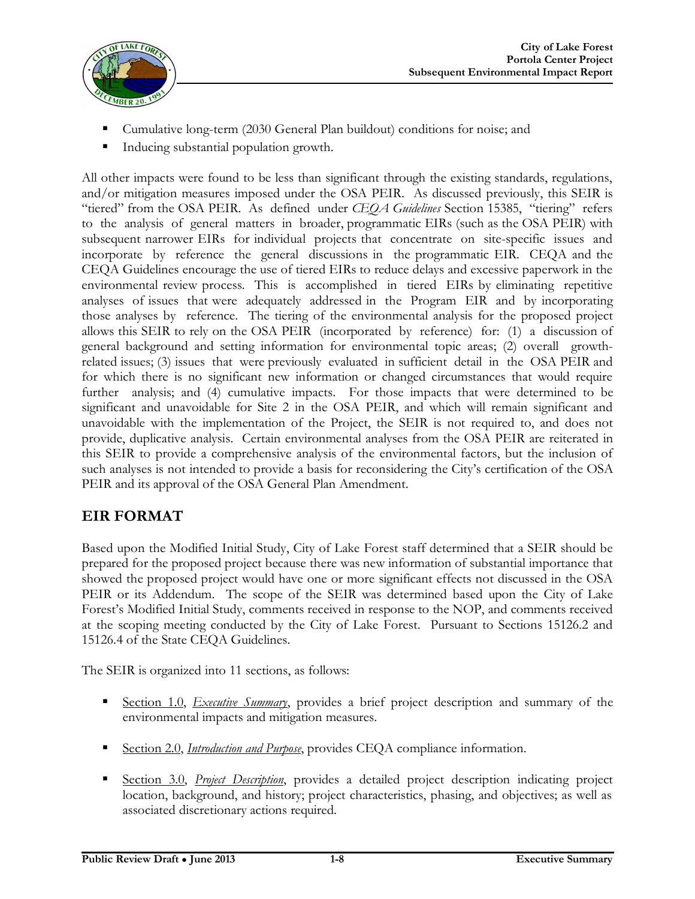- Cumulative long-term (2030 General Plan buildout) conditions for noise; and
- Inducing substantial population growth.

All other impacts were found to be less than significant through the existing standards, regulations, and/or mitigation measures imposed under the OSA PEIR. As discussed previously, this SEIR is "tiered" from the OSA PEIR. As defined under *CEQA Guidelines* Section 15385, "tiering" refers to the analysis of general matters in broader, programmatic EIRs (such as the OSA PEIR) with subsequent narrower EIRs for individual projects that concentrate on site-specific issues and incorporate by reference the general discussions in the programmatic EIR. CEQA and the CEQA Guidelines encourage the use of tiered EIRs to reduce delays and excessive paperwork in the environmental review process. This is accomplished in tiered EIRs by eliminating repetitive analyses of issues that were adequately addressed in the Program EIR and by incorporating those analyses by reference. The tiering of the environmental analysis for the proposed project allows this SEIR to rely on the OSA PEIR (incorporated by reference) for: (1) a discussion of general background and setting information for environmental topic areas; (2) overall growth-related issues; (3) issues that were previously evaluated in sufficient detail in the OSA PEIR and for which there is no significant new information or changed circumstances that would require further analysis; and (4) cumulative impacts. For those impacts that were determined to be significant and unavoidable for Site 2 in the OSA PEIR, and which will remain significant and unavoidable with the implementation of the Project, the SEIR is not required to, and does not provide, duplicative analysis. Certain environmental analyses from the OSA PEIR are reiterated in this SEIR to provide a comprehensive analysis of the environmental factors, but the inclusion of such analyses is not intended to provide a basis for reconsidering the City's certification of the OSA PEIR and its approval of the OSA General Plan Amendment.

## EIR FORMAT

Based upon the Modified Initial Study, City of Lake Forest staff determined that a SEIR should be prepared for the proposed project because there was new information of substantial importance that showed the proposed project would have one or more significant effects not discussed in the OSA PEIR or its Addendum. The scope of the SEIR was determined based upon the City of Lake Forest's Modified Initial Study, comments received in response to the NOP, and comments received at the scoping meeting conducted by the City of Lake Forest. Pursuant to Sections 15126.2 and 15126.4 of the State CEQA Guidelines.

The SEIR is organized into 11 sections, as follows:

- Section 1.0, *Executive Summary*, provides a brief project description and summary of the environmental impacts and mitigation measures.
- Section 2.0, *Introduction and Purpose*, provides CEQA compliance information.
- Section 3.0, *Project Description*, provides a detailed project description indicating project location, background, and history; project characteristics, phasing, and objectives; as well as associated discretionary actions required.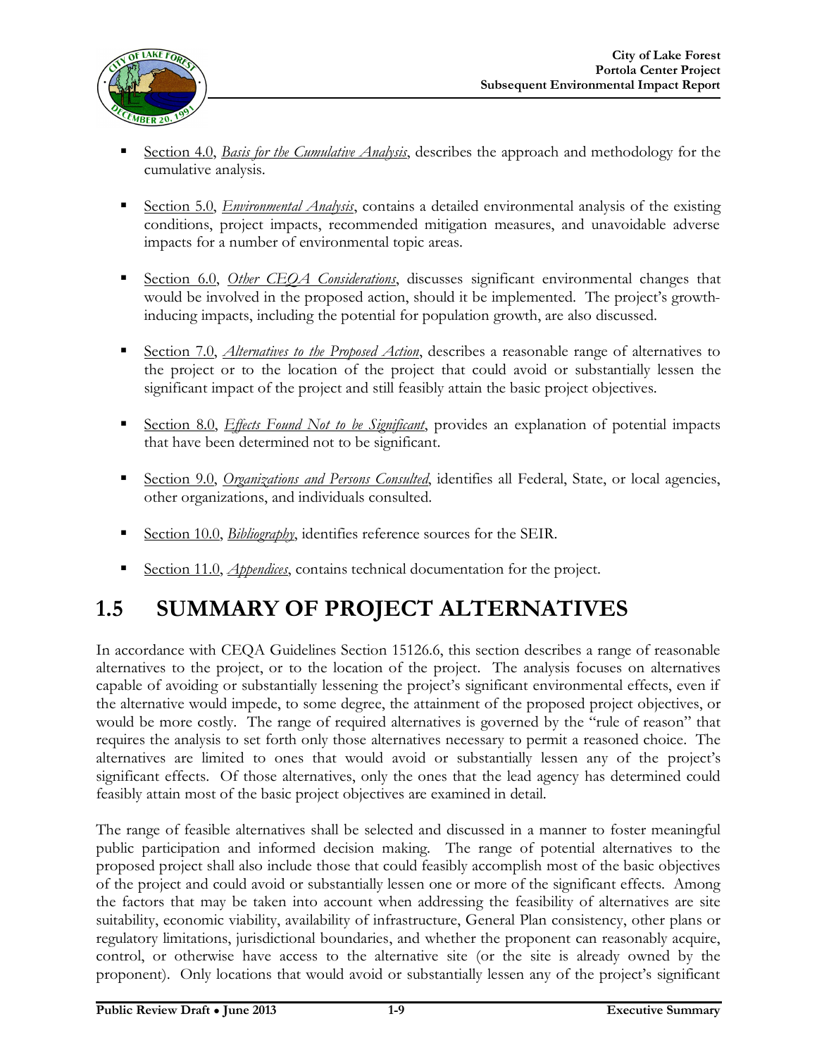- Section 4.0, *Basis for the Cumulative Analysis*, describes the approach and methodology for the cumulative analysis.

- Section 5.0, *Environmental Analysis*, contains a detailed environmental analysis of the existing conditions, project impacts, recommended mitigation measures, and unavoidable adverse impacts for a number of environmental topic areas.

- Section 6.0, *Other CEQA Considerations*, discusses significant environmental changes that would be involved in the proposed action, should it be implemented. The project's growth-inducing impacts, including the potential for population growth, are also discussed.

- Section 7.0, *Alternatives to the Proposed Action*, describes a reasonable range of alternatives to the project or to the location of the project that could avoid or substantially lessen the significant impact of the project and still feasibly attain the basic project objectives.

- Section 8.0, *Effects Found Not to be Significant*, provides an explanation of potential impacts that have been determined not to be significant.

- Section 9.0, *Organizations and Persons Consulted*, identifies all Federal, State, or local agencies, other organizations, and individuals consulted.

- Section 10.0, *Bibliography*, identifies reference sources for the SEIR.

- Section 11.0, *Appendices*, contains technical documentation for the project.

## 1.5 SUMMARY OF PROJECT ALTERNATIVES

In accordance with CEQA Guidelines Section 15126.6, this section describes a range of reasonable alternatives to the project, or to the location of the project. The analysis focuses on alternatives capable of avoiding or substantially lessening the project's significant environmental effects, even if the alternative would impede, to some degree, the attainment of the proposed project objectives, or would be more costly. The range of required alternatives is governed by the "rule of reason" that requires the analysis to set forth only those alternatives necessary to permit a reasoned choice. The alternatives are limited to ones that would avoid or substantially lessen any of the project's significant effects. Of those alternatives, only the ones that the lead agency has determined could feasibly attain most of the basic project objectives are examined in detail.

The range of feasible alternatives shall be selected and discussed in a manner to foster meaningful public participation and informed decision making. The range of potential alternatives to the proposed project shall also include those that could feasibly accomplish most of the basic objectives of the project and could avoid or substantially lessen one or more of the significant effects. Among the factors that may be taken into account when addressing the feasibility of alternatives are site suitability, economic viability, availability of infrastructure, General Plan consistency, other plans or regulatory limitations, jurisdictional boundaries, and whether the proponent can reasonably acquire, control, or otherwise have access to the alternative site (or the site is already owned by the proponent). Only locations that would avoid or substantially lessen any of the project's significant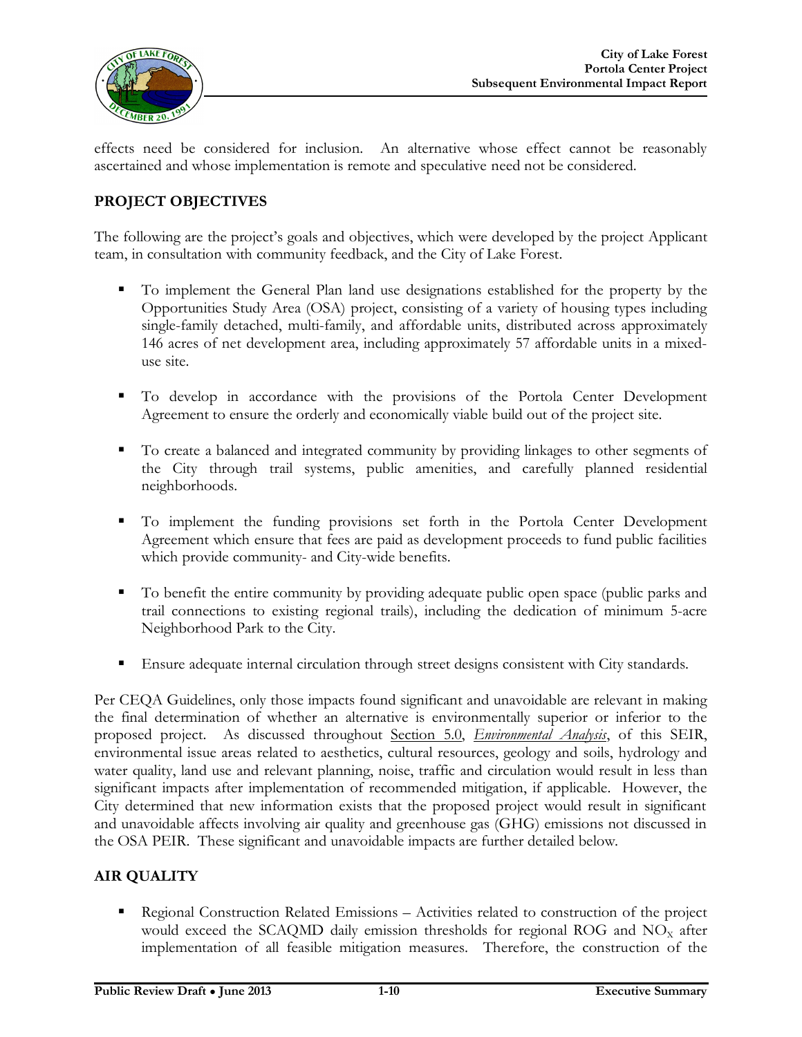effects need be considered for inclusion. An alternative whose effect cannot be reasonably ascertained and whose implementation is remote and speculative need not be considered.

## PROJECT OBJECTIVES

The following are the project's goals and objectives, which were developed by the project Applicant team, in consultation with community feedback, and the City of Lake Forest.

- To implement the General Plan land use designations established for the property by the Opportunities Study Area (OSA) project, consisting of a variety of housing types including single-family detached, multi-family, and affordable units, distributed across approximately 146 acres of net development area, including approximately 57 affordable units in a mixed-use site.
- To develop in accordance with the provisions of the Portola Center Development Agreement to ensure the orderly and economically viable build out of the project site.
- To create a balanced and integrated community by providing linkages to other segments of the City through trail systems, public amenities, and carefully planned residential neighborhoods.
- To implement the funding provisions set forth in the Portola Center Development Agreement which ensure that fees are paid as development proceeds to fund public facilities which provide community- and City-wide benefits.
- To benefit the entire community by providing adequate public open space (public parks and trail connections to existing regional trails), including the dedication of minimum 5-acre Neighborhood Park to the City.
- Ensure adequate internal circulation through street designs consistent with City standards.

Per CEQA Guidelines, only those impacts found significant and unavoidable are relevant in making the final determination of whether an alternative is environmentally superior or inferior to the proposed project. As discussed throughout Section 5.0, *Environmental Analysis*, of this SEIR, environmental issue areas related to aesthetics, cultural resources, geology and soils, hydrology and water quality, land use and relevant planning, noise, traffic and circulation would result in less than significant impacts after implementation of recommended mitigation, if applicable. However, the City determined that new information exists that the proposed project would result in significant and unavoidable affects involving air quality and greenhouse gas (GHG) emissions not discussed in the OSA PEIR. These significant and unavoidable impacts are further detailed below.

## AIR QUALITY

- Regional Construction Related Emissions – Activities related to construction of the project would exceed the SCAQMD daily emission thresholds for regional ROG and $NO_X$ after implementation of all feasible mitigation measures. Therefore, the construction of the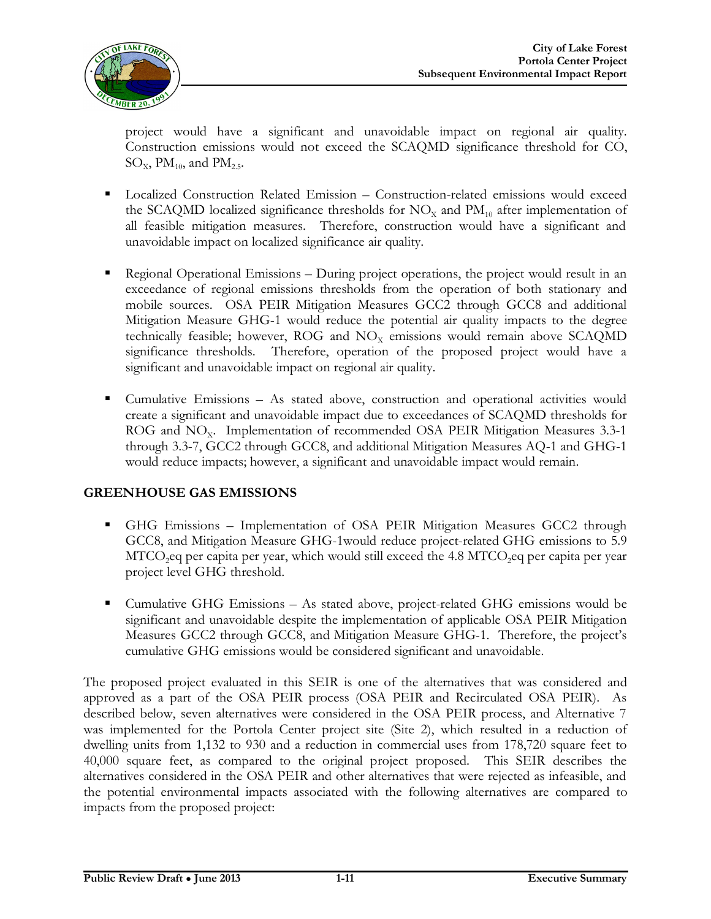project would have a significant and unavoidable impact on regional air quality. Construction emissions would not exceed the SCAQMD significance threshold for CO, $SO_X$, $PM_{10}$, and $PM_{2.5}$.

- Localized Construction Related Emission – Construction-related emissions would exceed the SCAQMD localized significance thresholds for $NO_X$ and $PM_{10}$ after implementation of all feasible mitigation measures. Therefore, construction would have a significant and unavoidable impact on localized significance air quality.

- Regional Operational Emissions – During project operations, the project would result in an exceedance of regional emissions thresholds from the operation of both stationary and mobile sources. OSA PEIR Mitigation Measures GCC2 through GCC8 and additional Mitigation Measure GHG-1 would reduce the potential air quality impacts to the degree technically feasible; however, ROG and $NO_X$ emissions would remain above SCAQMD significance thresholds. Therefore, operation of the proposed project would have a significant and unavoidable impact on regional air quality.

- Cumulative Emissions – As stated above, construction and operational activities would create a significant and unavoidable impact due to exceedances of SCAQMD thresholds for ROG and $NO_X$. Implementation of recommended OSA PEIR Mitigation Measures 3.3-1 through 3.3-7, GCC2 through GCC8, and additional Mitigation Measures AQ-1 and GHG-1 would reduce impacts; however, a significant and unavoidable impact would remain.

## GREENHOUSE GAS EMISSIONS

- GHG Emissions – Implementation of OSA PEIR Mitigation Measures GCC2 through GCC8, and Mitigation Measure GHG-1would reduce project-related GHG emissions to 5.9 $MTCO_2eq$ per capita per year, which would still exceed the 4.8 $MTCO_2eq$ per capita per year project level GHG threshold.

- Cumulative GHG Emissions – As stated above, project-related GHG emissions would be significant and unavoidable despite the implementation of applicable OSA PEIR Mitigation Measures GCC2 through GCC8, and Mitigation Measure GHG-1. Therefore, the project's cumulative GHG emissions would be considered significant and unavoidable.

The proposed project evaluated in this SEIR is one of the alternatives that was considered and approved as a part of the OSA PEIR process (OSA PEIR and Recirculated OSA PEIR). As described below, seven alternatives were considered in the OSA PEIR process, and Alternative 7 was implemented for the Portola Center project site (Site 2), which resulted in a reduction of dwelling units from 1,132 to 930 and a reduction in commercial uses from 178,720 square feet to 40,000 square feet, as compared to the original project proposed. This SEIR describes the alternatives considered in the OSA PEIR and other alternatives that were rejected as infeasible, and the potential environmental impacts associated with the following alternatives are compared to impacts from the proposed project: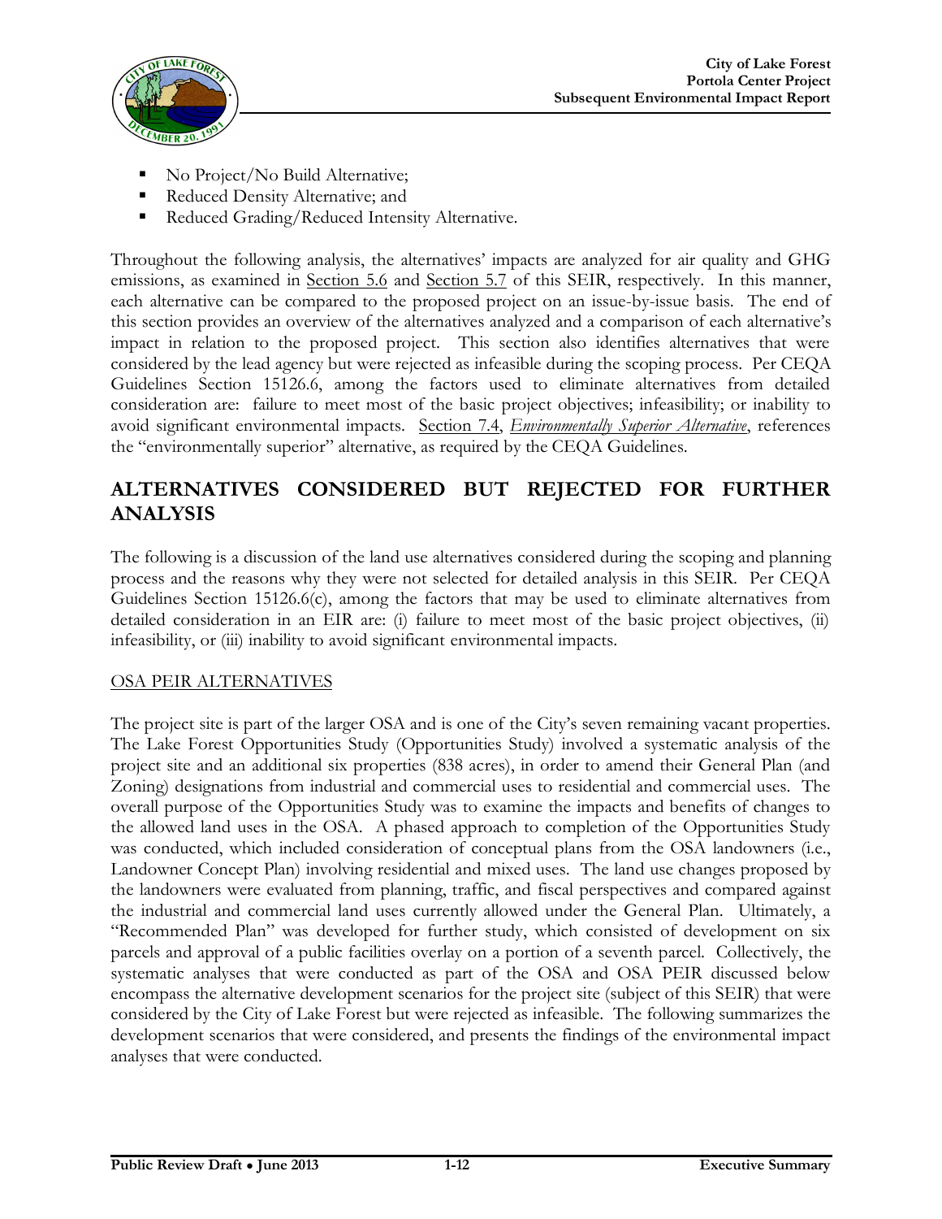- No Project/No Build Alternative;
- Reduced Density Alternative; and
- Reduced Grading/Reduced Intensity Alternative.

Throughout the following analysis, the alternatives' impacts are analyzed for air quality and GHG emissions, as examined in Section 5.6 and Section 5.7 of this SEIR, respectively. In this manner, each alternative can be compared to the proposed project on an issue-by-issue basis. The end of this section provides an overview of the alternatives analyzed and a comparison of each alternative's impact in relation to the proposed project. This section also identifies alternatives that were considered by the lead agency but were rejected as infeasible during the scoping process. Per CEQA Guidelines Section 15126.6, among the factors used to eliminate alternatives from detailed consideration are: failure to meet most of the basic project objectives; infeasibility; or inability to avoid significant environmental impacts. Section 7.4, *Environmentally Superior Alternative*, references the "environmentally superior" alternative, as required by the CEQA Guidelines.

## ALTERNATIVES CONSIDERED BUT REJECTED FOR FURTHER ANALYSIS

The following is a discussion of the land use alternatives considered during the scoping and planning process and the reasons why they were not selected for detailed analysis in this SEIR. Per CEQA Guidelines Section 15126.6(c), among the factors that may be used to eliminate alternatives from detailed consideration in an EIR are: (i) failure to meet most of the basic project objectives, (ii) infeasibility, or (iii) inability to avoid significant environmental impacts.

### OSA PEIR ALTERNATIVES

The project site is part of the larger OSA and is one of the City's seven remaining vacant properties. The Lake Forest Opportunities Study (Opportunities Study) involved a systematic analysis of the project site and an additional six properties (838 acres), in order to amend their General Plan (and Zoning) designations from industrial and commercial uses to residential and commercial uses. The overall purpose of the Opportunities Study was to examine the impacts and benefits of changes to the allowed land uses in the OSA. A phased approach to completion of the Opportunities Study was conducted, which included consideration of conceptual plans from the OSA landowners (i.e., Landowner Concept Plan) involving residential and mixed uses. The land use changes proposed by the landowners were evaluated from planning, traffic, and fiscal perspectives and compared against the industrial and commercial land uses currently allowed under the General Plan. Ultimately, a "Recommended Plan" was developed for further study, which consisted of development on six parcels and approval of a public facilities overlay on a portion of a seventh parcel. Collectively, the systematic analyses that were conducted as part of the OSA and OSA PEIR discussed below encompass the alternative development scenarios for the project site (subject of this SEIR) that were considered by the City of Lake Forest but were rejected as infeasible. The following summarizes the development scenarios that were considered, and presents the findings of the environmental impact analyses that were conducted.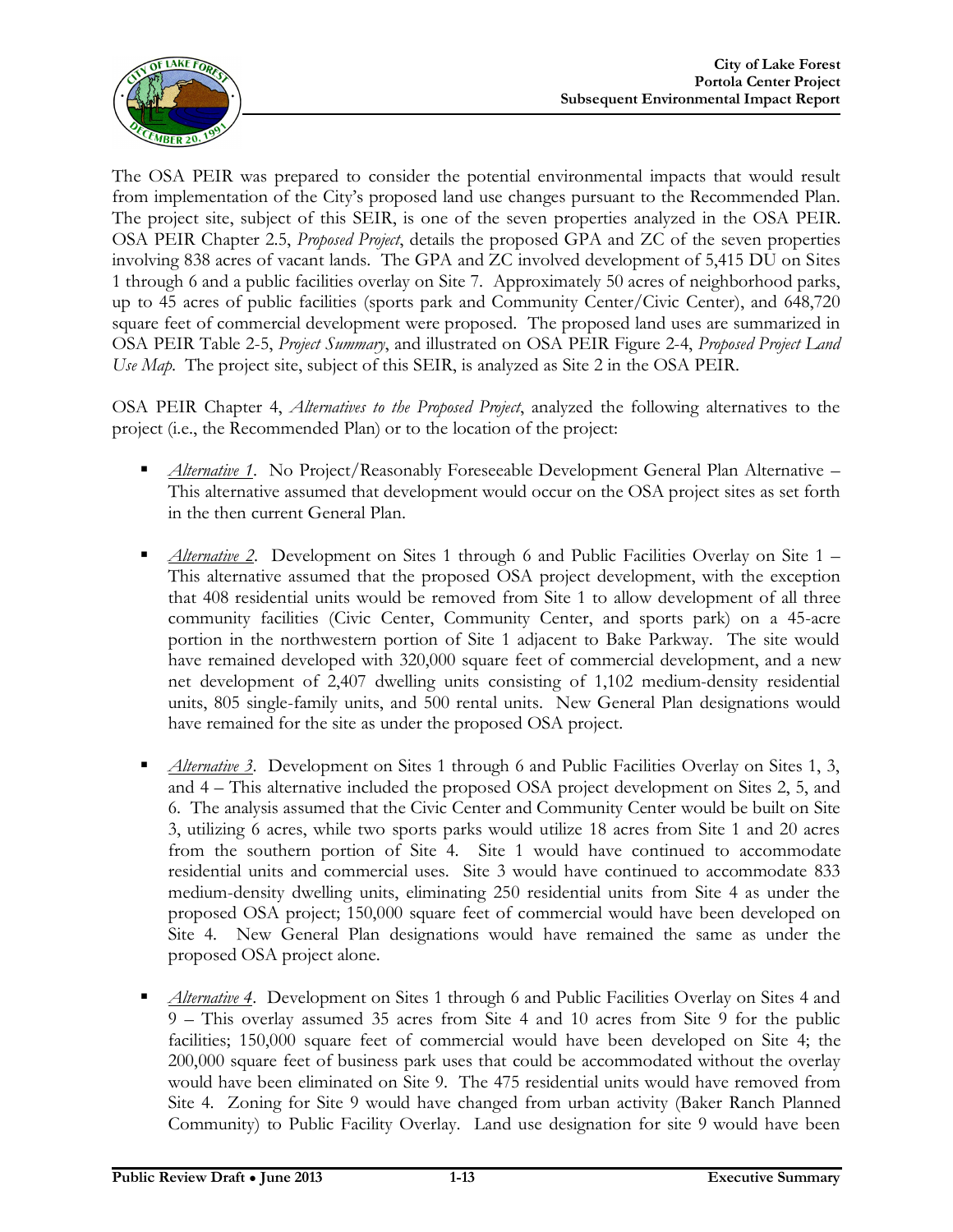The OSA PEIR was prepared to consider the potential environmental impacts that would result from implementation of the City's proposed land use changes pursuant to the Recommended Plan. The project site, subject of this SEIR, is one of the seven properties analyzed in the OSA PEIR. OSA PEIR Chapter 2.5, *Proposed Project*, details the proposed GPA and ZC of the seven properties involving 838 acres of vacant lands. The GPA and ZC involved development of 5,415 DU on Sites 1 through 6 and a public facilities overlay on Site 7. Approximately 50 acres of neighborhood parks, up to 45 acres of public facilities (sports park and Community Center/Civic Center), and 648,720 square feet of commercial development were proposed. The proposed land uses are summarized in OSA PEIR Table 2-5, *Project Summary*, and illustrated on OSA PEIR Figure 2-4, *Proposed Project Land Use Map*. The project site, subject of this SEIR, is analyzed as Site 2 in the OSA PEIR.

OSA PEIR Chapter 4, *Alternatives to the Proposed Project*, analyzed the following alternatives to the project (i.e., the Recommended Plan) or to the location of the project:

- *Alternative 1*. No Project/Reasonably Foreseeable Development General Plan Alternative – This alternative assumed that development would occur on the OSA project sites as set forth in the then current General Plan.
- *Alternative 2*. Development on Sites 1 through 6 and Public Facilities Overlay on Site 1 – This alternative assumed that the proposed OSA project development, with the exception that 408 residential units would be removed from Site 1 to allow development of all three community facilities (Civic Center, Community Center, and sports park) on a 45-acre portion in the northwestern portion of Site 1 adjacent to Bake Parkway. The site would have remained developed with 320,000 square feet of commercial development, and a new net development of 2,407 dwelling units consisting of 1,102 medium-density residential units, 805 single-family units, and 500 rental units. New General Plan designations would have remained for the site as under the proposed OSA project.
- *Alternative 3*. Development on Sites 1 through 6 and Public Facilities Overlay on Sites 1, 3, and 4 – This alternative included the proposed OSA project development on Sites 2, 5, and 6. The analysis assumed that the Civic Center and Community Center would be built on Site 3, utilizing 6 acres, while two sports parks would utilize 18 acres from Site 1 and 20 acres from the southern portion of Site 4. Site 1 would have continued to accommodate residential units and commercial uses. Site 3 would have continued to accommodate 833 medium-density dwelling units, eliminating 250 residential units from Site 4 as under the proposed OSA project; 150,000 square feet of commercial would have been developed on Site 4. New General Plan designations would have remained the same as under the proposed OSA project alone.
- *Alternative 4*. Development on Sites 1 through 6 and Public Facilities Overlay on Sites 4 and 9 – This overlay assumed 35 acres from Site 4 and 10 acres from Site 9 for the public facilities; 150,000 square feet of commercial would have been developed on Site 4; the 200,000 square feet of business park uses that could be accommodated without the overlay would have been eliminated on Site 9. The 475 residential units would have removed from Site 4. Zoning for Site 9 would have changed from urban activity (Baker Ranch Planned Community) to Public Facility Overlay. Land use designation for site 9 would have been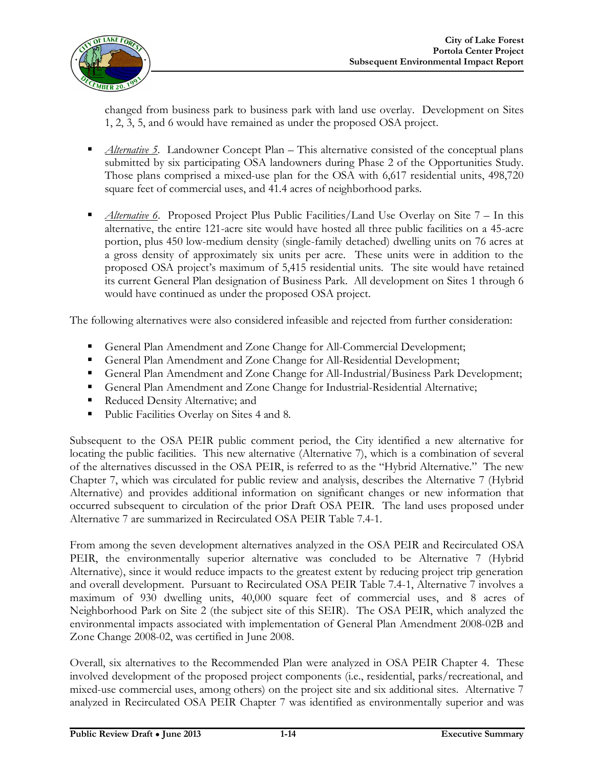changed from business park to business park with land use overlay. Development on Sites 1, 2, 3, 5, and 6 would have remained as under the proposed OSA project.

- *Alternative 5*. Landowner Concept Plan – This alternative consisted of the conceptual plans submitted by six participating OSA landowners during Phase 2 of the Opportunities Study. Those plans comprised a mixed-use plan for the OSA with 6,617 residential units, 498,720 square feet of commercial uses, and 41.4 acres of neighborhood parks.
- *Alternative 6*. Proposed Project Plus Public Facilities/Land Use Overlay on Site 7 – In this alternative, the entire 121-acre site would have hosted all three public facilities on a 45-acre portion, plus 450 low-medium density (single-family detached) dwelling units on 76 acres at a gross density of approximately six units per acre. These units were in addition to the proposed OSA project's maximum of 5,415 residential units. The site would have retained its current General Plan designation of Business Park. All development on Sites 1 through 6 would have continued as under the proposed OSA project.

The following alternatives were also considered infeasible and rejected from further consideration:

- General Plan Amendment and Zone Change for All-Commercial Development;
- General Plan Amendment and Zone Change for All-Residential Development;
- General Plan Amendment and Zone Change for All-Industrial/Business Park Development;
- General Plan Amendment and Zone Change for Industrial-Residential Alternative;
- Reduced Density Alternative; and
- Public Facilities Overlay on Sites 4 and 8.

Subsequent to the OSA PEIR public comment period, the City identified a new alternative for locating the public facilities. This new alternative (Alternative 7), which is a combination of several of the alternatives discussed in the OSA PEIR, is referred to as the "Hybrid Alternative." The new Chapter 7, which was circulated for public review and analysis, describes the Alternative 7 (Hybrid Alternative) and provides additional information on significant changes or new information that occurred subsequent to circulation of the prior Draft OSA PEIR. The land uses proposed under Alternative 7 are summarized in Recirculated OSA PEIR Table 7.4-1.

From among the seven development alternatives analyzed in the OSA PEIR and Recirculated OSA PEIR, the environmentally superior alternative was concluded to be Alternative 7 (Hybrid Alternative), since it would reduce impacts to the greatest extent by reducing project trip generation and overall development. Pursuant to Recirculated OSA PEIR Table 7.4-1, Alternative 7 involves a maximum of 930 dwelling units, 40,000 square feet of commercial uses, and 8 acres of Neighborhood Park on Site 2 (the subject site of this SEIR). The OSA PEIR, which analyzed the environmental impacts associated with implementation of General Plan Amendment 2008-02B and Zone Change 2008-02, was certified in June 2008.

Overall, six alternatives to the Recommended Plan were analyzed in OSA PEIR Chapter 4. These involved development of the proposed project components (i.e., residential, parks/recreational, and mixed-use commercial uses, among others) on the project site and six additional sites. Alternative 7 analyzed in Recirculated OSA PEIR Chapter 7 was identified as environmentally superior and was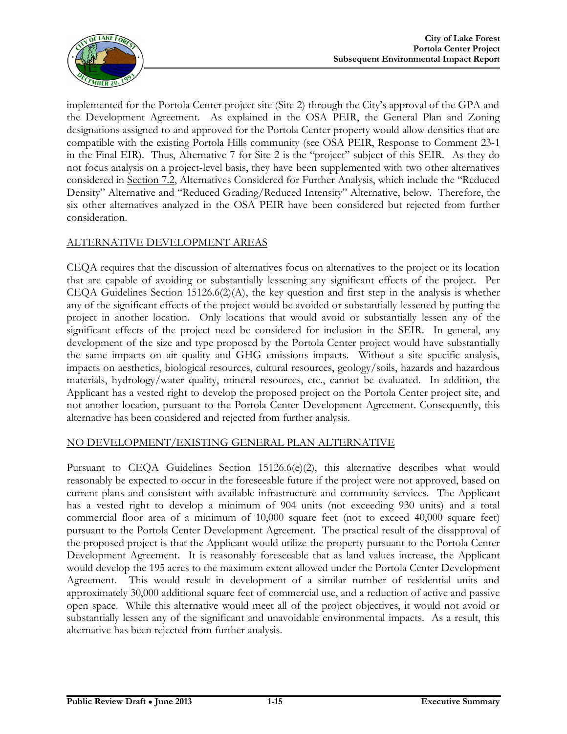implemented for the Portola Center project site (Site 2) through the City's approval of the GPA and the Development Agreement. As explained in the OSA PEIR, the General Plan and Zoning designations assigned to and approved for the Portola Center property would allow densities that are compatible with the existing Portola Hills community (see OSA PEIR, Response to Comment 23-1 in the Final EIR). Thus, Alternative 7 for Site 2 is the "project" subject of this SEIR. As they do not focus analysis on a project-level basis, they have been supplemented with two other alternatives considered in Section 7.2, Alternatives Considered for Further Analysis, which include the "Reduced Density" Alternative and "Reduced Grading/Reduced Intensity" Alternative, below. Therefore, the six other alternatives analyzed in the OSA PEIR have been considered but rejected from further consideration.

## ALTERNATIVE DEVELOPMENT AREAS

CEQA requires that the discussion of alternatives focus on alternatives to the project or its location that are capable of avoiding or substantially lessening any significant effects of the project. Per CEQA Guidelines Section 15126.6(2)(A), the key question and first step in the analysis is whether any of the significant effects of the project would be avoided or substantially lessened by putting the project in another location. Only locations that would avoid or substantially lessen any of the significant effects of the project need be considered for inclusion in the SEIR. In general, any development of the size and type proposed by the Portola Center project would have substantially the same impacts on air quality and GHG emissions impacts. Without a site specific analysis, impacts on aesthetics, biological resources, cultural resources, geology/soils, hazards and hazardous materials, hydrology/water quality, mineral resources, etc., cannot be evaluated. In addition, the Applicant has a vested right to develop the proposed project on the Portola Center project site, and not another location, pursuant to the Portola Center Development Agreement. Consequently, this alternative has been considered and rejected from further analysis.

## NO DEVELOPMENT/EXISTING GENERAL PLAN ALTERNATIVE

Pursuant to CEQA Guidelines Section 15126.6(e)(2), this alternative describes what would reasonably be expected to occur in the foreseeable future if the project were not approved, based on current plans and consistent with available infrastructure and community services. The Applicant has a vested right to develop a minimum of 904 units (not exceeding 930 units) and a total commercial floor area of a minimum of 10,000 square feet (not to exceed 40,000 square feet) pursuant to the Portola Center Development Agreement. The practical result of the disapproval of the proposed project is that the Applicant would utilize the property pursuant to the Portola Center Development Agreement. It is reasonably foreseeable that as land values increase, the Applicant would develop the 195 acres to the maximum extent allowed under the Portola Center Development Agreement. This would result in development of a similar number of residential units and approximately 30,000 additional square feet of commercial use, and a reduction of active and passive open space. While this alternative would meet all of the project objectives, it would not avoid or substantially lessen any of the significant and unavoidable environmental impacts. As a result, this alternative has been rejected from further analysis.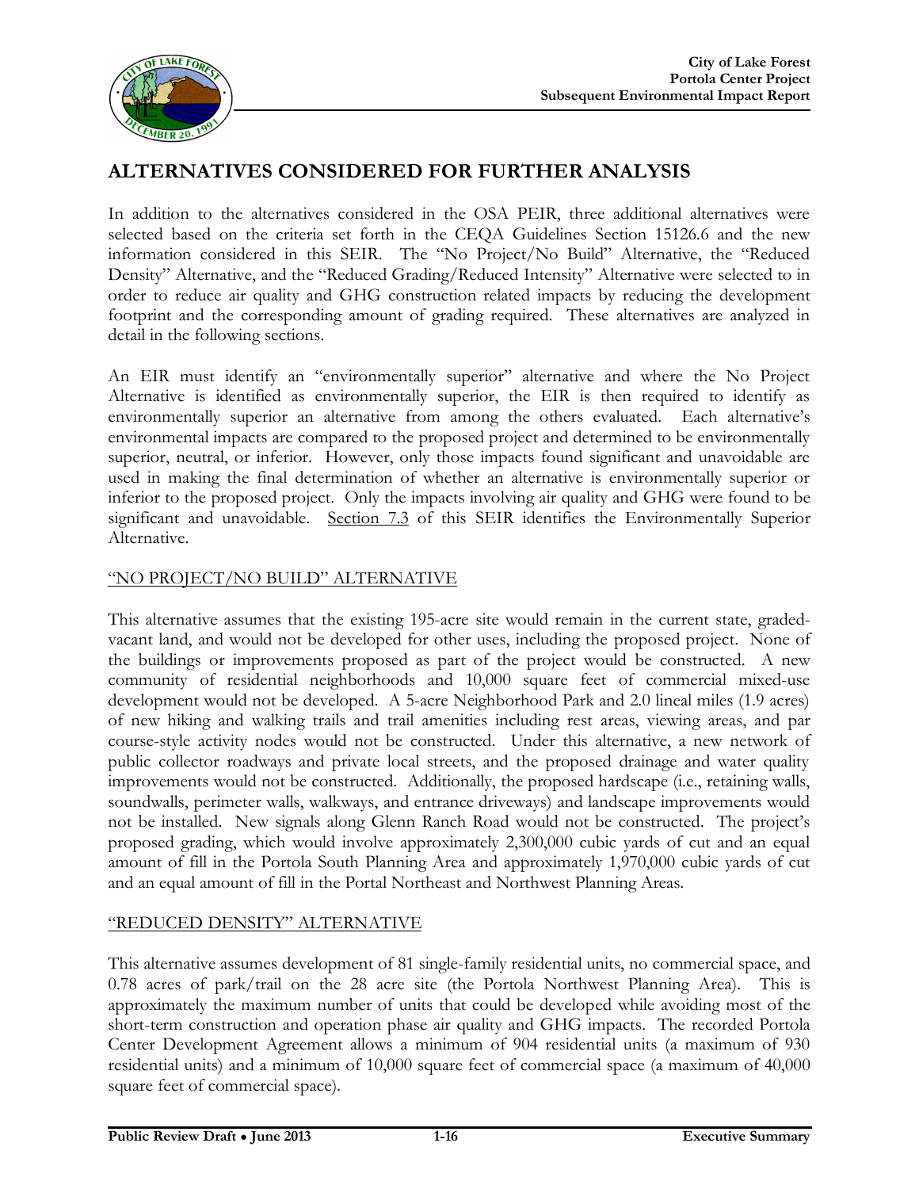## ALTERNATIVES CONSIDERED FOR FURTHER ANALYSIS

In addition to the alternatives considered in the OSA PEIR, three additional alternatives were selected based on the criteria set forth in the CEQA Guidelines Section 15126.6 and the new information considered in this SEIR. The "No Project/No Build" Alternative, the "Reduced Density" Alternative, and the "Reduced Grading/Reduced Intensity" Alternative were selected to in order to reduce air quality and GHG construction related impacts by reducing the development footprint and the corresponding amount of grading required. These alternatives are analyzed in detail in the following sections.

An EIR must identify an "environmentally superior" alternative and where the No Project Alternative is identified as environmentally superior, the EIR is then required to identify as environmentally superior an alternative from among the others evaluated. Each alternative's environmental impacts are compared to the proposed project and determined to be environmentally superior, neutral, or inferior. However, only those impacts found significant and unavoidable are used in making the final determination of whether an alternative is environmentally superior or inferior to the proposed project. Only the impacts involving air quality and GHG were found to be significant and unavoidable. Section 7.3 of this SEIR identifies the Environmentally Superior Alternative.

### "NO PROJECT/NO BUILD" ALTERNATIVE

This alternative assumes that the existing 195-acre site would remain in the current state, graded-vacant land, and would not be developed for other uses, including the proposed project. None of the buildings or improvements proposed as part of the project would be constructed. A new community of residential neighborhoods and 10,000 square feet of commercial mixed-use development would not be developed. A 5-acre Neighborhood Park and 2.0 lineal miles (1.9 acres) of new hiking and walking trails and trail amenities including rest areas, viewing areas, and par course-style activity nodes would not be constructed. Under this alternative, a new network of public collector roadways and private local streets, and the proposed drainage and water quality improvements would not be constructed. Additionally, the proposed hardscape (i.e., retaining walls, soundwalls, perimeter walls, walkways, and entrance driveways) and landscape improvements would not be installed. New signals along Glenn Ranch Road would not be constructed. The project's proposed grading, which would involve approximately 2,300,000 cubic yards of cut and an equal amount of fill in the Portola South Planning Area and approximately 1,970,000 cubic yards of cut and an equal amount of fill in the Portal Northeast and Northwest Planning Areas.

### "REDUCED DENSITY" ALTERNATIVE

This alternative assumes development of 81 single-family residential units, no commercial space, and 0.78 acres of park/trail on the 28 acre site (the Portola Northwest Planning Area). This is approximately the maximum number of units that could be developed while avoiding most of the short-term construction and operation phase air quality and GHG impacts. The recorded Portola Center Development Agreement allows a minimum of 904 residential units (a maximum of 930 residential units) and a minimum of 10,000 square feet of commercial space (a maximum of 40,000 square feet of commercial space).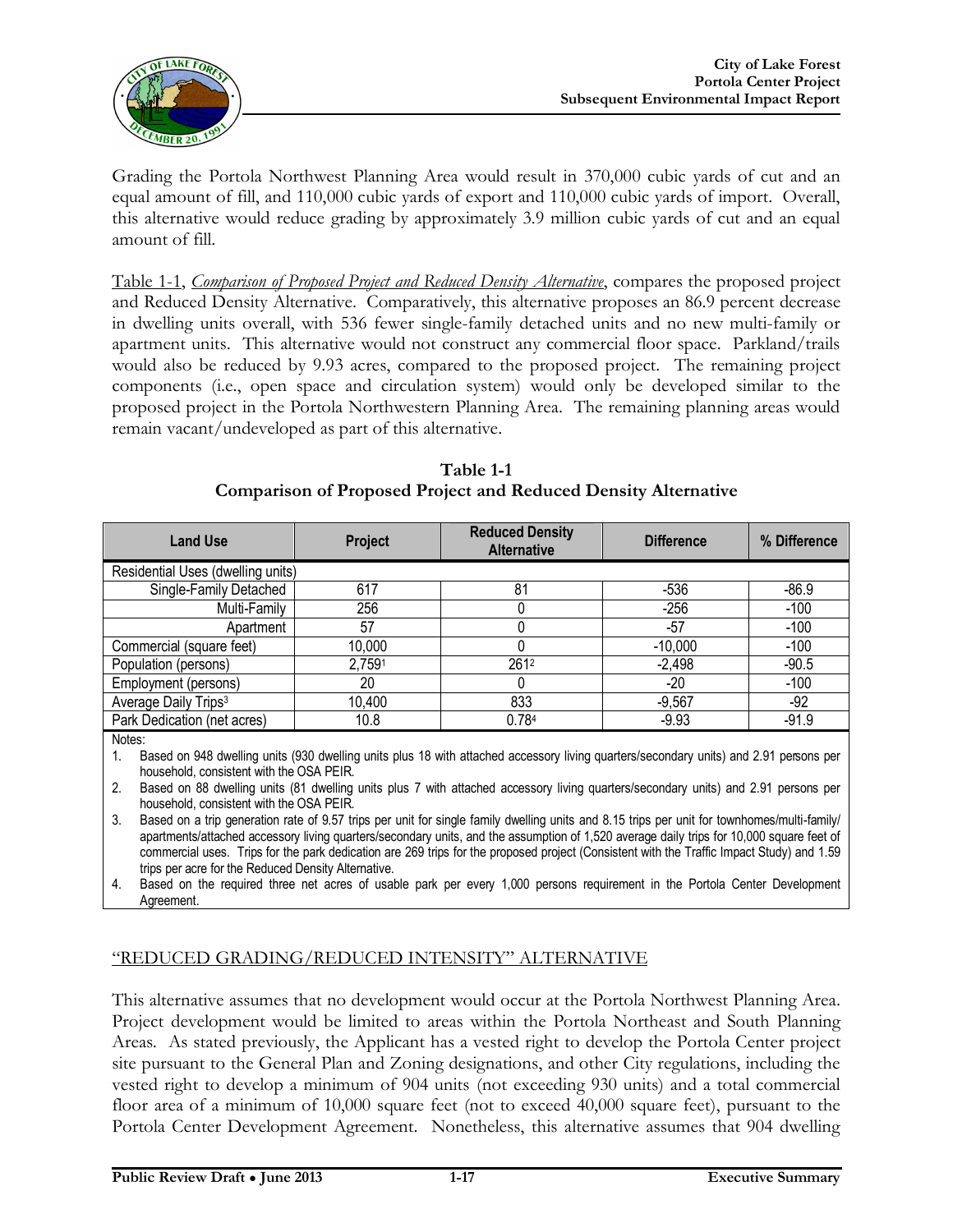Grading the Portola Northwest Planning Area would result in 370,000 cubic yards of cut and an equal amount of fill, and 110,000 cubic yards of export and 110,000 cubic yards of import. Overall, this alternative would reduce grading by approximately 3.9 million cubic yards of cut and an equal amount of fill.

Table 1-1, *Comparison of Proposed Project and Reduced Density Alternative*, compares the proposed project and Reduced Density Alternative. Comparatively, this alternative proposes an 86.9 percent decrease in dwelling units overall, with 536 fewer single-family detached units and no new multi-family or apartment units. This alternative would not construct any commercial floor space. Parkland/trails would also be reduced by 9.93 acres, compared to the proposed project. The remaining project components (i.e., open space and circulation system) would only be developed similar to the proposed project in the Portola Northwestern Planning Area. The remaining planning areas would remain vacant/undeveloped as part of this alternative.

**Table 1-1**
**Comparison of Proposed Project and Reduced Density Alternative**

| Land Use | Project | Reduced Density Alternative | Difference | % Difference |
|---|---|---|---|---|
| Residential Uses (dwelling units) | | | | |
| Single-Family Detached | 617 | 81 | -536 | -86.9 |
| Multi-Family | 256 | 0 | -256 | -100 |
| Apartment | 57 | 0 | -57 | -100 |
| Commercial (square feet) | 10,000 | 0 | -10,000 | -100 |
| Population (persons) | 2,759[1] | 261[2] | -2,498 | -90.5 |
| Employment (persons) | 20 | 0 | -20 | -100 |
| Average Daily Trips[3] | 10,400 | 833 | -9,567 | -92 |
| Park Dedication (net acres) | 10.8 | 0.78[4] | -9.93 | -91.9 |

Notes:

1. Based on 948 dwelling units (930 dwelling units plus 18 with attached accessory living quarters/secondary units) and 2.91 persons per household, consistent with the OSA PEIR.
2. Based on 88 dwelling units (81 dwelling units plus 7 with attached accessory living quarters/secondary units) and 2.91 persons per household, consistent with the OSA PEIR.
3. Based on a trip generation rate of 9.57 trips per unit for single family dwelling units and 8.15 trips per unit for townhomes/multi-family/ apartments/attached accessory living quarters/secondary units, and the assumption of 1,520 average daily trips for 10,000 square feet of commercial uses. Trips for the park dedication are 269 trips for the proposed project (Consistent with the Traffic Impact Study) and 1.59 trips per acre for the Reduced Density Alternative.
4. Based on the required three net acres of usable park per every 1,000 persons requirement in the Portola Center Development Agreement.

## "REDUCED GRADING/REDUCED INTENSITY" ALTERNATIVE

This alternative assumes that no development would occur at the Portola Northwest Planning Area. Project development would be limited to areas within the Portola Northeast and South Planning Areas. As stated previously, the Applicant has a vested right to develop the Portola Center project site pursuant to the General Plan and Zoning designations, and other City regulations, including the vested right to develop a minimum of 904 units (not exceeding 930 units) and a total commercial floor area of a minimum of 10,000 square feet (not to exceed 40,000 square feet), pursuant to the Portola Center Development Agreement. Nonetheless, this alternative assumes that 904 dwelling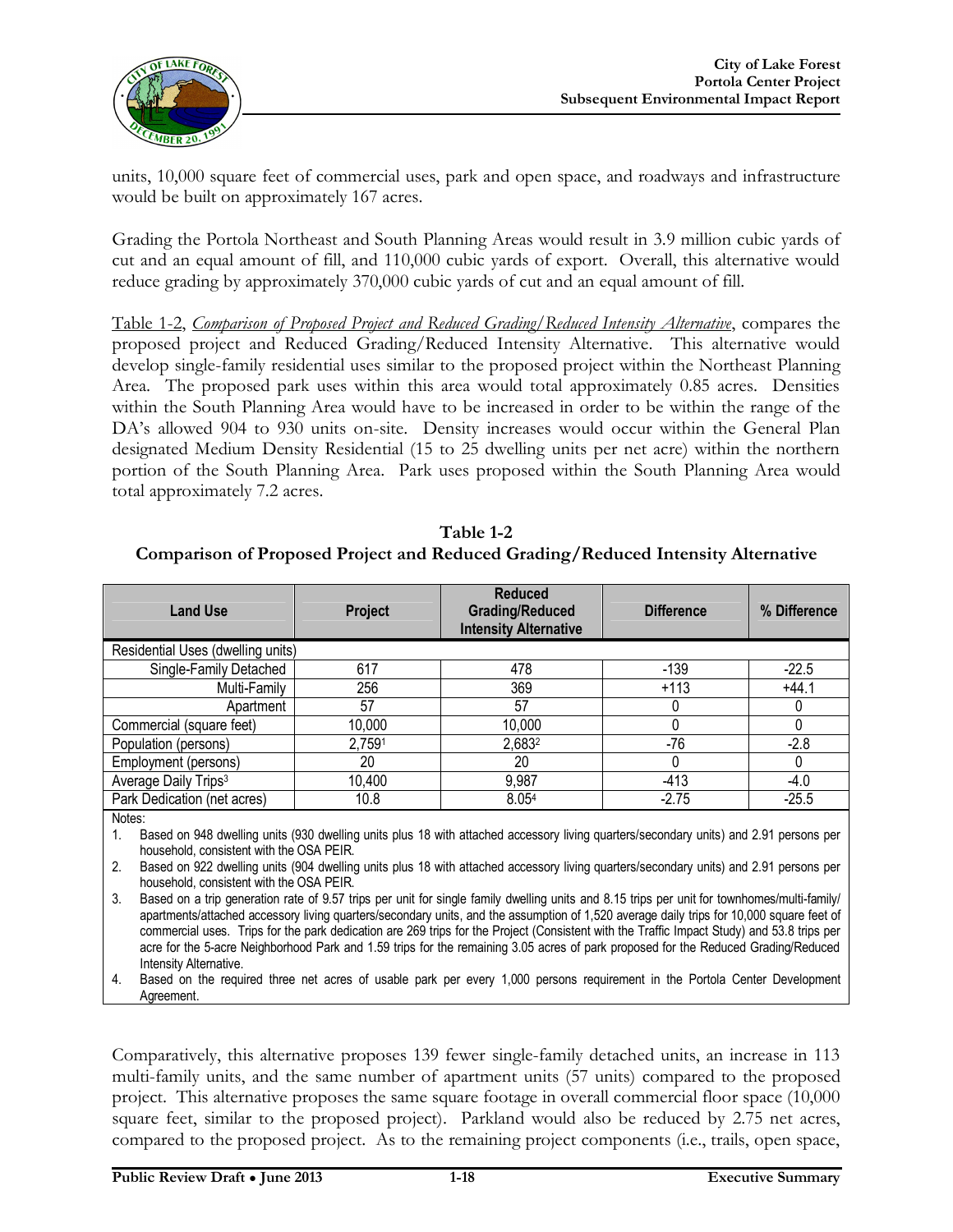units, 10,000 square feet of commercial uses, park and open space, and roadways and infrastructure would be built on approximately 167 acres.

Grading the Portola Northeast and South Planning Areas would result in 3.9 million cubic yards of cut and an equal amount of fill, and 110,000 cubic yards of export. Overall, this alternative would reduce grading by approximately 370,000 cubic yards of cut and an equal amount of fill.

Table 1-2, *Comparison of Proposed Project and Reduced Grading/Reduced Intensity Alternative*, compares the proposed project and Reduced Grading/Reduced Intensity Alternative. This alternative would develop single-family residential uses similar to the proposed project within the Northeast Planning Area. The proposed park uses within this area would total approximately 0.85 acres. Densities within the South Planning Area would have to be increased in order to be within the range of the DA's allowed 904 to 930 units on-site. Density increases would occur within the General Plan designated Medium Density Residential (15 to 25 dwelling units per net acre) within the northern portion of the South Planning Area. Park uses proposed within the South Planning Area would total approximately 7.2 acres.

**Table 1-2**
**Comparison of Proposed Project and Reduced Grading/Reduced Intensity Alternative**

| Land Use | Project | Reduced Grading/Reduced Intensity Alternative | Difference | % Difference |
|---|---|---|---|---|
| Residential Uses (dwelling units) | | | | |
| Single-Family Detached | 617 | 478 | -139 | -22.5 |
| Multi-Family | 256 | 369 | +113 | +44.1 |
| Apartment | 57 | 57 | 0 | 0 |
| Commercial (square feet) | 10,000 | 10,000 | 0 | 0 |
| Population (persons) | 2,759[1] | 2,683[2] | -76 | -2.8 |
| Employment (persons) | 20 | 20 | 0 | 0 |
| Average Daily Trips[3] | 10,400 | 9,987 | -413 | -4.0 |
| Park Dedication (net acres) | 10.8 | 8.05[4] | -2.75 | -25.5 |

Notes:

1. Based on 948 dwelling units (930 dwelling units plus 18 with attached accessory living quarters/secondary units) and 2.91 persons per household, consistent with the OSA PEIR.
2. Based on 922 dwelling units (904 dwelling units plus 18 with attached accessory living quarters/secondary units) and 2.91 persons per household, consistent with the OSA PEIR.
3. Based on a trip generation rate of 9.57 trips per unit for single family dwelling units and 8.15 trips per unit for townhomes/multi-family/apartments/attached accessory living quarters/secondary units, and the assumption of 1,520 average daily trips for 10,000 square feet of commercial uses. Trips for the park dedication are 269 trips for the Project (Consistent with the Traffic Impact Study) and 53.8 trips per acre for the 5-acre Neighborhood Park and 1.59 trips for the remaining 3.05 acres of park proposed for the Reduced Grading/Reduced Intensity Alternative.
4. Based on the required three net acres of usable park per every 1,000 persons requirement in the Portola Center Development Agreement.

Comparatively, this alternative proposes 139 fewer single-family detached units, an increase in 113 multi-family units, and the same number of apartment units (57 units) compared to the proposed project. This alternative proposes the same square footage in overall commercial floor space (10,000 square feet, similar to the proposed project). Parkland would also be reduced by 2.75 net acres, compared to the proposed project. As to the remaining project components (i.e., trails, open space,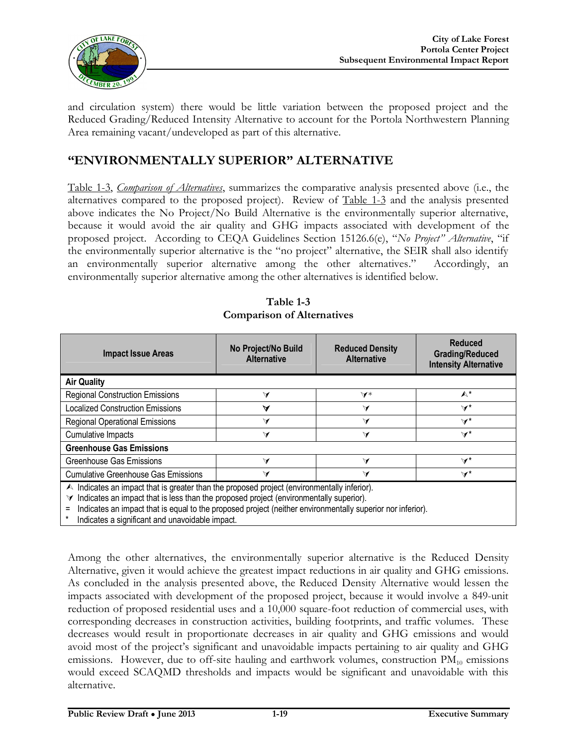and circulation system) there would be little variation between the proposed project and the Reduced Grading/Reduced Intensity Alternative to account for the Portola Northwestern Planning Area remaining vacant/undeveloped as part of this alternative.

## "ENVIRONMENTALLY SUPERIOR" ALTERNATIVE

Table 1-3, *Comparison of Alternatives*, summarizes the comparative analysis presented above (i.e., the alternatives compared to the proposed project). Review of Table 1-3 and the analysis presented above indicates the No Project/No Build Alternative is the environmentally superior alternative, because it would avoid the air quality and GHG impacts associated with development of the proposed project. According to CEQA Guidelines Section 15126.6(e), "*No Project" Alternative*, "if the environmentally superior alternative is the "no project" alternative, the SEIR shall also identify an environmentally superior alternative among the other alternatives." Accordingly, an environmentally superior alternative among the other alternatives is identified below.

**Table 1-3**
**Comparison of Alternatives**

| Impact Issue Areas | No Project/No Build Alternative | Reduced Density Alternative | Reduced Grading/Reduced Intensity Alternative |
|---|---|---|---|
| **Air Quality** | | | |
| Regional Construction Emissions | ⮟ | ⮟* | ⮝* |
| Localized Construction Emissions | ⮟ | ⮟ | ⮟* |
| Regional Operational Emissions | ⮟ | ⮟ | ⮟* |
| Cumulative Impacts | ⮟ | ⮟ | ⮟* |
| **Greenhouse Gas Emissions** | | | |
| Greenhouse Gas Emissions | ⮟ | ⮟ | ⮟* |
| Cumulative Greenhouse Gas Emissions | ⮟ | ⮟ | ⮟* |

⮝ Indicates an impact that is greater than the proposed project (environmentally inferior).
⮟ Indicates an impact that is less than the proposed project (environmentally superior).
= Indicates an impact that is equal to the proposed project (neither environmentally superior nor inferior).
* Indicates a significant and unavoidable impact.

Among the other alternatives, the environmentally superior alternative is the Reduced Density Alternative, given it would achieve the greatest impact reductions in air quality and GHG emissions. As concluded in the analysis presented above, the Reduced Density Alternative would lessen the impacts associated with development of the proposed project, because it would involve a 849-unit reduction of proposed residential uses and a 10,000 square-foot reduction of commercial uses, with corresponding decreases in construction activities, building footprints, and traffic volumes. These decreases would result in proportionate decreases in air quality and GHG emissions and would avoid most of the project's significant and unavoidable impacts pertaining to air quality and GHG emissions. However, due to off-site hauling and earthwork volumes, construction $PM_{10}$ emissions would exceed SCAQMD thresholds and impacts would be significant and unavoidable with this alternative.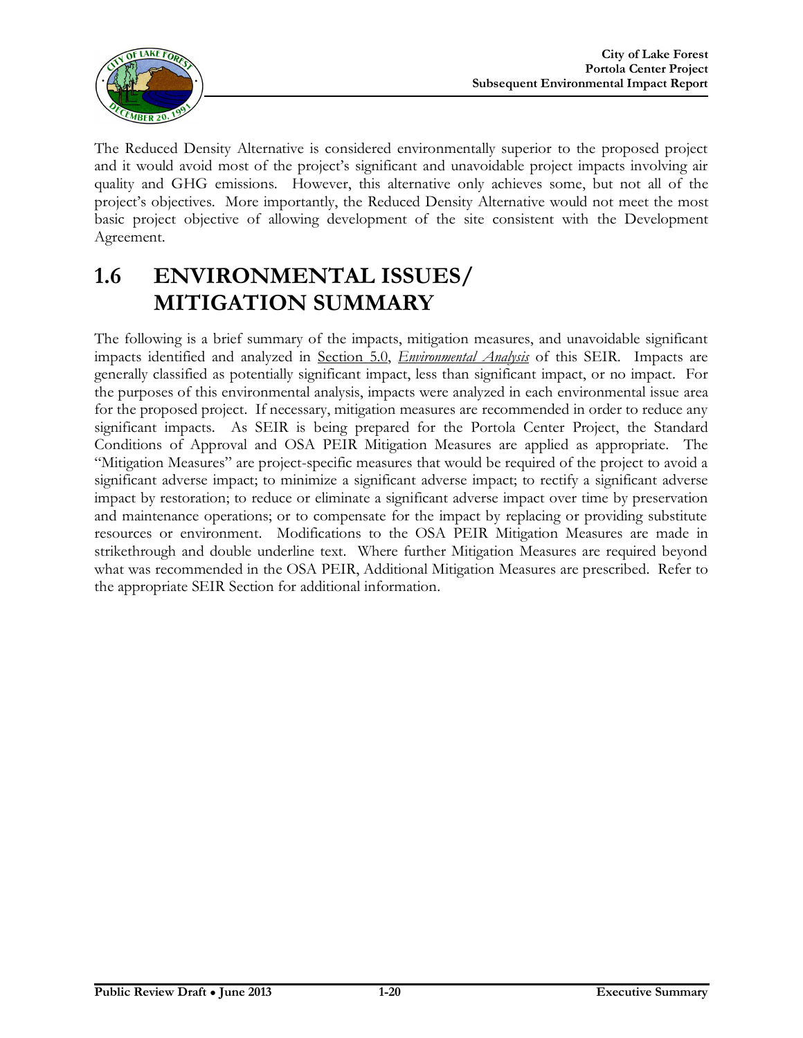The Reduced Density Alternative is considered environmentally superior to the proposed project and it would avoid most of the project's significant and unavoidable project impacts involving air quality and GHG emissions. However, this alternative only achieves some, but not all of the project's objectives. More importantly, the Reduced Density Alternative would not meet the most basic project objective of allowing development of the site consistent with the Development Agreement.

## 1.6 ENVIRONMENTAL ISSUES/ MITIGATION SUMMARY

The following is a brief summary of the impacts, mitigation measures, and unavoidable significant impacts identified and analyzed in Section 5.0, *Environmental Analysis* of this SEIR. Impacts are generally classified as potentially significant impact, less than significant impact, or no impact. For the purposes of this environmental analysis, impacts were analyzed in each environmental issue area for the proposed project. If necessary, mitigation measures are recommended in order to reduce any significant impacts. As SEIR is being prepared for the Portola Center Project, the Standard Conditions of Approval and OSA PEIR Mitigation Measures are applied as appropriate. The "Mitigation Measures" are project-specific measures that would be required of the project to avoid a significant adverse impact; to minimize a significant adverse impact; to rectify a significant adverse impact by restoration; to reduce or eliminate a significant adverse impact over time by preservation and maintenance operations; or to compensate for the impact by replacing or providing substitute resources or environment. Modifications to the OSA PEIR Mitigation Measures are made in strikethrough and double underline text. Where further Mitigation Measures are required beyond what was recommended in the OSA PEIR, Additional Mitigation Measures are prescribed. Refer to the appropriate SEIR Section for additional information.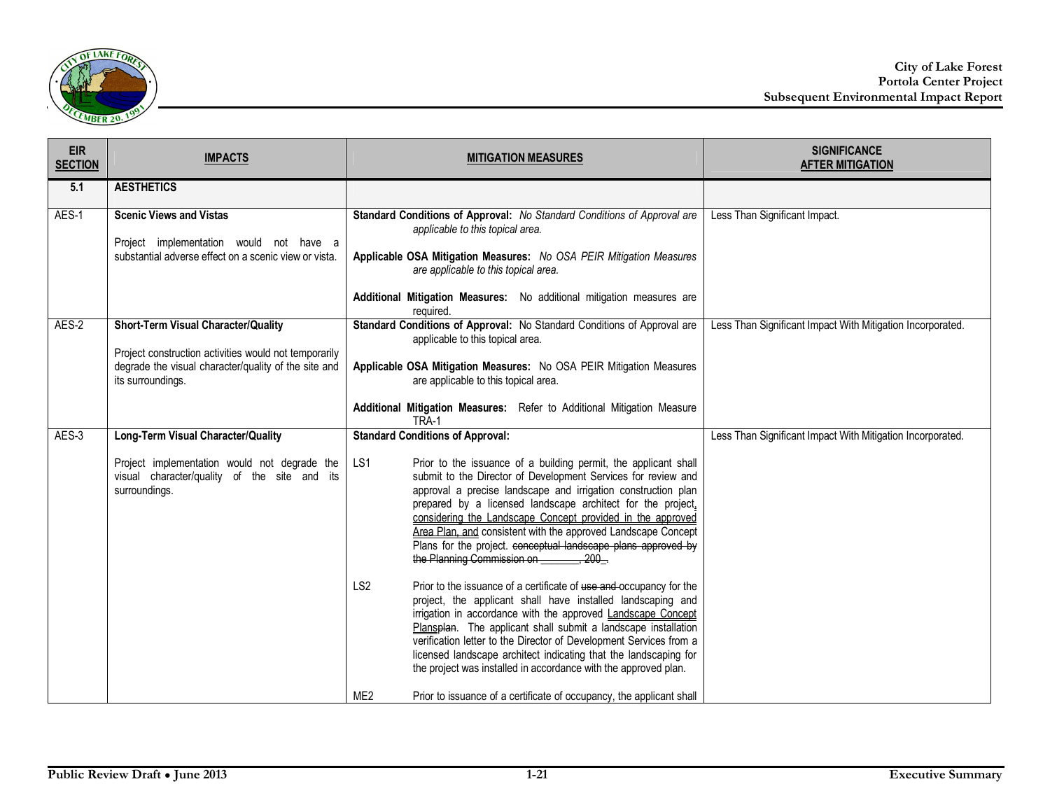| EIR SECTION | IMPACTS | MITIGATION MEASURES | SIGNIFICANCE AFTER MITIGATION |
|---|---|---|---|
| 5.1 | **AESTHETICS** | | |
| AES-1 | **Scenic Views and Vistas**<br><br>Project implementation would not have a substantial adverse effect on a scenic view or vista. | **Standard Conditions of Approval:** *No Standard Conditions of Approval are applicable to this topical area.*<br><br>**Applicable OSA Mitigation Measures:** *No OSA PEIR Mitigation Measures are applicable to this topical area.*<br><br>**Additional Mitigation Measures:** No additional mitigation measures are required. | Less Than Significant Impact. |
| AES-2 | **Short-Term Visual Character/Quality**<br><br>Project construction activities would not temporarily degrade the visual character/quality of the site and its surroundings. | **Standard Conditions of Approval:** No Standard Conditions of Approval are applicable to this topical area.<br><br>**Applicable OSA Mitigation Measures:** No OSA PEIR Mitigation Measures are applicable to this topical area.<br><br>**Additional Mitigation Measures:** Refer to Additional Mitigation Measure TRA-1 | Less Than Significant Impact With Mitigation Incorporated. |
| AES-3 | **Long-Term Visual Character/Quality**<br><br>Project implementation would not degrade the visual character/quality of the site and its surroundings. | **Standard Conditions of Approval:**<br><br>LS1 Prior to the issuance of a building permit, the applicant shall submit to the Director of Development Services for review and approval a precise landscape and irrigation construction plan prepared by a licensed landscape architect for the project, considering the Landscape Concept provided in the approved Area Plan, and consistent with the approved Landscape Concept Plans for the project. ~~conceptual landscape plans approved by the Planning Commission on \_\_\_\_\_\_\_, 200\_.~~<br><br>LS2 Prior to the issuance of a certificate of ~~use and~~ occupancy for the project, the applicant shall have installed landscaping and irrigation in accordance with the approved Landscape Concept Plans~~plan~~. The applicant shall submit a landscape installation verification letter to the Director of Development Services from a licensed landscape architect indicating that the landscaping for the project was installed in accordance with the approved plan.<br><br>ME2 Prior to issuance of a certificate of occupancy, the applicant shall | Less Than Significant Impact With Mitigation Incorporated. |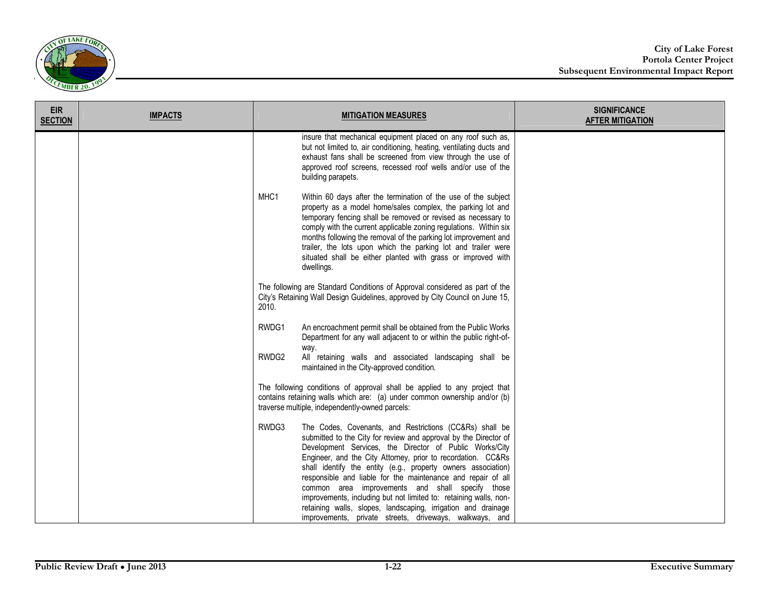| EIR SECTION | IMPACTS | MITIGATION MEASURES | SIGNIFICANCE AFTER MITIGATION |
|---|---|---|---|
| | | insure that mechanical equipment placed on any roof such as, but not limited to, air conditioning, heating, ventilating ducts and exhaust fans shall be screened from view through the use of approved roof screens, recessed roof wells and/or use of the building parapets.<br><br>MHC1 Within 60 days after the termination of the use of the subject property as a model home/sales complex, the parking lot and temporary fencing shall be removed or revised as necessary to comply with the current applicable zoning regulations. Within six months following the removal of the parking lot improvement and trailer, the lots upon which the parking lot and trailer were situated shall be either planted with grass or improved with dwellings.<br><br>The following are Standard Conditions of Approval considered as part of the City's Retaining Wall Design Guidelines, approved by City Council on June 15, 2010.<br><br>RWDG1 An encroachment permit shall be obtained from the Public Works Department for any wall adjacent to or within the public right-of-way.<br><br>RWDG2 All retaining walls and associated landscaping shall be maintained in the City-approved condition.<br><br>The following conditions of approval shall be applied to any project that contains retaining walls which are: (a) under common ownership and/or (b) traverse multiple, independently-owned parcels:<br><br>RWDG3 The Codes, Covenants, and Restrictions (CC&Rs) shall be submitted to the City for review and approval by the Director of Development Services, the Director of Public Works/City Engineer, and the City Attorney, prior to recordation. CC&Rs shall identify the entity (e.g., property owners association) responsible and liable for the maintenance and repair of all common area improvements and shall specify those improvements, including but not limited to: retaining walls, non-retaining walls, slopes, landscaping, irrigation and drainage improvements, private streets, driveways, walkways, and | |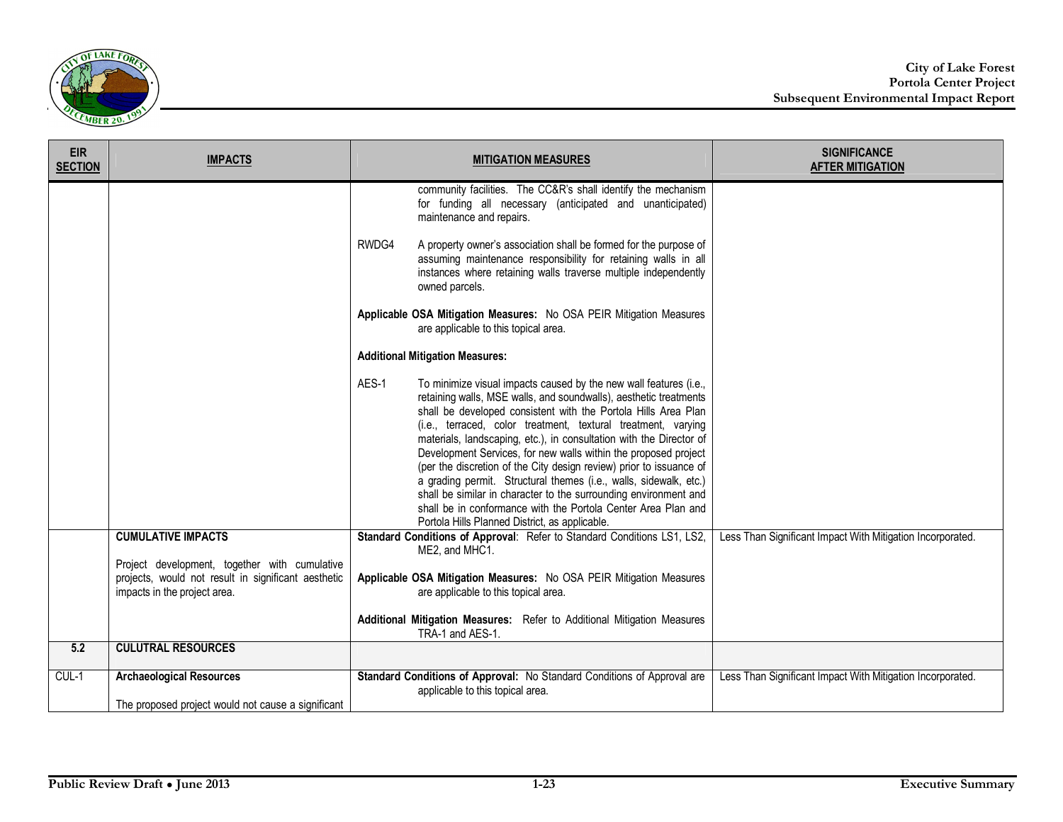| EIR SECTION | IMPACTS | MITIGATION MEASURES | SIGNIFICANCE AFTER MITIGATION |
|---|---|---|---|
| | | community facilities. The CC&R's shall identify the mechanism for funding all necessary (anticipated and unanticipated) maintenance and repairs.<br><br>RWDG4 A property owner's association shall be formed for the purpose of assuming maintenance responsibility for retaining walls in all instances where retaining walls traverse multiple independently owned parcels.<br><br>**Applicable OSA Mitigation Measures:** No OSA PEIR Mitigation Measures are applicable to this topical area.<br><br>**Additional Mitigation Measures:**<br><br>AES-1 To minimize visual impacts caused by the new wall features (i.e., retaining walls, MSE walls, and soundwalls), aesthetic treatments shall be developed consistent with the Portola Hills Area Plan (i.e., terraced, color treatment, textural treatment, varying materials, landscaping, etc.), in consultation with the Director of Development Services, for new walls within the proposed project (per the discretion of the City design review) prior to issuance of a grading permit. Structural themes (i.e., walls, sidewalk, etc.) shall be similar in character to the surrounding environment and shall be in conformance with the Portola Center Area Plan and Portola Hills Planned District, as applicable. | |
| | **CUMULATIVE IMPACTS**<br><br>Project development, together with cumulative projects, would not result in significant aesthetic impacts in the project area. | **Standard Conditions of Approval**: Refer to Standard Conditions LS1, LS2, ME2, and MHC1.<br><br>**Applicable OSA Mitigation Measures:** No OSA PEIR Mitigation Measures are applicable to this topical area.<br><br>**Additional Mitigation Measures:** Refer to Additional Mitigation Measures TRA-1 and AES-1. | Less Than Significant Impact With Mitigation Incorporated. |
| **5.2** | **CULUTRAL RESOURCES** | | |
| CUL-1 | **Archaeological Resources**<br><br>The proposed project would not cause a significant | **Standard Conditions of Approval:** No Standard Conditions of Approval are applicable to this topical area. | Less Than Significant Impact With Mitigation Incorporated. |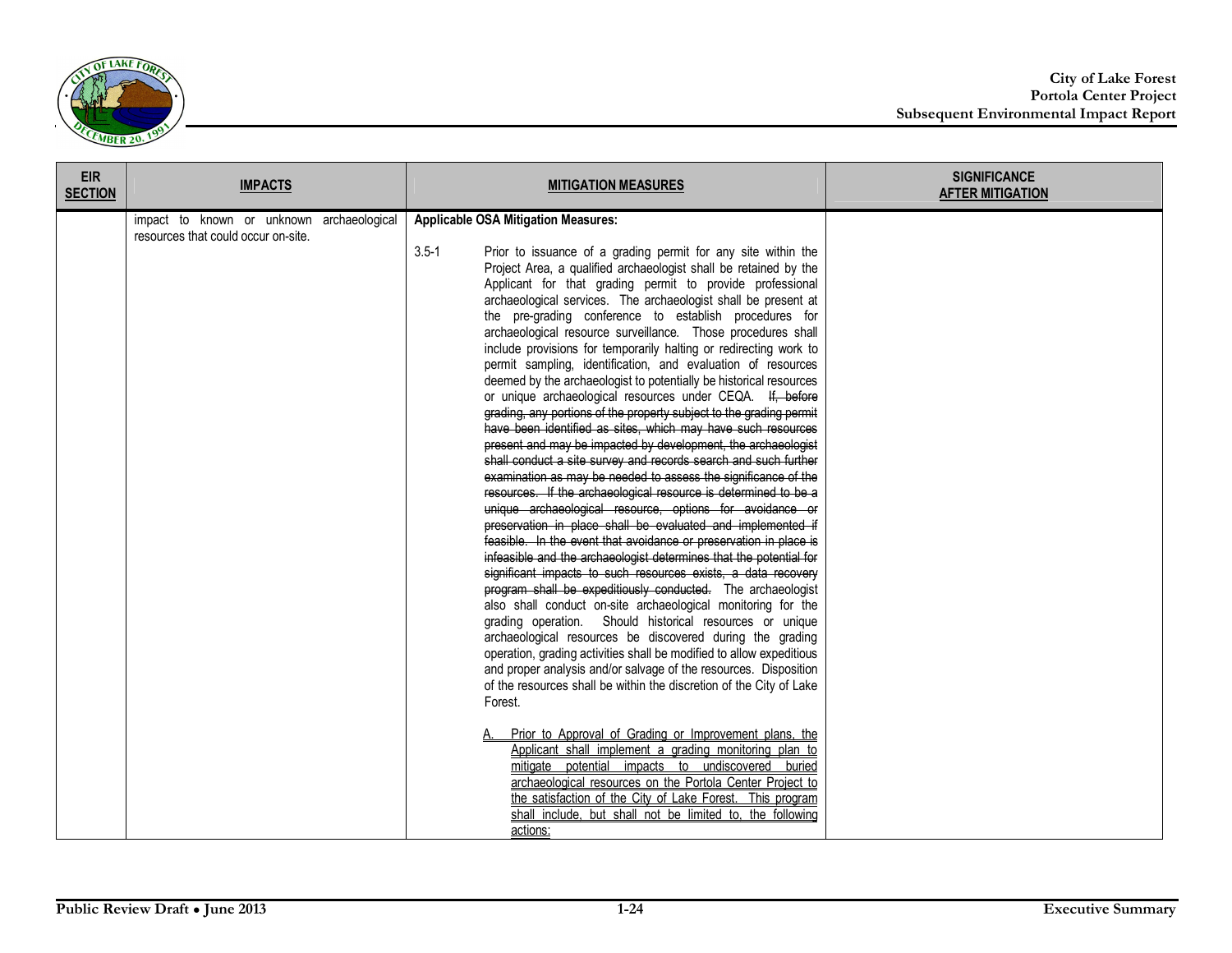| EIR SECTION | IMPACTS | MITIGATION MEASURES | SIGNIFICANCE AFTER MITIGATION |
|---|---|---|---|
| | impact to known or unknown archaeological resources that could occur on-site. | **Applicable OSA Mitigation Measures:**<br><br>3.5-1 Prior to issuance of a grading permit for any site within the Project Area, a qualified archaeologist shall be retained by the Applicant for that grading permit to provide professional archaeological services. The archaeologist shall be present at the pre-grading conference to establish procedures for archaeological resource surveillance. Those procedures shall include provisions for temporarily halting or redirecting work to permit sampling, identification, and evaluation of resources deemed by the archaeologist to potentially be historical resources or unique archaeological resources under CEQA. ~~If, before grading, any portions of the property subject to the grading permit have been identified as sites, which may have such resources present and may be impacted by development, the archaeologist shall conduct a site survey and records search and such further examination as may be needed to assess the significance of the resources. If the archaeological resource is determined to be a unique archaeological resource, options for avoidance or preservation in place shall be evaluated and implemented if feasible. In the event that avoidance or preservation in place is infeasible and the archaeologist determines that the potential for significant impacts to such resources exists, a data recovery program shall be expeditiously conducted.~~ The archaeologist also shall conduct on-site archaeological monitoring for the grading operation. Should historical resources or unique archaeological resources be discovered during the grading operation, grading activities shall be modified to allow expeditious and proper analysis and/or salvage of the resources. Disposition of the resources shall be within the discretion of the City of Lake Forest.<br><br><u>A. Prior to Approval of Grading or Improvement plans, the Applicant shall implement a grading monitoring plan to mitigate potential impacts to undiscovered buried archaeological resources on the Portola Center Project to the satisfaction of the City of Lake Forest. This program shall include, but shall not be limited to, the following actions:</u> | |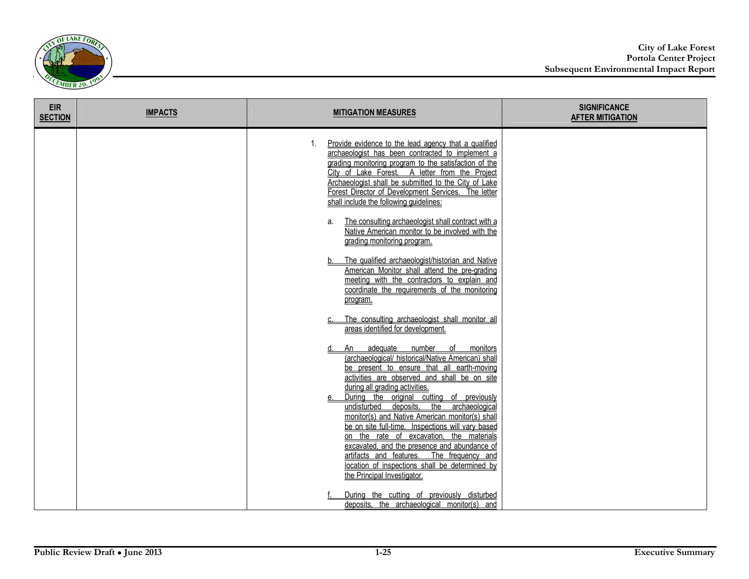| EIR SECTION | IMPACTS | MITIGATION MEASURES | SIGNIFICANCE AFTER MITIGATION |
|---|---|---|---|
| | | 1. Provide evidence to the lead agency that a qualified archaeologist has been contracted to implement a grading monitoring program to the satisfaction of the City of Lake Forest. A letter from the Project Archaeologist shall be submitted to the City of Lake Forest Director of Development Services. The letter shall include the following guidelines:<br><br>a. The consulting archaeologist shall contract with a Native American monitor to be involved with the grading monitoring program.<br><br>b. The qualified archaeologist/historian and Native American Monitor shall attend the pre-grading meeting with the contractors to explain and coordinate the requirements of the monitoring program.<br><br>c. The consulting archaeologist shall monitor all areas identified for development.<br><br>d. An adequate number of monitors (archaeological/ historical/Native American) shall be present to ensure that all earth-moving activities are observed and shall be on site during all grading activities.<br><br>e. During the original cutting of previously undisturbed deposits, the archaeological monitor(s) and Native American monitor(s) shall be on site full-time. Inspections will vary based on the rate of excavation, the materials excavated, and the presence and abundance of artifacts and features. The frequency and location of inspections shall be determined by the Principal Investigator.<br><br>f. During the cutting of previously disturbed deposits, the archaeological monitor(s) and | |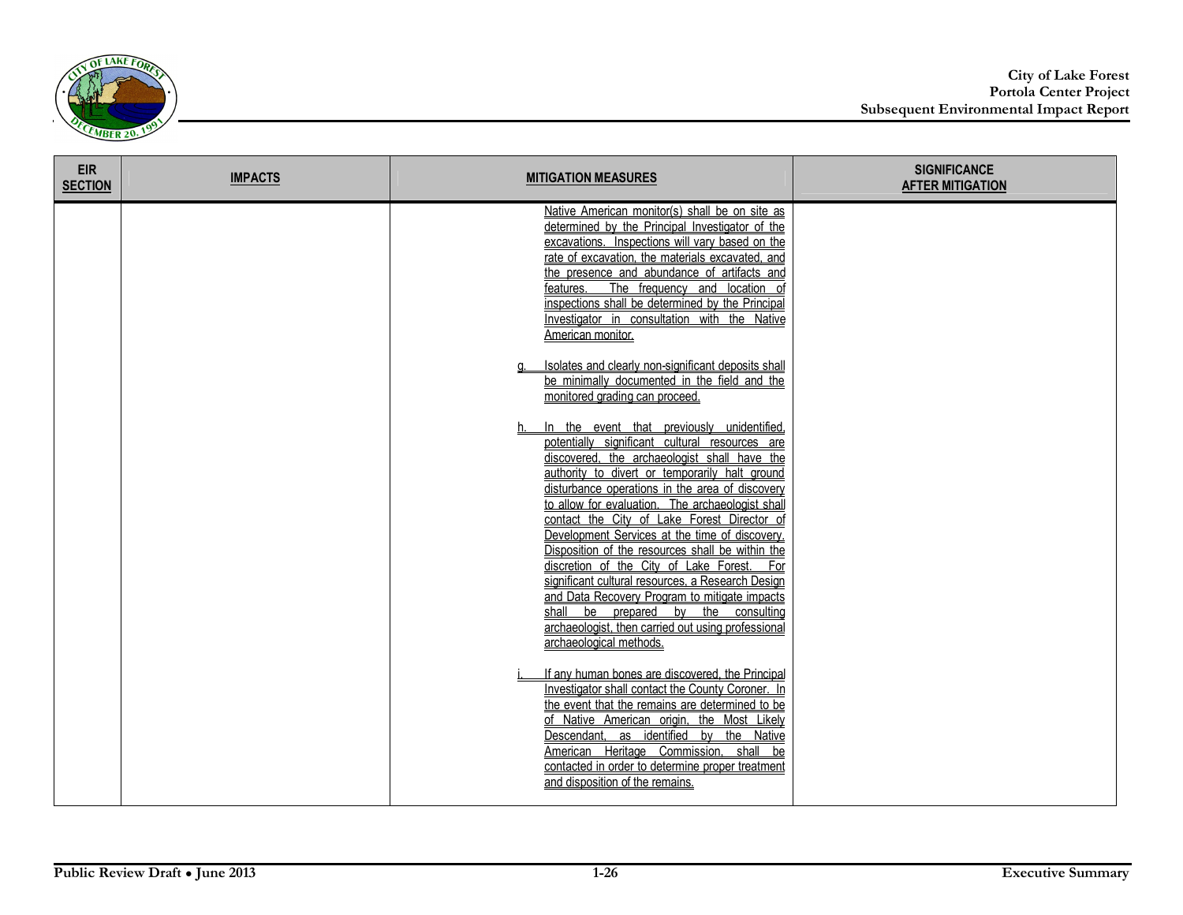| EIR SECTION | IMPACTS | MITIGATION MEASURES | SIGNIFICANCE AFTER MITIGATION |
|---|---|---|---|
| | | Native American monitor(s) shall be on site as determined by the Principal Investigator of the excavations. Inspections will vary based on the rate of excavation, the materials excavated, and the presence and abundance of artifacts and features. The frequency and location of inspections shall be determined by the Principal Investigator in consultation with the Native American monitor.<br><br>g. Isolates and clearly non-significant deposits shall be minimally documented in the field and the monitored grading can proceed.<br><br>h. In the event that previously unidentified, potentially significant cultural resources are discovered, the archaeologist shall have the authority to divert or temporarily halt ground disturbance operations in the area of discovery to allow for evaluation. The archaeologist shall contact the City of Lake Forest Director of Development Services at the time of discovery. Disposition of the resources shall be within the discretion of the City of Lake Forest. For significant cultural resources, a Research Design and Data Recovery Program to mitigate impacts shall be prepared by the consulting archaeologist, then carried out using professional archaeological methods.<br><br>i. If any human bones are discovered, the Principal Investigator shall contact the County Coroner. In the event that the remains are determined to be of Native American origin, the Most Likely Descendant, as identified by the Native American Heritage Commission, shall be contacted in order to determine proper treatment and disposition of the remains. | |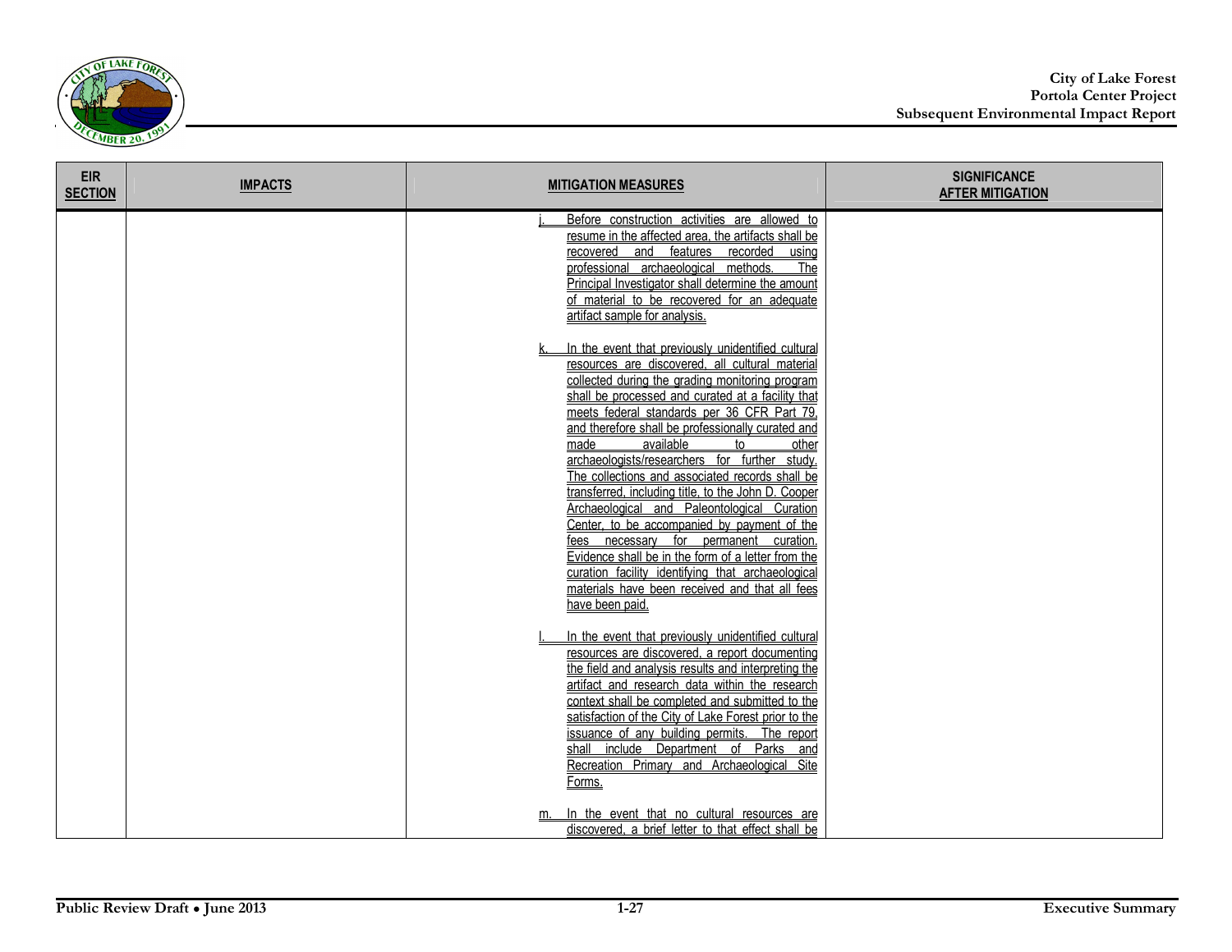| EIR SECTION | IMPACTS | MITIGATION MEASURES | SIGNIFICANCE AFTER MITIGATION |
| --- | --- | --- | --- |
| | | j. Before construction activities are allowed to resume in the affected area, the artifacts shall be recovered and features recorded using professional archaeological methods. The Principal Investigator shall determine the amount of material to be recovered for an adequate artifact sample for analysis.<br><br>k. In the event that previously unidentified cultural resources are discovered, all cultural material collected during the grading monitoring program shall be processed and curated at a facility that meets federal standards per 36 CFR Part 79, and therefore shall be professionally curated and made available to other archaeologists/researchers for further study. The collections and associated records shall be transferred, including title, to the John D. Cooper Archaeological and Paleontological Curation Center, to be accompanied by payment of the fees necessary for permanent curation. Evidence shall be in the form of a letter from the curation facility identifying that archaeological materials have been received and that all fees have been paid.<br><br>l. In the event that previously unidentified cultural resources are discovered, a report documenting the field and analysis results and interpreting the artifact and research data within the research context shall be completed and submitted to the satisfaction of the City of Lake Forest prior to the issuance of any building permits. The report shall include Department of Parks and Recreation Primary and Archaeological Site Forms.<br><br>m. In the event that no cultural resources are discovered, a brief letter to that effect shall be | |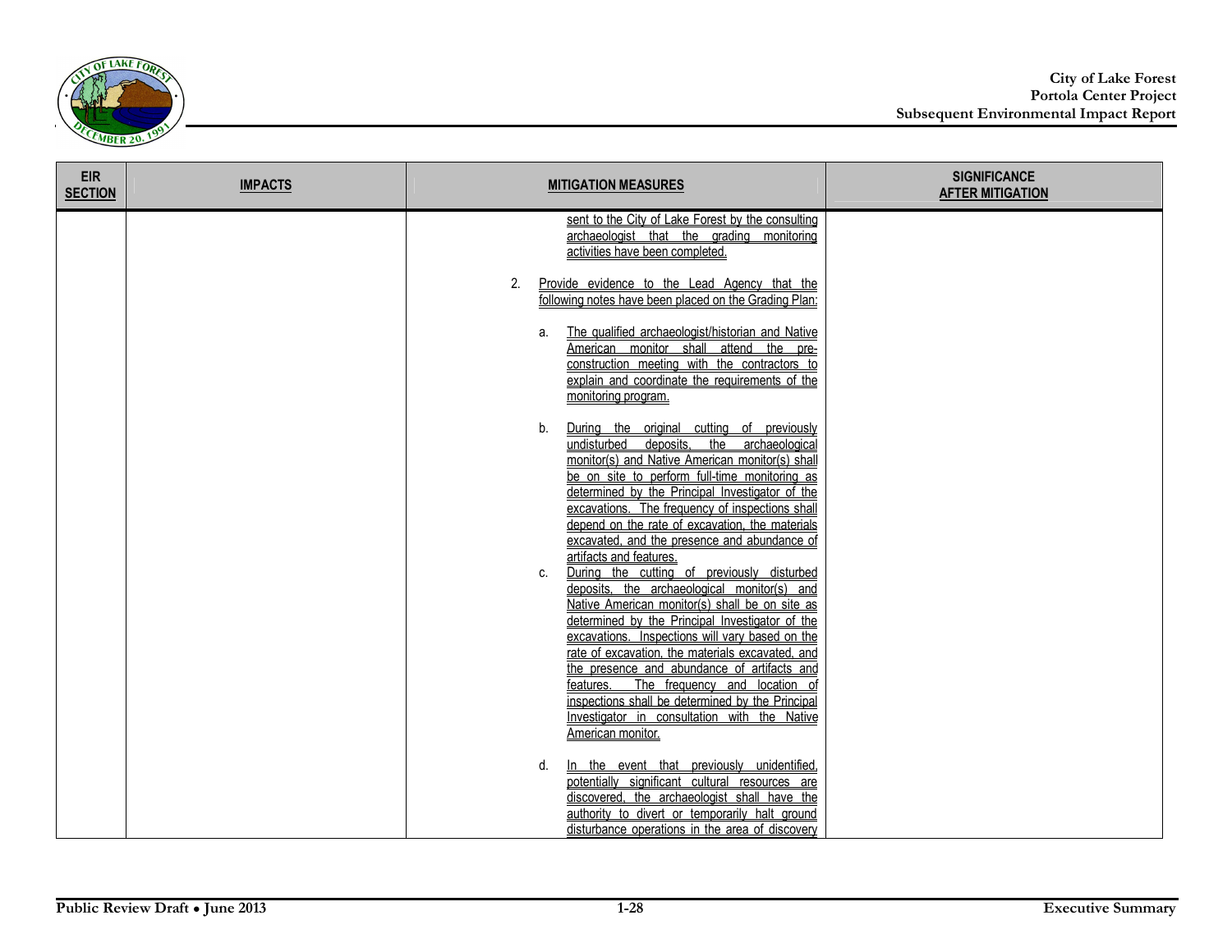| EIR SECTION | IMPACTS | MITIGATION MEASURES | SIGNIFICANCE AFTER MITIGATION |
|---|---|---|---|
| | | sent to the City of Lake Forest by the consulting archaeologist that the grading monitoring activities have been completed.<br><br>2. Provide evidence to the Lead Agency that the following notes have been placed on the Grading Plan:<br><br>a. The qualified archaeologist/historian and Native American monitor shall attend the pre-construction meeting with the contractors to explain and coordinate the requirements of the monitoring program.<br><br>b. During the original cutting of previously undisturbed deposits, the archaeological monitor(s) and Native American monitor(s) shall be on site to perform full-time monitoring as determined by the Principal Investigator of the excavations. The frequency of inspections shall depend on the rate of excavation, the materials excavated, and the presence and abundance of artifacts and features.<br>c. During the cutting of previously disturbed deposits, the archaeological monitor(s) and Native American monitor(s) shall be on site as determined by the Principal Investigator of the excavations. Inspections will vary based on the rate of excavation, the materials excavated, and the presence and abundance of artifacts and features. The frequency and location of inspections shall be determined by the Principal Investigator in consultation with the Native American monitor.<br><br>d. In the event that previously unidentified, potentially significant cultural resources are discovered, the archaeologist shall have the authority to divert or temporarily halt ground disturbance operations in the area of discovery | |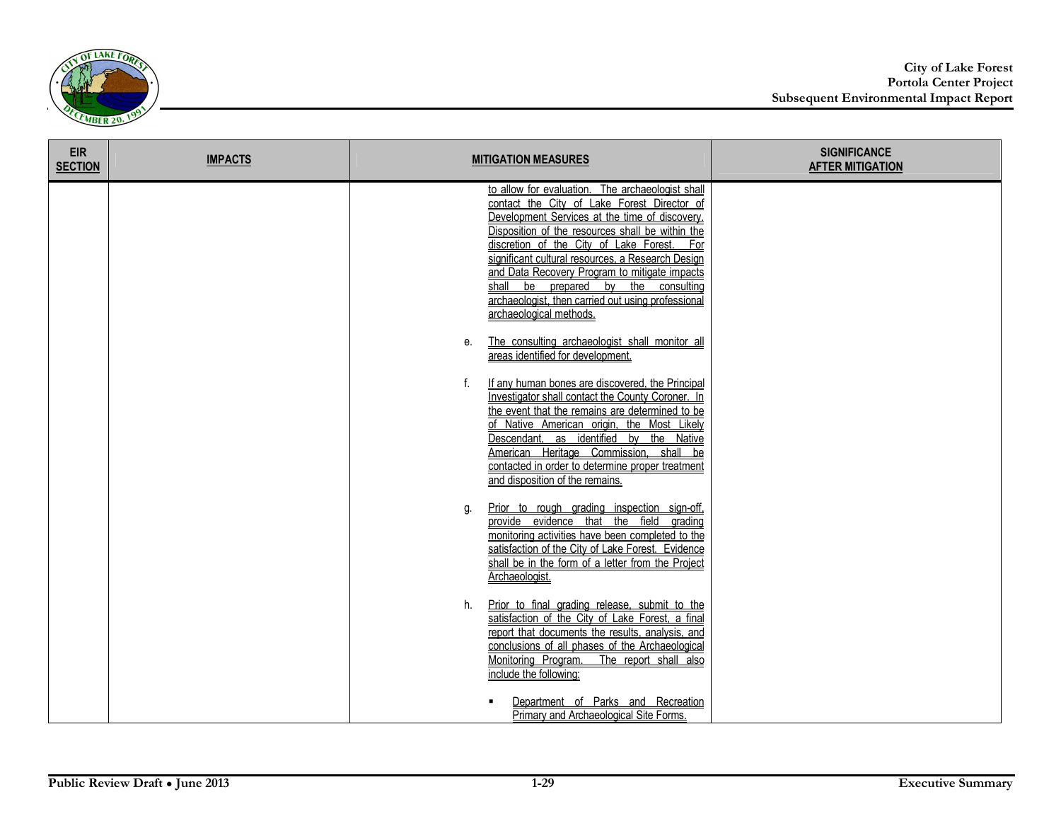| EIR SECTION | IMPACTS | MITIGATION MEASURES | SIGNIFICANCE AFTER MITIGATION |
|---|---|---|---|
| | | to allow for evaluation. The archaeologist shall contact the City of Lake Forest Director of Development Services at the time of discovery. Disposition of the resources shall be within the discretion of the City of Lake Forest. For significant cultural resources, a Research Design and Data Recovery Program to mitigate impacts shall be prepared by the consulting archaeologist, then carried out using professional archaeological methods.<br><br>e. The consulting archaeologist shall monitor all areas identified for development.<br><br>f. If any human bones are discovered, the Principal Investigator shall contact the County Coroner. In the event that the remains are determined to be of Native American origin, the Most Likely Descendant, as identified by the Native American Heritage Commission, shall be contacted in order to determine proper treatment and disposition of the remains.<br><br>g. Prior to rough grading inspection sign-off, provide evidence that the field grading monitoring activities have been completed to the satisfaction of the City of Lake Forest. Evidence shall be in the form of a letter from the Project Archaeologist.<br><br>h. Prior to final grading release, submit to the satisfaction of the City of Lake Forest, a final report that documents the results, analysis, and conclusions of all phases of the Archaeological Monitoring Program. The report shall also include the following:<br><br>▪ Department of Parks and Recreation Primary and Archaeological Site Forms. | |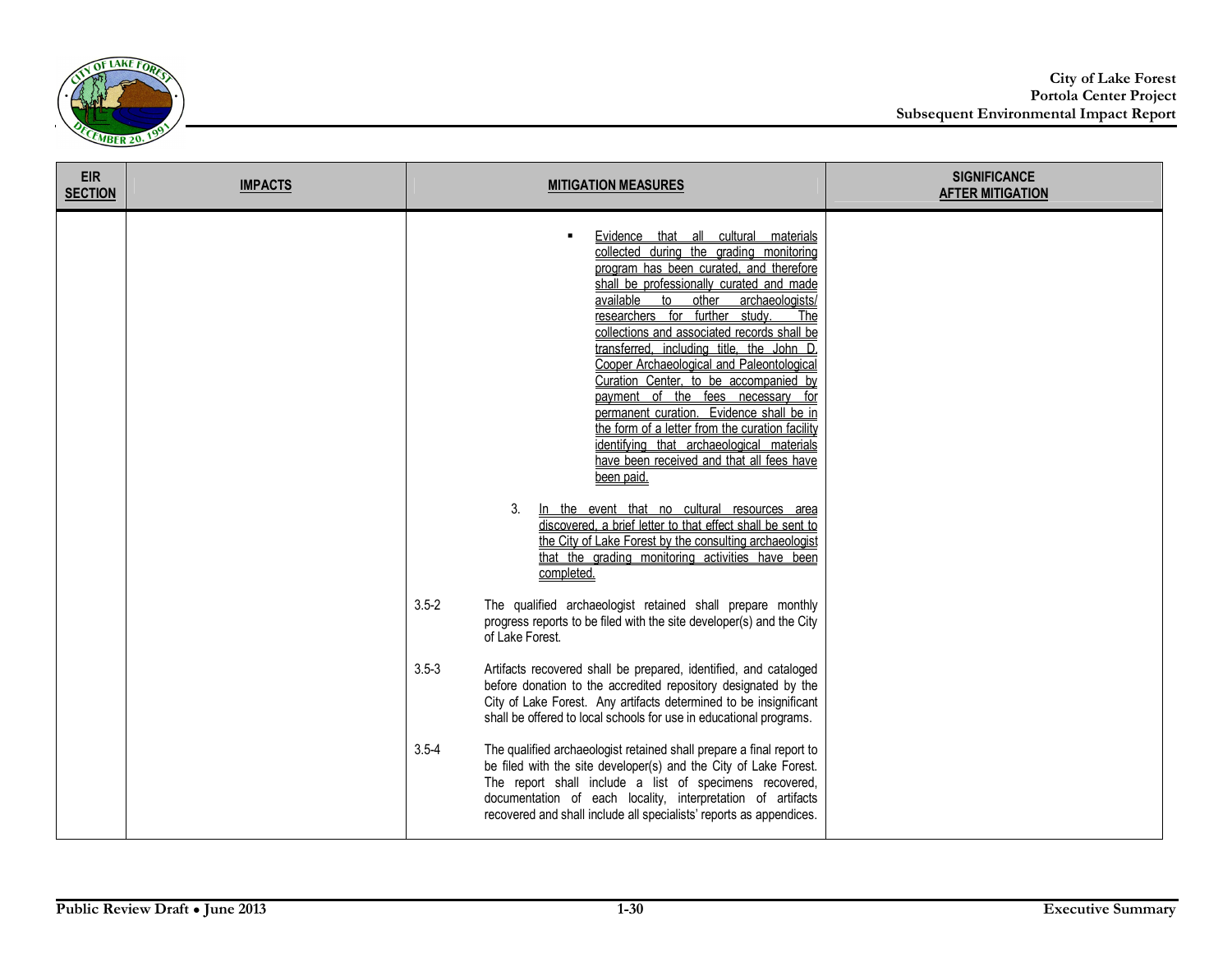| EIR SECTION | IMPACTS | MITIGATION MEASURES | SIGNIFICANCE AFTER MITIGATION |
|---|---|---|---|
| | | ▪ <u>Evidence that all cultural materials collected during the grading monitoring program has been curated, and therefore shall be professionally curated and made available to other archaeologists/ researchers for further study. The collections and associated records shall be transferred, including title, the John D. Cooper Archaeological and Paleontological Curation Center, to be accompanied by payment of the fees necessary for permanent curation. Evidence shall be in the form of a letter from the curation facility identifying that archaeological materials have been received and that all fees have been paid.</u><br><br>3. <u>In the event that no cultural resources area discovered, a brief letter to that effect shall be sent to the City of Lake Forest by the consulting archaeologist that the grading monitoring activities have been completed.</u><br><br>3.5-2 The qualified archaeologist retained shall prepare monthly progress reports to be filed with the site developer(s) and the City of Lake Forest.<br><br>3.5-3 Artifacts recovered shall be prepared, identified, and cataloged before donation to the accredited repository designated by the City of Lake Forest. Any artifacts determined to be insignificant shall be offered to local schools for use in educational programs.<br><br>3.5-4 The qualified archaeologist retained shall prepare a final report to be filed with the site developer(s) and the City of Lake Forest. The report shall include a list of specimens recovered, documentation of each locality, interpretation of artifacts recovered and shall include all specialists' reports as appendices. | |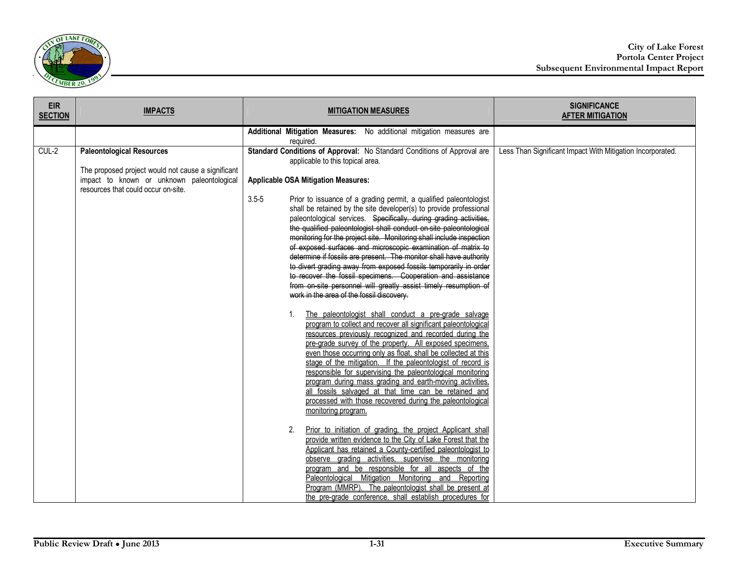| EIR SECTION | IMPACTS | MITIGATION MEASURES | SIGNIFICANCE AFTER MITIGATION |
|---|---|---|---|
| | | **Additional Mitigation Measures:** No additional mitigation measures are required. | |
| CUL-2 | **Paleontological Resources**<br><br>The proposed project would not cause a significant impact to known or unknown paleontological resources that could occur on-site. | **Standard Conditions of Approval:** No Standard Conditions of Approval are applicable to this topical area.<br><br>**Applicable OSA Mitigation Measures:**<br><br>3.5-5 Prior to issuance of a grading permit, a qualified paleontologist shall be retained by the site developer(s) to provide professional paleontological services. ~~Specifically, during grading activities, the qualified paleontologist shall conduct on-site paleontological monitoring for the project site. Monitoring shall include inspection of exposed surfaces and microscopic examination of matrix to determine if fossils are present. The monitor shall have authority to divert grading away from exposed fossils temporarily in order to recover the fossil specimens. Cooperation and assistance from on-site personnel will greatly assist timely resumption of work in the area of the fossil discovery.~~<br><br>1. <u>The paleontologist shall conduct a pre-grade salvage program to collect and recover all significant paleontological resources previously recognized and recorded during the pre-grade survey of the property. All exposed specimens, even those occurring only as float, shall be collected at this stage of the mitigation. If the paleontologist of record is responsible for supervising the paleontological monitoring program during mass grading and earth-moving activities, all fossils salvaged at that time can be retained and processed with those recovered during the paleontological monitoring program.</u><br><br>2. <u>Prior to initiation of grading, the project Applicant shall provide written evidence to the City of Lake Forest that the Applicant has retained a County-certified paleontologist to observe grading activities, supervise the monitoring program and be responsible for all aspects of the Paleontological Mitigation Monitoring and Reporting Program (MMRP). The paleontologist shall be present at the pre-grade conference, shall establish procedures for</u> | Less Than Significant Impact With Mitigation Incorporated. |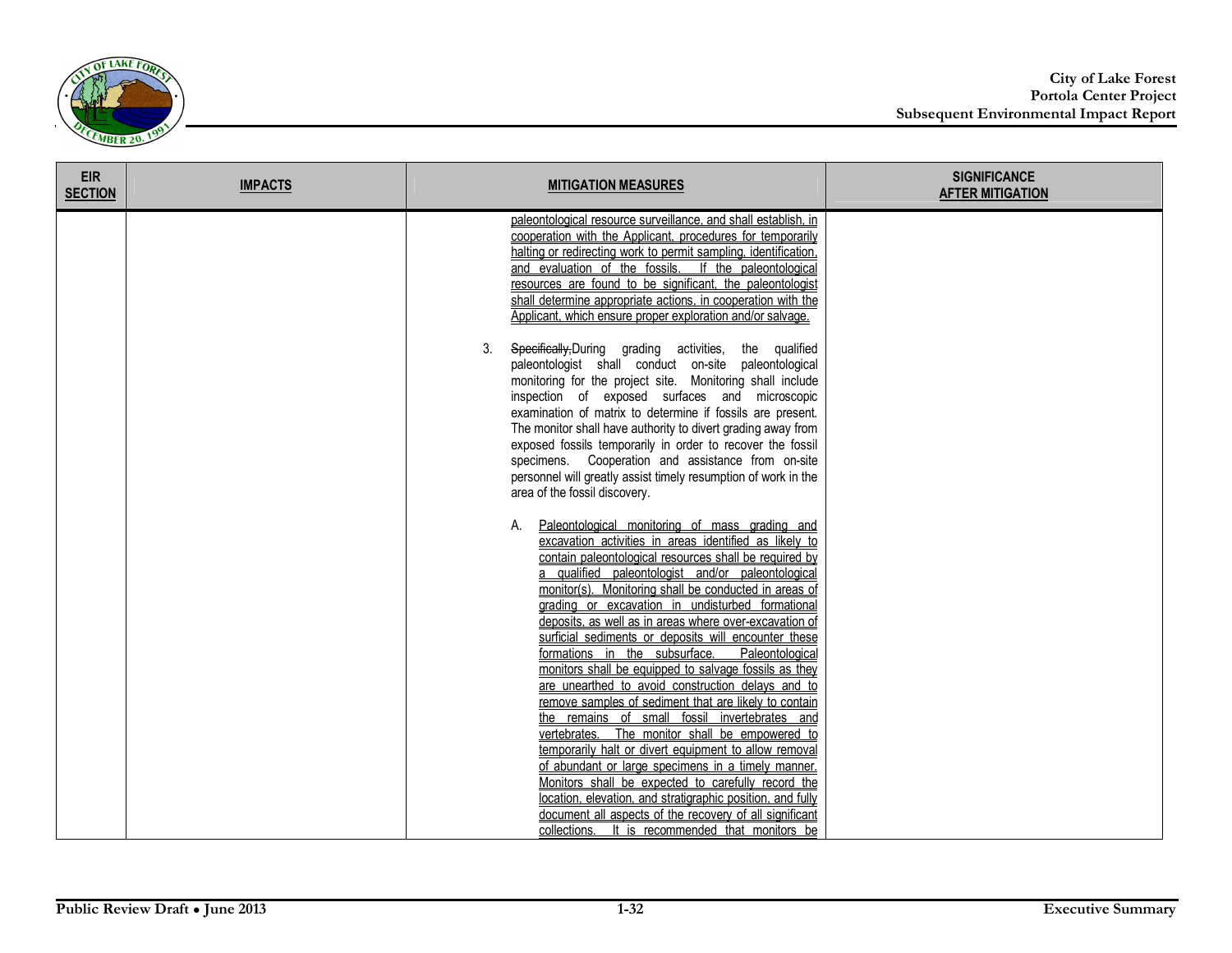| EIR SECTION | IMPACTS | MITIGATION MEASURES | SIGNIFICANCE AFTER MITIGATION |
|---|---|---|---|
| | | paleontological resource surveillance, and shall establish, in cooperation with the Applicant, procedures for temporarily halting or redirecting work to permit sampling, identification, and evaluation of the fossils. If the paleontological resources are found to be significant, the paleontologist shall determine appropriate actions, in cooperation with the Applicant, which ensure proper exploration and/or salvage.<br><br>3. ~~Specifically,~~During grading activities, the qualified paleontologist shall conduct on-site paleontological monitoring for the project site. Monitoring shall include inspection of exposed surfaces and microscopic examination of matrix to determine if fossils are present. The monitor shall have authority to divert grading away from exposed fossils temporarily in order to recover the fossil specimens. Cooperation and assistance from on-site personnel will greatly assist timely resumption of work in the area of the fossil discovery.<br><br>A. Paleontological monitoring of mass grading and excavation activities in areas identified as likely to contain paleontological resources shall be required by a qualified paleontologist and/or paleontological monitor(s). Monitoring shall be conducted in areas of grading or excavation in undisturbed formational deposits, as well as in areas where over-excavation of surficial sediments or deposits will encounter these formations in the subsurface. Paleontological monitors shall be equipped to salvage fossils as they are unearthed to avoid construction delays and to remove samples of sediment that are likely to contain the remains of small fossil invertebrates and vertebrates. The monitor shall be empowered to temporarily halt or divert equipment to allow removal of abundant or large specimens in a timely manner. Monitors shall be expected to carefully record the location, elevation, and stratigraphic position, and fully document all aspects of the recovery of all significant collections. It is recommended that monitors be | |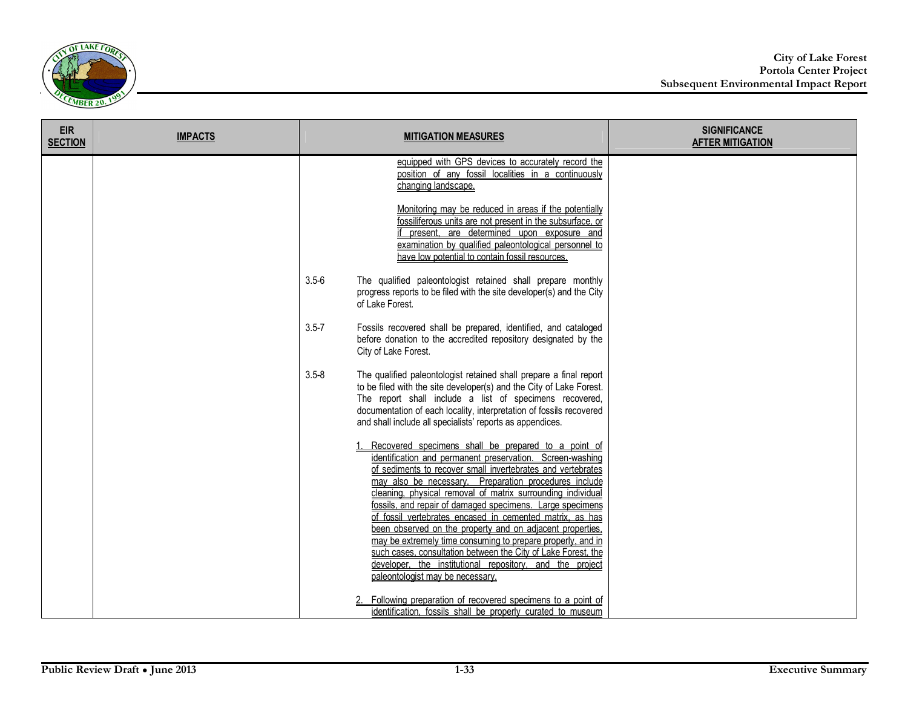| EIR SECTION | IMPACTS | MITIGATION MEASURES | SIGNIFICANCE AFTER MITIGATION |
|---|---|---|---|
| | | equipped with GPS devices to accurately record the position of any fossil localities in a continuously changing landscape.<br><br>Monitoring may be reduced in areas if the potentially fossiliferous units are not present in the subsurface, or if present, are determined upon exposure and examination by qualified paleontological personnel to have low potential to contain fossil resources.<br><br>3.5-6 The qualified paleontologist retained shall prepare monthly progress reports to be filed with the site developer(s) and the City of Lake Forest.<br><br>3.5-7 Fossils recovered shall be prepared, identified, and cataloged before donation to the accredited repository designated by the City of Lake Forest.<br><br>3.5-8 The qualified paleontologist retained shall prepare a final report to be filed with the site developer(s) and the City of Lake Forest. The report shall include a list of specimens recovered, documentation of each locality, interpretation of fossils recovered and shall include all specialists' reports as appendices.<br><br>1. Recovered specimens shall be prepared to a point of identification and permanent preservation. Screen-washing of sediments to recover small invertebrates and vertebrates may also be necessary. Preparation procedures include cleaning, physical removal of matrix surrounding individual fossils, and repair of damaged specimens. Large specimens of fossil vertebrates encased in cemented matrix, as has been observed on the property and on adjacent properties, may be extremely time consuming to prepare properly, and in such cases, consultation between the City of Lake Forest, the developer, the institutional repository, and the project paleontologist may be necessary.<br><br>2. Following preparation of recovered specimens to a point of identification, fossils shall be properly curated to museum | |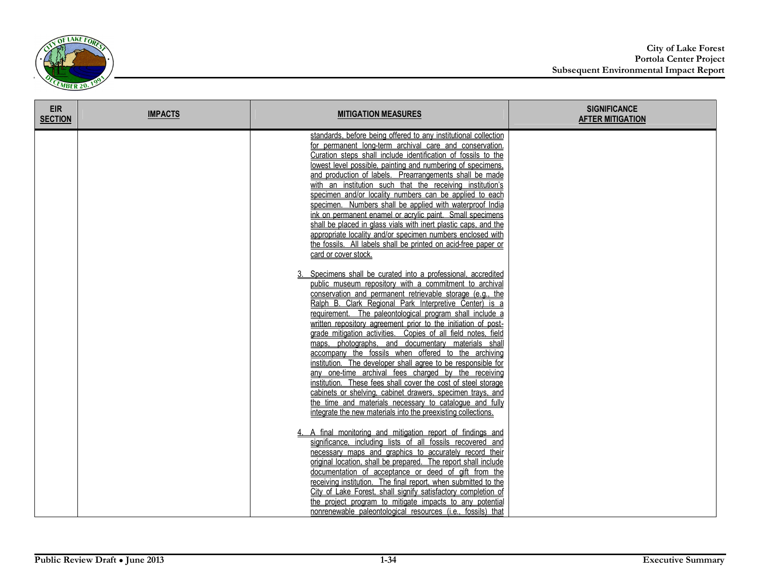| EIR SECTION | IMPACTS | MITIGATION MEASURES | SIGNIFICANCE AFTER MITIGATION |
|---|---|---|---|
| | | standards, before being offered to any institutional collection for permanent long-term archival care and conservation. Curation steps shall include identification of fossils to the lowest level possible, painting and numbering of specimens, and production of labels. Prearrangements shall be made with an institution such that the receiving institution's specimen and/or locality numbers can be applied to each specimen. Numbers shall be applied with waterproof India ink on permanent enamel or acrylic paint. Small specimens shall be placed in glass vials with inert plastic caps, and the appropriate locality and/or specimen numbers enclosed with the fossils. All labels shall be printed on acid-free paper or card or cover stock.<br><br>3. Specimens shall be curated into a professional, accredited public museum repository with a commitment to archival conservation and permanent retrievable storage (e.g., the Ralph B. Clark Regional Park Interpretive Center) is a requirement. The paleontological program shall include a written repository agreement prior to the initiation of post-grade mitigation activities. Copies of all field notes, field maps, photographs, and documentary materials shall accompany the fossils when offered to the archiving institution. The developer shall agree to be responsible for any one-time archival fees charged by the receiving institution. These fees shall cover the cost of steel storage cabinets or shelving, cabinet drawers, specimen trays, and the time and materials necessary to catalogue and fully integrate the new materials into the preexisting collections.<br><br>4. A final monitoring and mitigation report of findings and significance, including lists of all fossils recovered and necessary maps and graphics to accurately record their original location, shall be prepared. The report shall include documentation of acceptance or deed of gift from the receiving institution. The final report, when submitted to the City of Lake Forest, shall signify satisfactory completion of the project program to mitigate impacts to any potential nonrenewable paleontological resources (i.e., fossils) that | |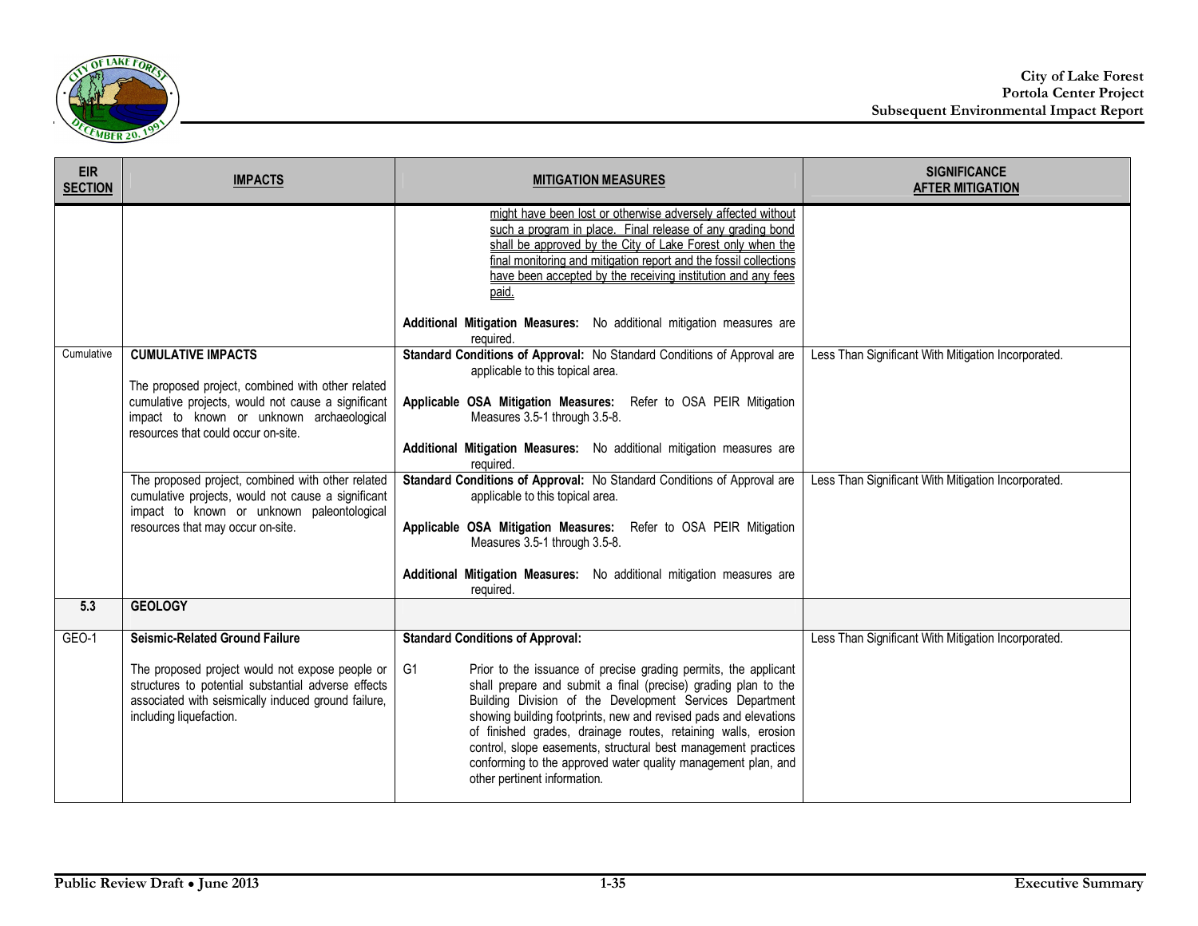| EIR SECTION | IMPACTS | MITIGATION MEASURES | SIGNIFICANCE AFTER MITIGATION |
|---|---|---|---|
| | | might have been lost or otherwise adversely affected without such a program in place. Final release of any grading bond shall be approved by the City of Lake Forest only when the final monitoring and mitigation report and the fossil collections have been accepted by the receiving institution and any fees paid.<br><br>**Additional Mitigation Measures:** No additional mitigation measures are required. | |
| Cumulative | **CUMULATIVE IMPACTS**<br><br>The proposed project, combined with other related cumulative projects, would not cause a significant impact to known or unknown archaeological resources that could occur on-site. | **Standard Conditions of Approval:** No Standard Conditions of Approval are applicable to this topical area.<br><br>**Applicable OSA Mitigation Measures:** Refer to OSA PEIR Mitigation Measures 3.5-1 through 3.5-8.<br><br>**Additional Mitigation Measures:** No additional mitigation measures are required. | Less Than Significant With Mitigation Incorporated. |
| | The proposed project, combined with other related cumulative projects, would not cause a significant impact to known or unknown paleontological resources that may occur on-site. | **Standard Conditions of Approval:** No Standard Conditions of Approval are applicable to this topical area.<br><br>**Applicable OSA Mitigation Measures:** Refer to OSA PEIR Mitigation Measures 3.5-1 through 3.5-8.<br><br>**Additional Mitigation Measures:** No additional mitigation measures are required. | Less Than Significant With Mitigation Incorporated. |
| **5.3** | **GEOLOGY** | | |
| GEO-1 | **Seismic-Related Ground Failure**<br><br>The proposed project would not expose people or structures to potential substantial adverse effects associated with seismically induced ground failure, including liquefaction. | **Standard Conditions of Approval:**<br><br>G1 Prior to the issuance of precise grading permits, the applicant shall prepare and submit a final (precise) grading plan to the Building Division of the Development Services Department showing building footprints, new and revised pads and elevations of finished grades, drainage routes, retaining walls, erosion control, slope easements, structural best management practices conforming to the approved water quality management plan, and other pertinent information. | Less Than Significant With Mitigation Incorporated. |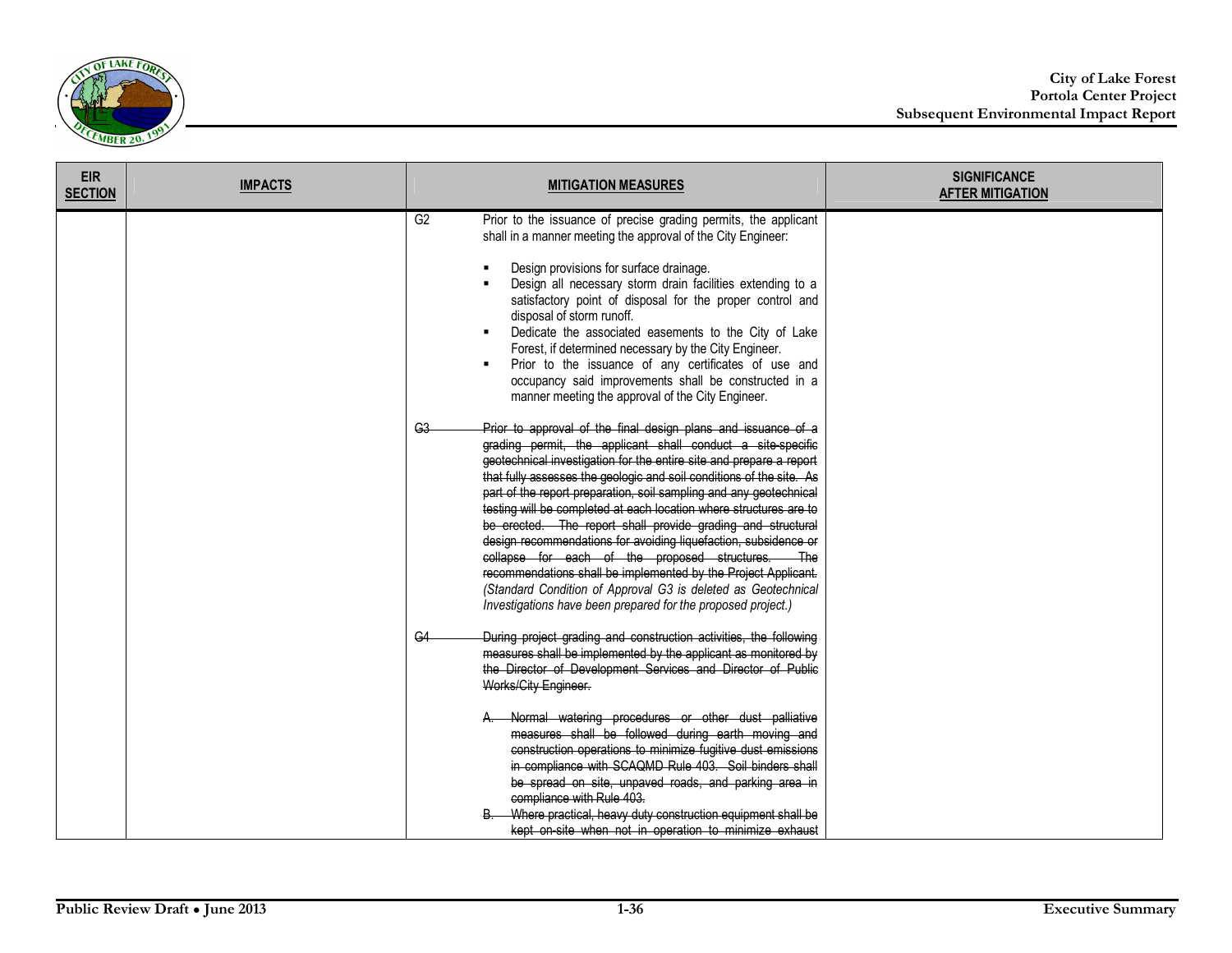| EIR SECTION | IMPACTS | MITIGATION MEASURES | SIGNIFICANCE AFTER MITIGATION |
|---|---|---|---|
| | | G2 Prior to the issuance of precise grading permits, the applicant shall in a manner meeting the approval of the City Engineer:<br><br>▪ Design provisions for surface drainage.<br>▪ Design all necessary storm drain facilities extending to a satisfactory point of disposal for the proper control and disposal of storm runoff.<br>▪ Dedicate the associated easements to the City of Lake Forest, if determined necessary by the City Engineer.<br>▪ Prior to the issuance of any certificates of use and occupancy said improvements shall be constructed in a manner meeting the approval of the City Engineer.<br><br>~~G3 Prior to approval of the final design plans and issuance of a grading permit, the applicant shall conduct a site-specific geotechnical investigation for the entire site and prepare a report that fully assesses the geologic and soil conditions of the site. As part of the report preparation, soil sampling and any geotechnical testing will be completed at each location where structures are to be erected. The report shall provide grading and structural design recommendations for avoiding liquefaction, subsidence or collapse for each of the proposed structures. The recommendations shall be implemented by the Project Applicant.~~ *(Standard Condition of Approval G3 is deleted as Geotechnical Investigations have been prepared for the proposed project.)*<br><br>~~G4 During project grading and construction activities, the following measures shall be implemented by the applicant as monitored by the Director of Development Services and Director of Public Works/City Engineer.~~<br><br>~~A. Normal watering procedures or other dust palliative measures shall be followed during earth moving and construction operations to minimize fugitive dust emissions in compliance with SCAQMD Rule 403. Soil binders shall be spread on site, unpaved roads, and parking area in compliance with Rule 403.~~<br>~~B. Where practical, heavy duty construction equipment shall be kept on-site when not in operation to minimize exhaust~~ | |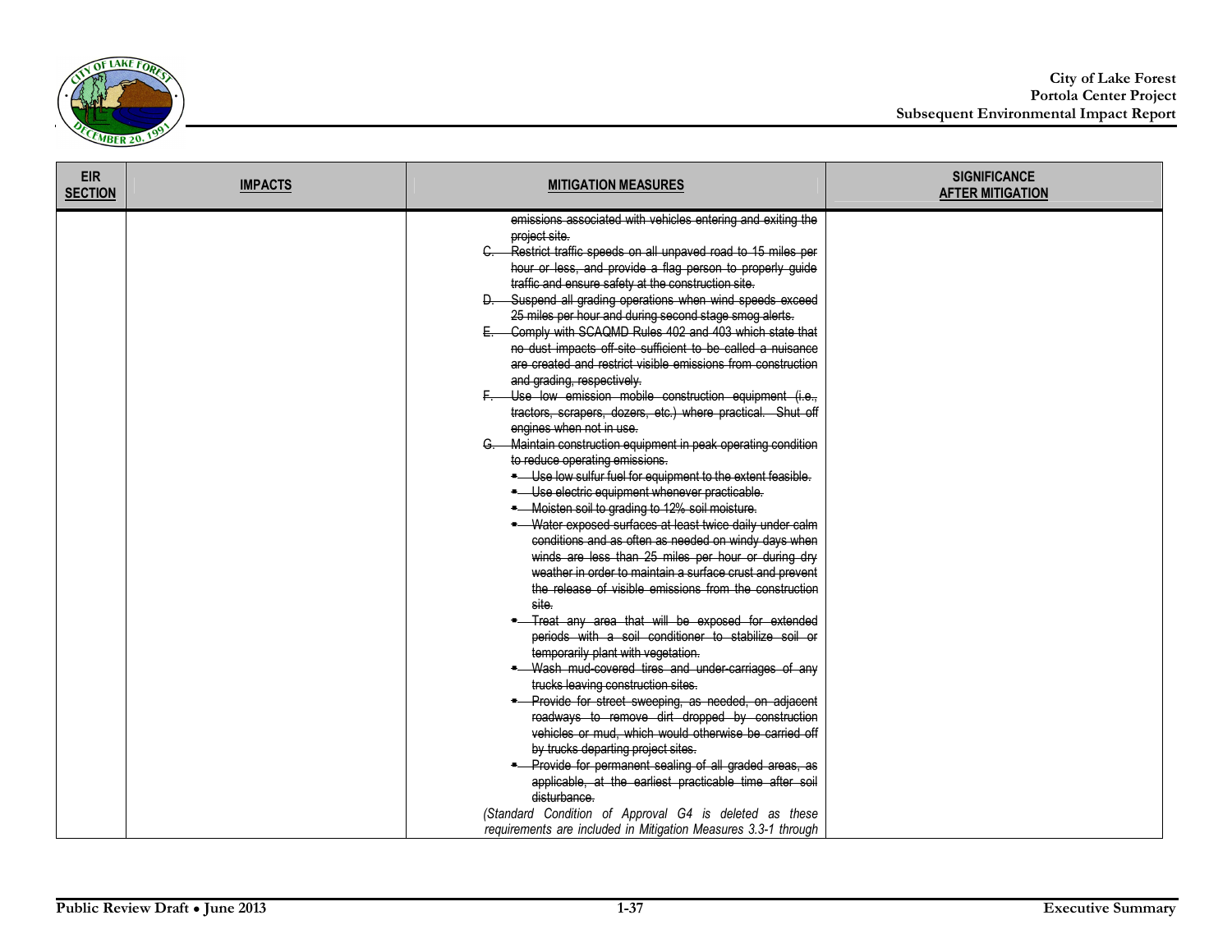| EIR SECTION | IMPACTS | MITIGATION MEASURES | SIGNIFICANCE AFTER MITIGATION |
|---|---|---|---|
| | | ~~emissions associated with vehicles entering and exiting the project site.~~<br>~~C. Restrict traffic speeds on all unpaved road to 15 miles per hour or less, and provide a flag person to properly guide traffic and ensure safety at the construction site.~~<br>~~D. Suspend all grading operations when wind speeds exceed 25 miles per hour and during second stage smog alerts.~~<br>~~E. Comply with SCAQMD Rules 402 and 403 which state that no dust impacts off-site sufficient to be called a nuisance are created and restrict visible emissions from construction and grading, respectively.~~<br>~~F. Use low emission mobile construction equipment (i.e., tractors, scrapers, dozers, etc.) where practical. Shut off engines when not in use.~~<br>~~G. Maintain construction equipment in peak operating condition to reduce operating emissions.~~<br>~~• Use low sulfur fuel for equipment to the extent feasible.~~<br>~~• Use electric equipment whenever practicable.~~<br>~~• Moisten soil to grading to 12% soil moisture.~~<br>~~• Water exposed surfaces at least twice daily under calm conditions and as often as needed on windy days when winds are less than 25 miles per hour or during dry weather in order to maintain a surface crust and prevent the release of visible emissions from the construction site.~~<br>~~• Treat any area that will be exposed for extended periods with a soil conditioner to stabilize soil or temporarily plant with vegetation.~~<br>~~• Wash mud-covered tires and under-carriages of any trucks leaving construction sites.~~<br>~~• Provide for street sweeping, as needed, on adjacent roadways to remove dirt dropped by construction vehicles or mud, which would otherwise be carried off by trucks departing project sites.~~<br>~~• Provide for permanent sealing of all graded areas, as applicable, at the earliest practicable time after soil disturbance.~~<br>*(Standard Condition of Approval G4 is deleted as these requirements are included in Mitigation Measures 3.3-1 through* | |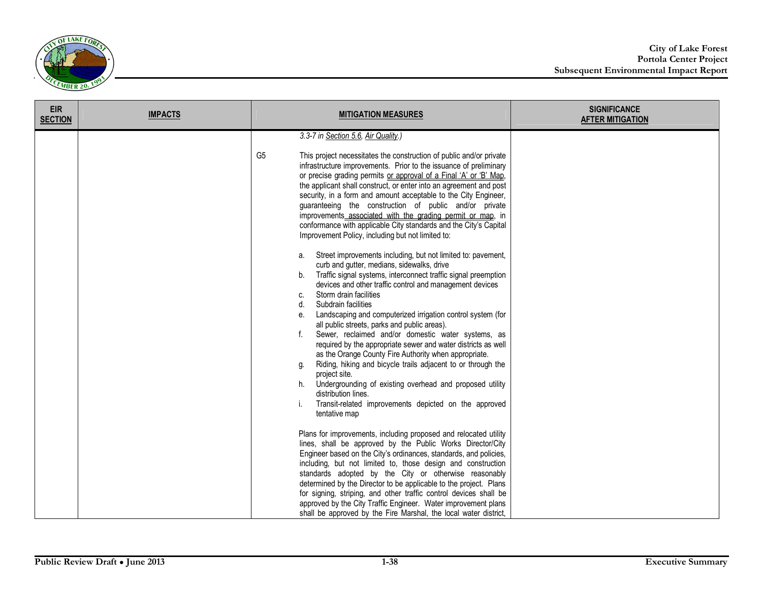| EIR SECTION | IMPACTS | MITIGATION MEASURES | SIGNIFICANCE AFTER MITIGATION |
|---|---|---|---|
| | | 3.3-7 in Section 5.6, Air Quality.)<br><br>G5 This project necessitates the construction of public and/or private infrastructure improvements. Prior to the issuance of preliminary or precise grading permits or approval of a Final 'A' or 'B' Map, the applicant shall construct, or enter into an agreement and post security, in a form and amount acceptable to the City Engineer, guaranteeing the construction of public and/or private improvements associated with the grading permit or map, in conformance with applicable City standards and the City's Capital Improvement Policy, including but not limited to:<br><br>a. Street improvements including, but not limited to: pavement, curb and gutter, medians, sidewalks, drive<br>b. Traffic signal systems, interconnect traffic signal preemption devices and other traffic control and management devices<br>c. Storm drain facilities<br>d. Subdrain facilities<br>e. Landscaping and computerized irrigation control system (for all public streets, parks and public areas).<br>f. Sewer, reclaimed and/or domestic water systems, as required by the appropriate sewer and water districts as well as the Orange County Fire Authority when appropriate.<br>g. Riding, hiking and bicycle trails adjacent to or through the project site.<br>h. Undergrounding of existing overhead and proposed utility distribution lines.<br>i. Transit-related improvements depicted on the approved tentative map<br><br>Plans for improvements, including proposed and relocated utility lines, shall be approved by the Public Works Director/City Engineer based on the City's ordinances, standards, and policies, including, but not limited to, those design and construction standards adopted by the City or otherwise reasonably determined by the Director to be applicable to the project. Plans for signing, striping, and other traffic control devices shall be approved by the City Traffic Engineer. Water improvement plans shall be approved by the Fire Marshal, the local water district, | |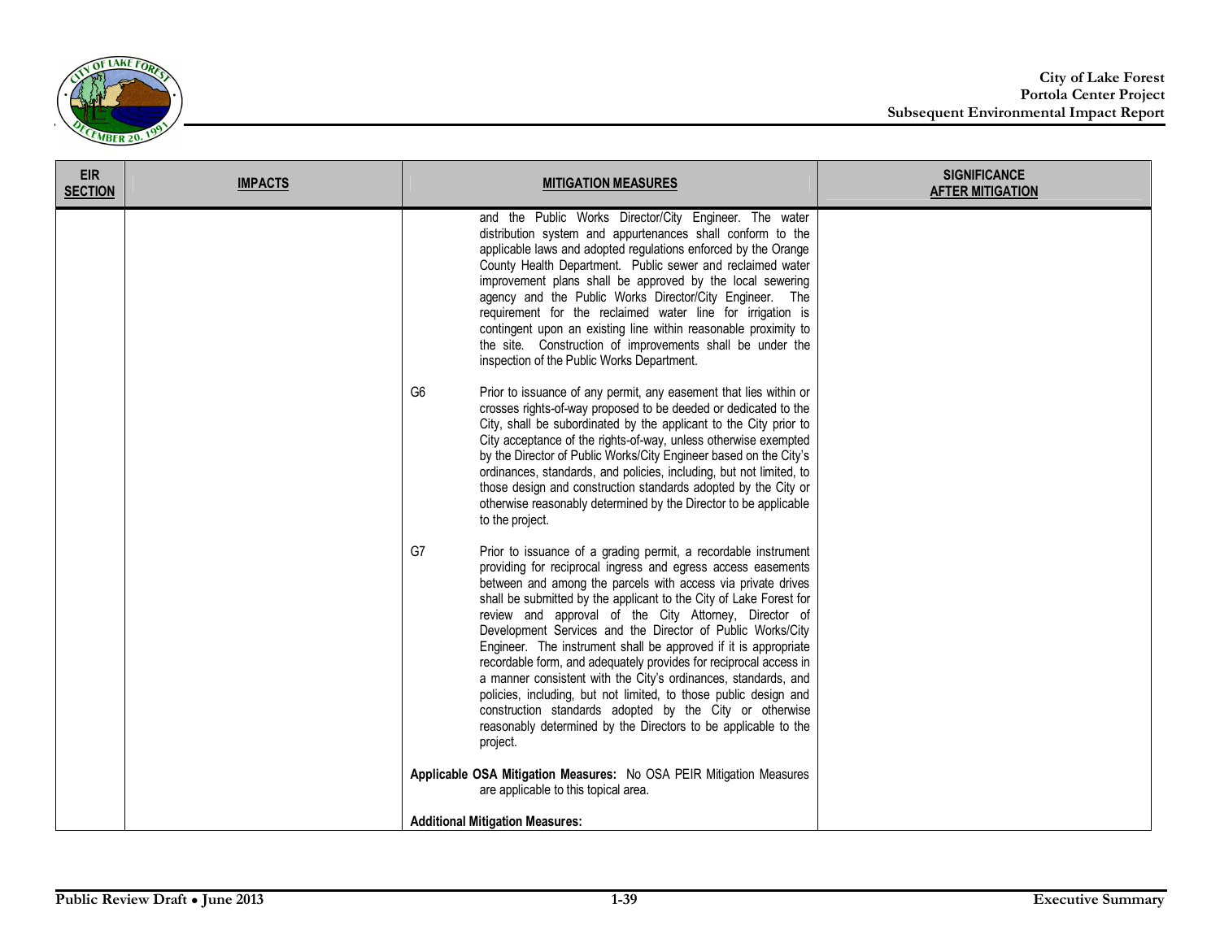| EIR SECTION | IMPACTS | MITIGATION MEASURES | SIGNIFICANCE AFTER MITIGATION |
|---|---|---|---|
| | | and the Public Works Director/City Engineer. The water distribution system and appurtenances shall conform to the applicable laws and adopted regulations enforced by the Orange County Health Department. Public sewer and reclaimed water improvement plans shall be approved by the local sewering agency and the Public Works Director/City Engineer. The requirement for the reclaimed water line for irrigation is contingent upon an existing line within reasonable proximity to the site. Construction of improvements shall be under the inspection of the Public Works Department.<br><br>G6 Prior to issuance of any permit, any easement that lies within or crosses rights-of-way proposed to be deeded or dedicated to the City, shall be subordinated by the applicant to the City prior to City acceptance of the rights-of-way, unless otherwise exempted by the Director of Public Works/City Engineer based on the City's ordinances, standards, and policies, including, but not limited, to those design and construction standards adopted by the City or otherwise reasonably determined by the Director to be applicable to the project.<br><br>G7 Prior to issuance of a grading permit, a recordable instrument providing for reciprocal ingress and egress access easements between and among the parcels with access via private drives shall be submitted by the applicant to the City of Lake Forest for review and approval of the City Attorney, Director of Development Services and the Director of Public Works/City Engineer. The instrument shall be approved if it is appropriate recordable form, and adequately provides for reciprocal access in a manner consistent with the City's ordinances, standards, and policies, including, but not limited, to those public design and construction standards adopted by the City or otherwise reasonably determined by the Directors to be applicable to the project.<br><br>**Applicable OSA Mitigation Measures:** No OSA PEIR Mitigation Measures are applicable to this topical area.<br><br>**Additional Mitigation Measures:** | |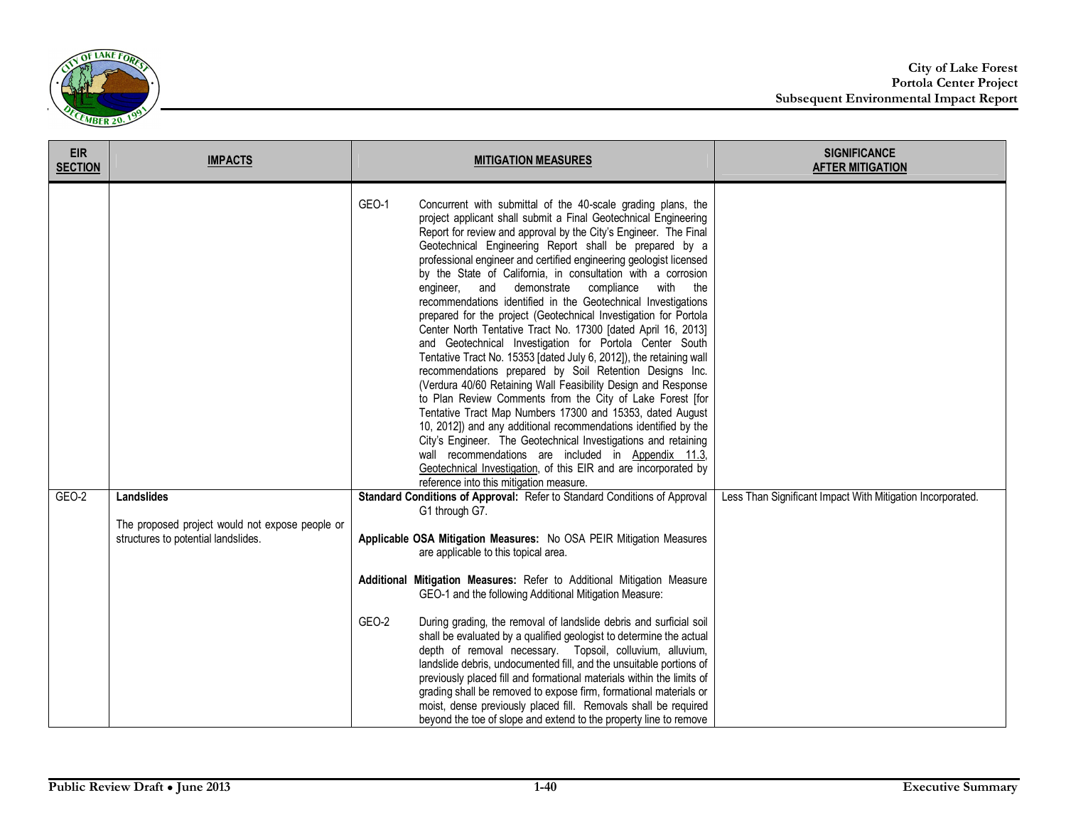| EIR SECTION | IMPACTS | MITIGATION MEASURES | SIGNIFICANCE AFTER MITIGATION |
|---|---|---|---|
| | | GEO-1 Concurrent with submittal of the 40-scale grading plans, the project applicant shall submit a Final Geotechnical Engineering Report for review and approval by the City's Engineer. The Final Geotechnical Engineering Report shall be prepared by a professional engineer and certified engineering geologist licensed by the State of California, in consultation with a corrosion engineer, and demonstrate compliance with the recommendations identified in the Geotechnical Investigations prepared for the project (Geotechnical Investigation for Portola Center North Tentative Tract No. 17300 [dated April 16, 2013] and Geotechnical Investigation for Portola Center South Tentative Tract No. 15353 [dated July 6, 2012]), the retaining wall recommendations prepared by Soil Retention Designs Inc. (Verdura 40/60 Retaining Wall Feasibility Design and Response to Plan Review Comments from the City of Lake Forest [for Tentative Tract Map Numbers 17300 and 15353, dated August 10, 2012]) and any additional recommendations identified by the City's Engineer. The Geotechnical Investigations and retaining wall recommendations are included in Appendix 11.3, Geotechnical Investigation, of this EIR and are incorporated by reference into this mitigation measure. | |
| GEO-2 | **Landslides**<br><br>The proposed project would not expose people or structures to potential landslides. | **Standard Conditions of Approval:** Refer to Standard Conditions of Approval G1 through G7.<br><br>**Applicable OSA Mitigation Measures:** No OSA PEIR Mitigation Measures are applicable to this topical area.<br><br>**Additional Mitigation Measures:** Refer to Additional Mitigation Measure GEO-1 and the following Additional Mitigation Measure:<br><br>GEO-2 During grading, the removal of landslide debris and surficial soil shall be evaluated by a qualified geologist to determine the actual depth of removal necessary. Topsoil, colluvium, alluvium, landslide debris, undocumented fill, and the unsuitable portions of previously placed fill and formational materials within the limits of grading shall be removed to expose firm, formational materials or moist, dense previously placed fill. Removals shall be required beyond the toe of slope and extend to the property line to remove | Less Than Significant Impact With Mitigation Incorporated. |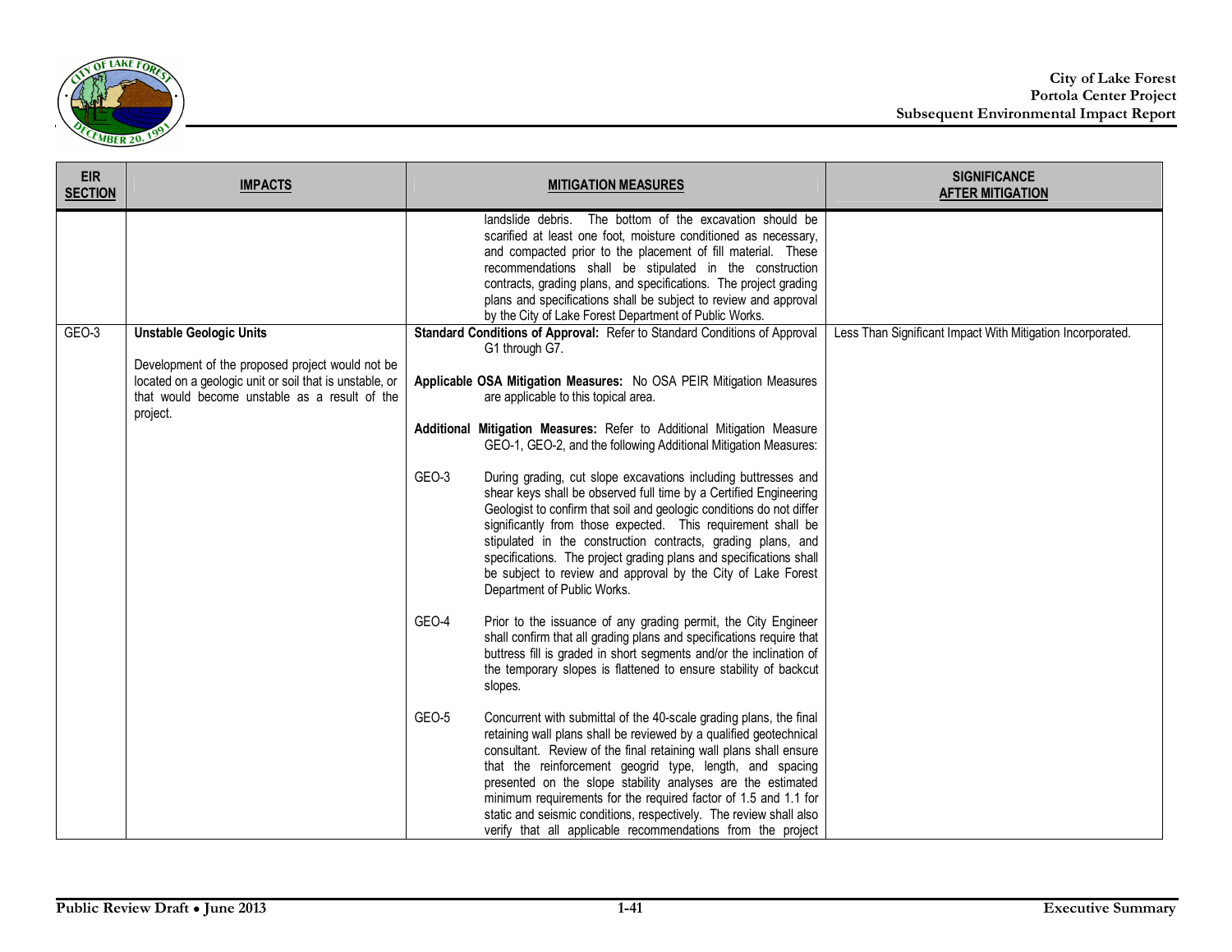| EIR SECTION | IMPACTS | MITIGATION MEASURES | SIGNIFICANCE AFTER MITIGATION |
|---|---|---|---|
| | | landslide debris. The bottom of the excavation should be scarified at least one foot, moisture conditioned as necessary, and compacted prior to the placement of fill material. These recommendations shall be stipulated in the construction contracts, grading plans, and specifications. The project grading plans and specifications shall be subject to review and approval by the City of Lake Forest Department of Public Works. | |
| GEO-3 | **Unstable Geologic Units**<br><br>Development of the proposed project would not be located on a geologic unit or soil that is unstable, or that would become unstable as a result of the project. | **Standard Conditions of Approval:** Refer to Standard Conditions of Approval G1 through G7.<br><br>**Applicable OSA Mitigation Measures:** No OSA PEIR Mitigation Measures are applicable to this topical area.<br><br>**Additional Mitigation Measures:** Refer to Additional Mitigation Measure GEO-1, GEO-2, and the following Additional Mitigation Measures:<br><br>GEO-3 During grading, cut slope excavations including buttresses and shear keys shall be observed full time by a Certified Engineering Geologist to confirm that soil and geologic conditions do not differ significantly from those expected. This requirement shall be stipulated in the construction contracts, grading plans, and specifications. The project grading plans and specifications shall be subject to review and approval by the City of Lake Forest Department of Public Works.<br><br>GEO-4 Prior to the issuance of any grading permit, the City Engineer shall confirm that all grading plans and specifications require that buttress fill is graded in short segments and/or the inclination of the temporary slopes is flattened to ensure stability of backcut slopes.<br><br>GEO-5 Concurrent with submittal of the 40-scale grading plans, the final retaining wall plans shall be reviewed by a qualified geotechnical consultant. Review of the final retaining wall plans shall ensure that the reinforcement geogrid type, length, and spacing presented on the slope stability analyses are the estimated minimum requirements for the required factor of 1.5 and 1.1 for static and seismic conditions, respectively. The review shall also verify that all applicable recommendations from the project | Less Than Significant Impact With Mitigation Incorporated. |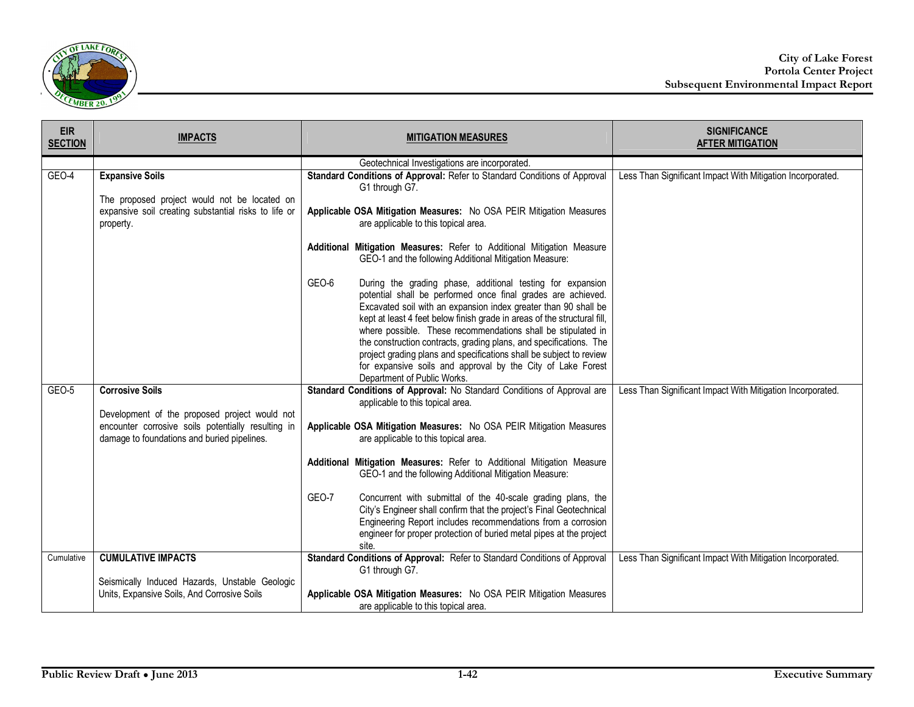| EIR SECTION | IMPACTS | MITIGATION MEASURES | SIGNIFICANCE AFTER MITIGATION |
|---|---|---|---|
| | | Geotechnical Investigations are incorporated. | |
| GEO-4 | **Expansive Soils**<br><br>The proposed project would not be located on expansive soil creating substantial risks to life or property. | **Standard Conditions of Approval:** Refer to Standard Conditions of Approval G1 through G7.<br><br>**Applicable OSA Mitigation Measures:** No OSA PEIR Mitigation Measures are applicable to this topical area.<br><br>**Additional Mitigation Measures:** Refer to Additional Mitigation Measure GEO-1 and the following Additional Mitigation Measure:<br><br>GEO-6 During the grading phase, additional testing for expansion potential shall be performed once final grades are achieved. Excavated soil with an expansion index greater than 90 shall be kept at least 4 feet below finish grade in areas of the structural fill, where possible. These recommendations shall be stipulated in the construction contracts, grading plans, and specifications. The project grading plans and specifications shall be subject to review for expansive soils and approval by the City of Lake Forest Department of Public Works. | Less Than Significant Impact With Mitigation Incorporated. |
| GEO-5 | **Corrosive Soils**<br><br>Development of the proposed project would not encounter corrosive soils potentially resulting in damage to foundations and buried pipelines. | **Standard Conditions of Approval:** No Standard Conditions of Approval are applicable to this topical area.<br><br>**Applicable OSA Mitigation Measures:** No OSA PEIR Mitigation Measures are applicable to this topical area.<br><br>**Additional Mitigation Measures:** Refer to Additional Mitigation Measure GEO-1 and the following Additional Mitigation Measure:<br><br>GEO-7 Concurrent with submittal of the 40-scale grading plans, the City's Engineer shall confirm that the project's Final Geotechnical Engineering Report includes recommendations from a corrosion engineer for proper protection of buried metal pipes at the project site. | Less Than Significant Impact With Mitigation Incorporated. |
| Cumulative | **CUMULATIVE IMPACTS**<br><br>Seismically Induced Hazards, Unstable Geologic Units, Expansive Soils, And Corrosive Soils | **Standard Conditions of Approval:** Refer to Standard Conditions of Approval G1 through G7.<br><br>**Applicable OSA Mitigation Measures:** No OSA PEIR Mitigation Measures are applicable to this topical area. | Less Than Significant Impact With Mitigation Incorporated. |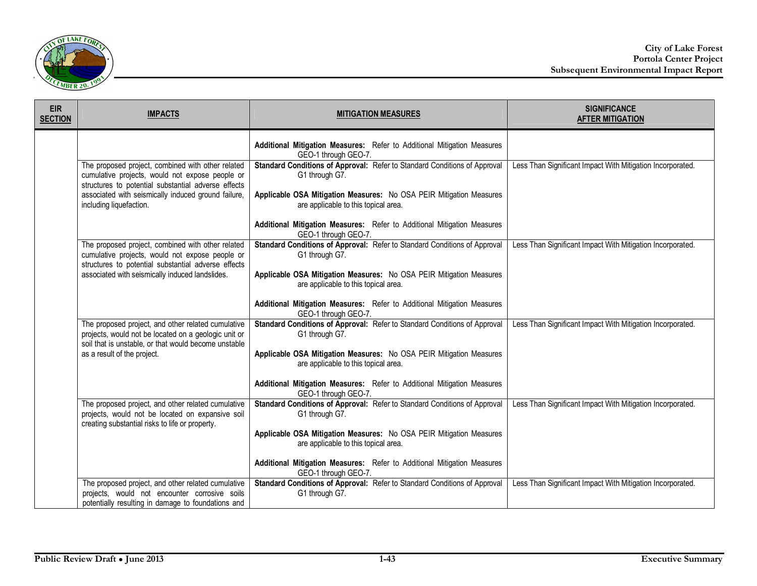| EIR SECTION | IMPACTS | MITIGATION MEASURES | SIGNIFICANCE AFTER MITIGATION |
|---|---|---|---|
| | | **Additional Mitigation Measures:** Refer to Additional Mitigation Measures GEO-1 through GEO-7. | |
| | The proposed project, combined with other related cumulative projects, would not expose people or structures to potential substantial adverse effects associated with seismically induced ground failure, including liquefaction. | **Standard Conditions of Approval:** Refer to Standard Conditions of Approval G1 through G7.<br><br>**Applicable OSA Mitigation Measures:** No OSA PEIR Mitigation Measures are applicable to this topical area.<br><br>**Additional Mitigation Measures:** Refer to Additional Mitigation Measures GEO-1 through GEO-7. | Less Than Significant Impact With Mitigation Incorporated. |
| | The proposed project, combined with other related cumulative projects, would not expose people or structures to potential substantial adverse effects associated with seismically induced landslides. | **Standard Conditions of Approval:** Refer to Standard Conditions of Approval G1 through G7.<br><br>**Applicable OSA Mitigation Measures:** No OSA PEIR Mitigation Measures are applicable to this topical area.<br><br>**Additional Mitigation Measures:** Refer to Additional Mitigation Measures GEO-1 through GEO-7. | Less Than Significant Impact With Mitigation Incorporated. |
| | The proposed project, and other related cumulative projects, would not be located on a geologic unit or soil that is unstable, or that would become unstable as a result of the project. | **Standard Conditions of Approval:** Refer to Standard Conditions of Approval G1 through G7.<br><br>**Applicable OSA Mitigation Measures:** No OSA PEIR Mitigation Measures are applicable to this topical area.<br><br>**Additional Mitigation Measures:** Refer to Additional Mitigation Measures GEO-1 through GEO-7. | Less Than Significant Impact With Mitigation Incorporated. |
| | The proposed project, and other related cumulative projects, would not be located on expansive soil creating substantial risks to life or property. | **Standard Conditions of Approval:** Refer to Standard Conditions of Approval G1 through G7.<br><br>**Applicable OSA Mitigation Measures:** No OSA PEIR Mitigation Measures are applicable to this topical area.<br><br>**Additional Mitigation Measures:** Refer to Additional Mitigation Measures GEO-1 through GEO-7. | Less Than Significant Impact With Mitigation Incorporated. |
| | The proposed project, and other related cumulative projects, would not encounter corrosive soils potentially resulting in damage to foundations and | **Standard Conditions of Approval:** Refer to Standard Conditions of Approval G1 through G7. | Less Than Significant Impact With Mitigation Incorporated. |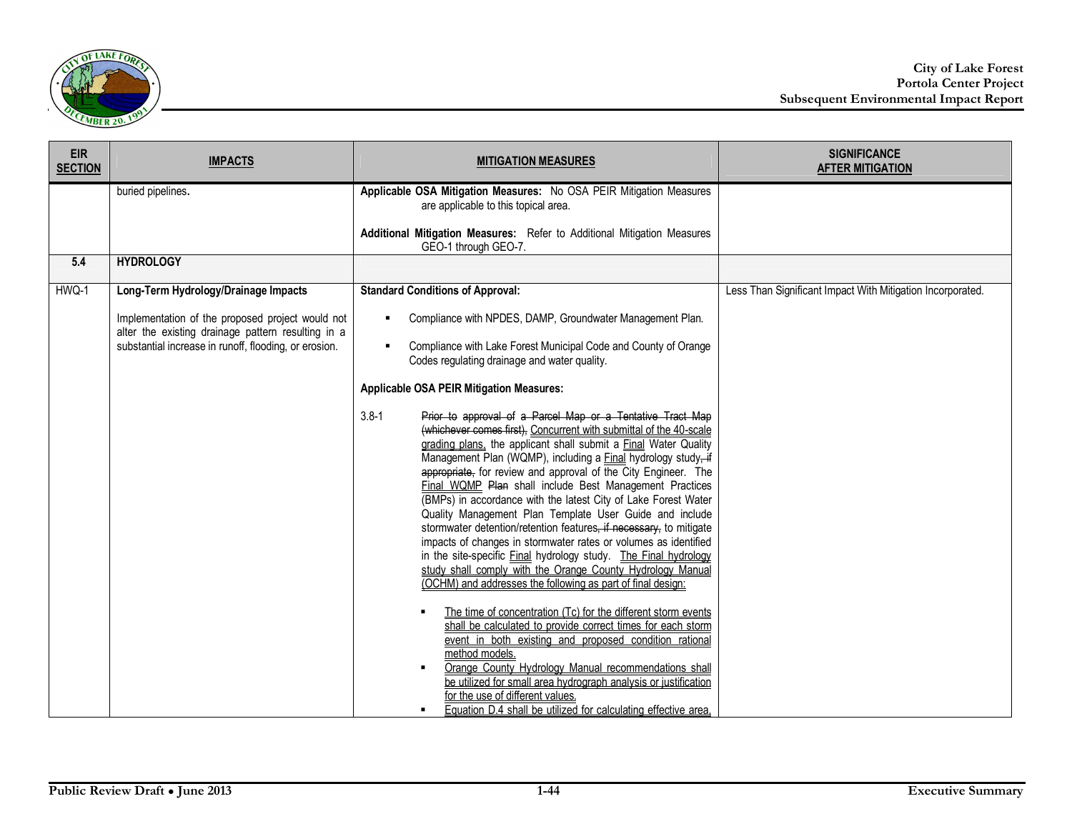| EIR SECTION | IMPACTS | MITIGATION MEASURES | SIGNIFICANCE AFTER MITIGATION |
|---|---|---|---|
| | buried pipelines. | **Applicable OSA Mitigation Measures:** No OSA PEIR Mitigation Measures are applicable to this topical area.<br><br>**Additional Mitigation Measures:** Refer to Additional Mitigation Measures GEO-1 through GEO-7. | |
| **5.4** | **HYDROLOGY** | | |
| HWQ-1 | **Long-Term Hydrology/Drainage Impacts**<br><br>Implementation of the proposed project would not alter the existing drainage pattern resulting in a substantial increase in runoff, flooding, or erosion. | **Standard Conditions of Approval:**<br><br>▪ Compliance with NPDES, DAMP, Groundwater Management Plan.<br><br>▪ Compliance with Lake Forest Municipal Code and County of Orange Codes regulating drainage and water quality.<br><br>**Applicable OSA PEIR Mitigation Measures:**<br><br>3.8-1 ~~Prior to approval of a Parcel Map or a Tentative Tract Map (whichever comes first),~~ <u>Concurrent with submittal of the 40-scale grading plans,</u> the applicant shall submit a <u>Final</u> Water Quality Management Plan (WQMP), including a <u>Final</u> hydrology study~~, if appropriate,~~ for review and approval of the City Engineer. The <u>Final WQMP</u> ~~Plan~~ shall include Best Management Practices (BMPs) in accordance with the latest City of Lake Forest Water Quality Management Plan Template User Guide and include stormwater detention/retention features~~, if necessary,~~ to mitigate impacts of changes in stormwater rates or volumes as identified in the site-specific <u>Final</u> hydrology study. <u>The Final hydrology study shall comply with the Orange County Hydrology Manual (OCHM) and addresses the following as part of final design:</u><br><br>▪ <u>The time of concentration (Tc) for the different storm events shall be calculated to provide correct times for each storm event in both existing and proposed condition rational method models.</u><br>▪ <u>Orange County Hydrology Manual recommendations shall be utilized for small area hydrograph analysis or justification for the use of different values.</u><br>▪ <u>Equation D.4 shall be utilized for calculating effective area,</u> | Less Than Significant Impact With Mitigation Incorporated. |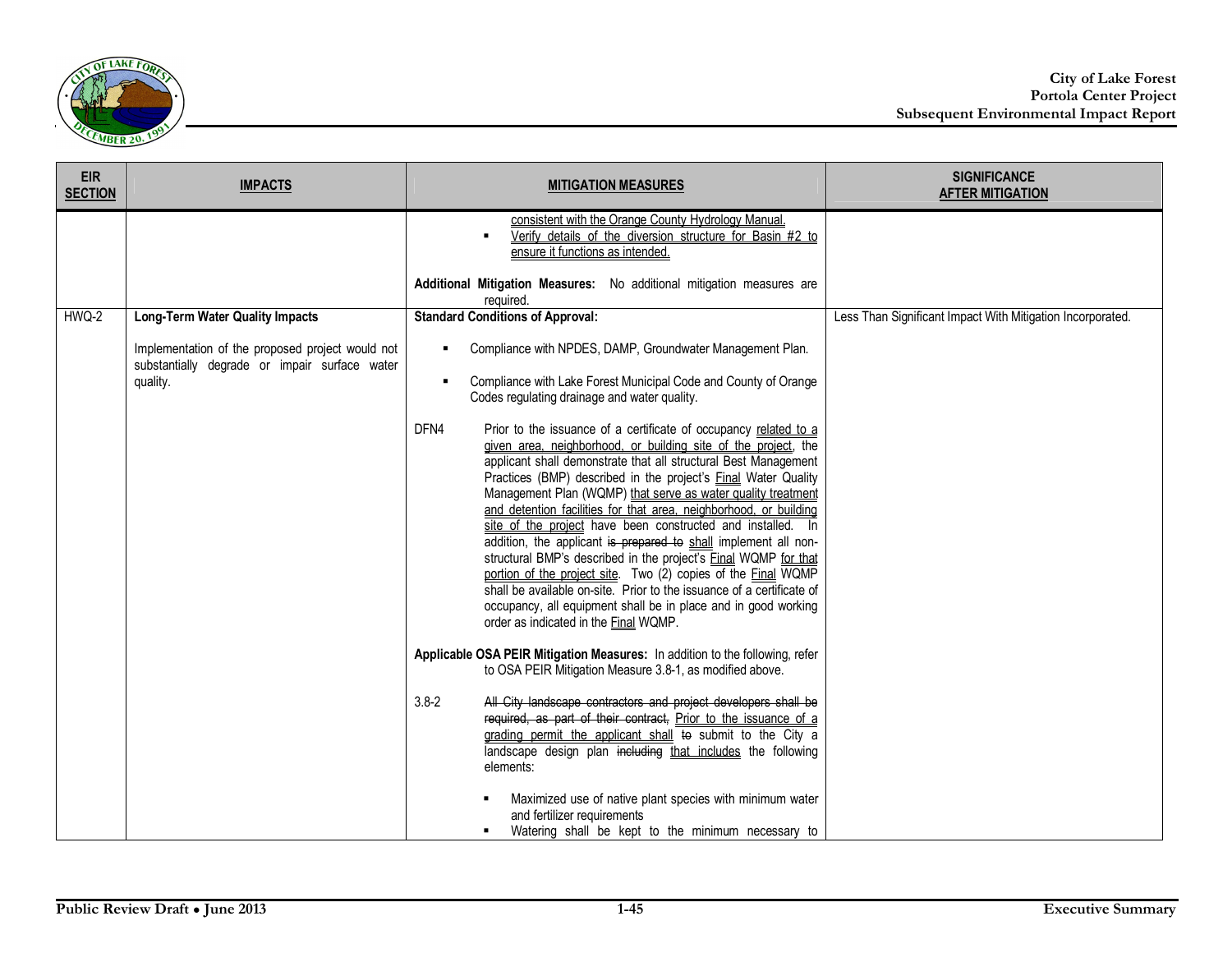| EIR SECTION | IMPACTS | MITIGATION MEASURES | SIGNIFICANCE AFTER MITIGATION |
|---|---|---|---|
| | | consistent with the Orange County Hydrology Manual.<br>▪ Verify details of the diversion structure for Basin #2 to ensure it functions as intended.<br><br>**Additional Mitigation Measures:** No additional mitigation measures are required. | |
| HWQ-2 | **Long-Term Water Quality Impacts**<br><br>Implementation of the proposed project would not substantially degrade or impair surface water quality. | **Standard Conditions of Approval:**<br><br>▪ Compliance with NPDES, DAMP, Groundwater Management Plan.<br><br>▪ Compliance with Lake Forest Municipal Code and County of Orange Codes regulating drainage and water quality.<br><br>DFN4 Prior to the issuance of a certificate of occupancy related to a given area, neighborhood, or building site of the project, the applicant shall demonstrate that all structural Best Management Practices (BMP) described in the project's Final Water Quality Management Plan (WQMP) that serve as water quality treatment and detention facilities for that area, neighborhood, or building site of the project have been constructed and installed. In addition, the applicant ~~is prepared to~~ shall implement all non-structural BMP's described in the project's Final WQMP for that portion of the project site. Two (2) copies of the Final WQMP shall be available on-site. Prior to the issuance of a certificate of occupancy, all equipment shall be in place and in good working order as indicated in the Final WQMP.<br><br>**Applicable OSA PEIR Mitigation Measures:** In addition to the following, refer to OSA PEIR Mitigation Measure 3.8-1, as modified above.<br><br>3.8-2 ~~All City landscape contractors and project developers shall be required, as part of their contract,~~ Prior to the issuance of a grading permit the applicant shall ~~to~~ submit to the City a landscape design plan ~~including~~ that includes the following elements:<br><br>▪ Maximized use of native plant species with minimum water and fertilizer requirements<br>▪ Watering shall be kept to the minimum necessary to | Less Than Significant Impact With Mitigation Incorporated. |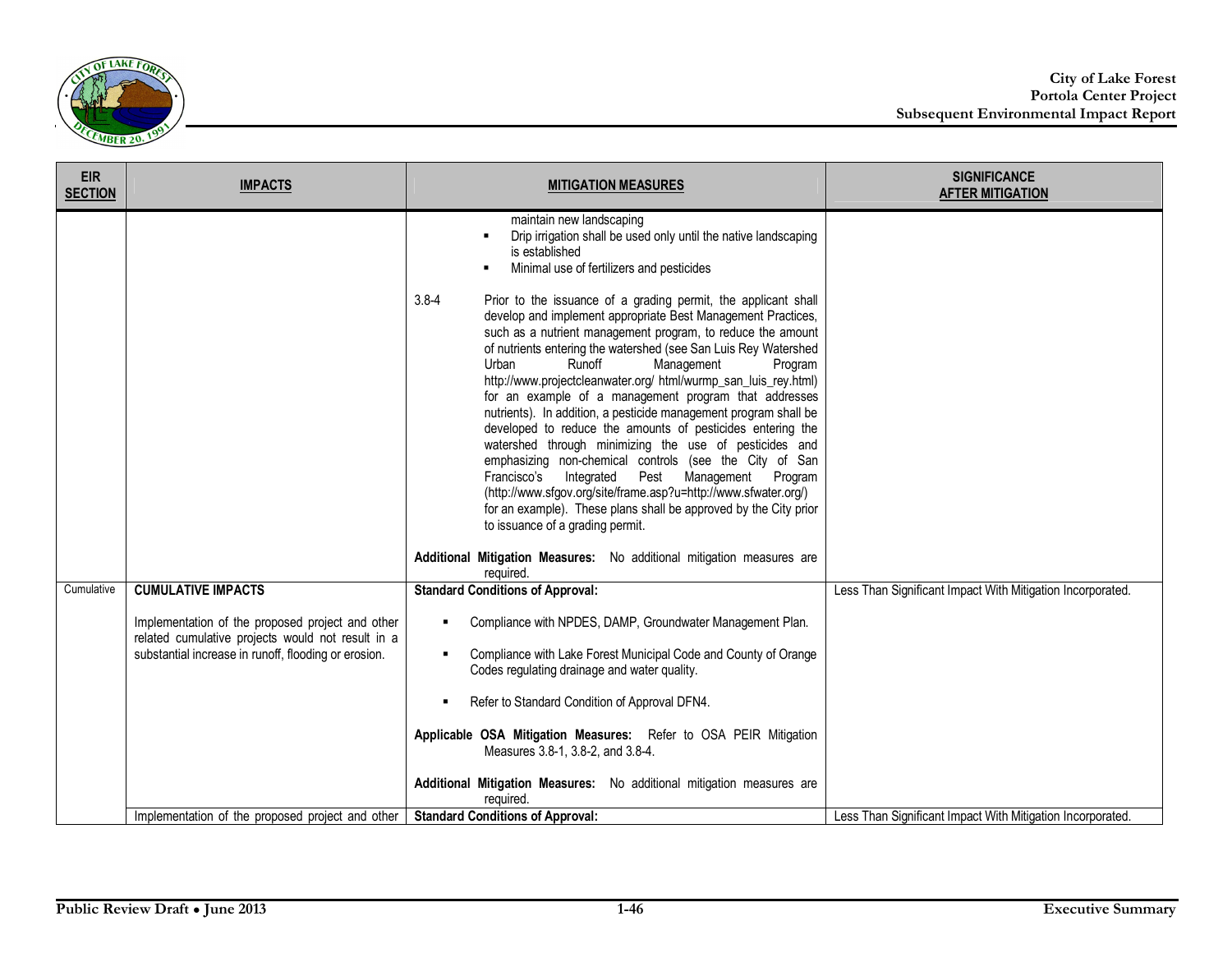| EIR SECTION | IMPACTS | MITIGATION MEASURES | SIGNIFICANCE AFTER MITIGATION |
|---|---|---|---|
| | | maintain new landscaping<br>▪ Drip irrigation shall be used only until the native landscaping is established<br>▪ Minimal use of fertilizers and pesticides<br><br>3.8-4 Prior to the issuance of a grading permit, the applicant shall develop and implement appropriate Best Management Practices, such as a nutrient management program, to reduce the amount of nutrients entering the watershed (see San Luis Rey Watershed Urban Runoff Management Program http://www.projectcleanwater.org/ html/wurmp_san_luis_rey.html) for an example of a management program that addresses nutrients). In addition, a pesticide management program shall be developed to reduce the amounts of pesticides entering the watershed through minimizing the use of pesticides and emphasizing non-chemical controls (see the City of San Francisco's Integrated Pest Management Program (http://www.sfgov.org/site/frame.asp?u=http://www.sfwater.org/) for an example). These plans shall be approved by the City prior to issuance of a grading permit.<br><br>**Additional Mitigation Measures:** No additional mitigation measures are required. | |
| Cumulative | **CUMULATIVE IMPACTS**<br><br>Implementation of the proposed project and other related cumulative projects would not result in a substantial increase in runoff, flooding or erosion. | **Standard Conditions of Approval:**<br>▪ Compliance with NPDES, DAMP, Groundwater Management Plan.<br>▪ Compliance with Lake Forest Municipal Code and County of Orange Codes regulating drainage and water quality.<br>▪ Refer to Standard Condition of Approval DFN4.<br><br>**Applicable OSA Mitigation Measures:** Refer to OSA PEIR Mitigation Measures 3.8-1, 3.8-2, and 3.8-4.<br><br>**Additional Mitigation Measures:** No additional mitigation measures are required. | Less Than Significant Impact With Mitigation Incorporated. |
| | Implementation of the proposed project and other | **Standard Conditions of Approval:** | Less Than Significant Impact With Mitigation Incorporated. |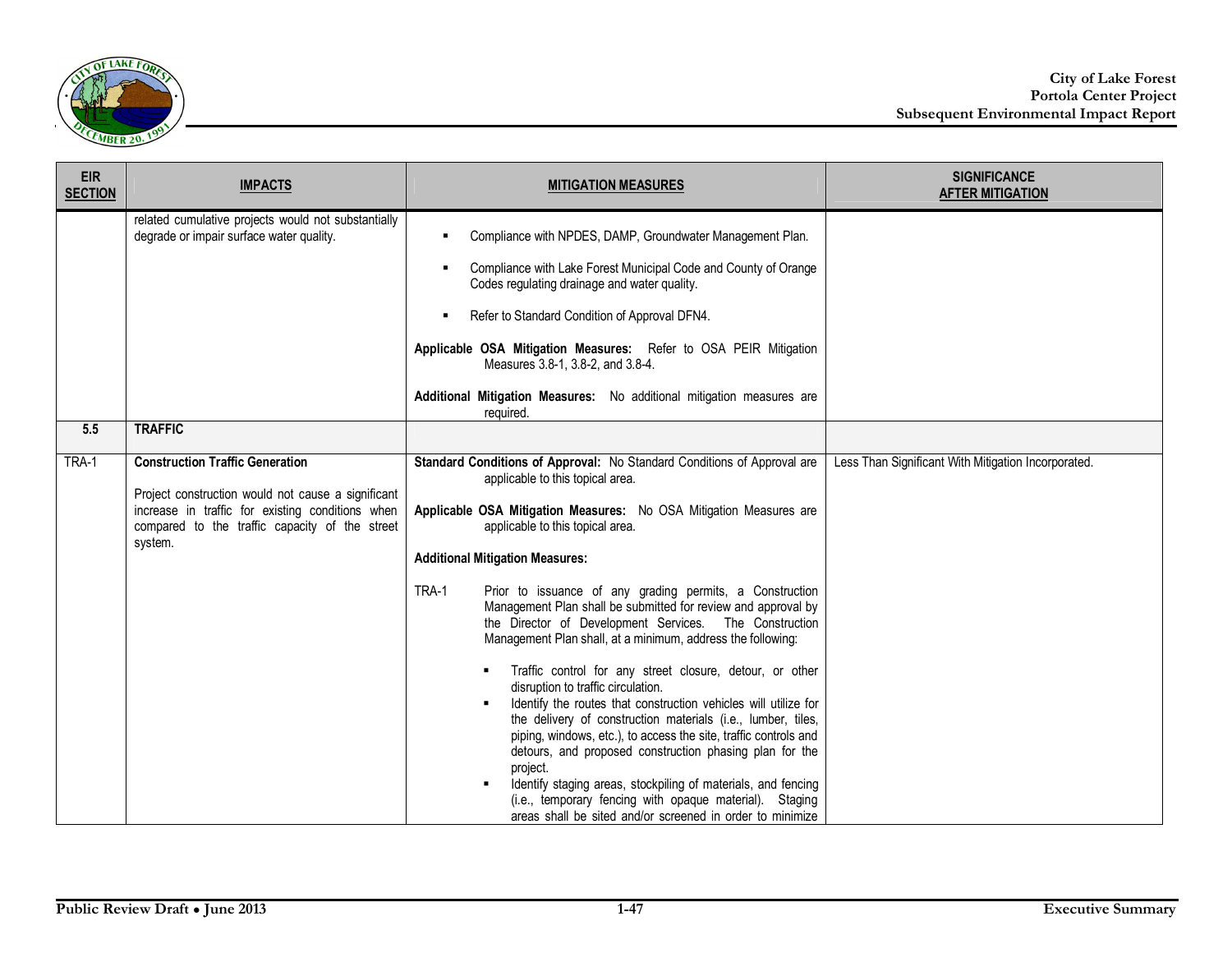| EIR SECTION | IMPACTS | MITIGATION MEASURES | SIGNIFICANCE AFTER MITIGATION |
|---|---|---|---|
| | related cumulative projects would not substantially degrade or impair surface water quality. | ▪ Compliance with NPDES, DAMP, Groundwater Management Plan.<br><br>▪ Compliance with Lake Forest Municipal Code and County of Orange Codes regulating drainage and water quality.<br><br>▪ Refer to Standard Condition of Approval DFN4.<br><br>**Applicable OSA Mitigation Measures:** Refer to OSA PEIR Mitigation Measures 3.8-1, 3.8-2, and 3.8-4.<br><br>**Additional Mitigation Measures:** No additional mitigation measures are required. | |
| **5.5** | **TRAFFIC** | | |
| TRA-1 | **Construction Traffic Generation**<br><br>Project construction would not cause a significant increase in traffic for existing conditions when compared to the traffic capacity of the street system. | **Standard Conditions of Approval:** No Standard Conditions of Approval are applicable to this topical area.<br><br>**Applicable OSA Mitigation Measures:** No OSA Mitigation Measures are applicable to this topical area.<br><br>**Additional Mitigation Measures:**<br><br>TRA-1 Prior to issuance of any grading permits, a Construction Management Plan shall be submitted for review and approval by the Director of Development Services. The Construction Management Plan shall, at a minimum, address the following:<br><br>▪ Traffic control for any street closure, detour, or other disruption to traffic circulation.<br>▪ Identify the routes that construction vehicles will utilize for the delivery of construction materials (i.e., lumber, tiles, piping, windows, etc.), to access the site, traffic controls and detours, and proposed construction phasing plan for the project.<br>▪ Identify staging areas, stockpiling of materials, and fencing (i.e., temporary fencing with opaque material). Staging areas shall be sited and/or screened in order to minimize | Less Than Significant With Mitigation Incorporated. |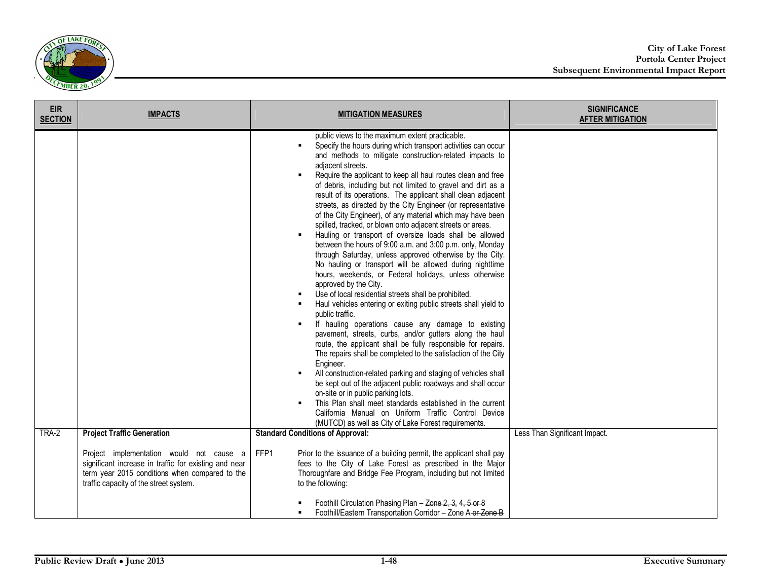| EIR SECTION | IMPACTS | MITIGATION MEASURES | SIGNIFICANCE AFTER MITIGATION |
|---|---|---|---|
| | | public views to the maximum extent practicable.<br>▪ Specify the hours during which transport activities can occur and methods to mitigate construction-related impacts to adjacent streets.<br>▪ Require the applicant to keep all haul routes clean and free of debris, including but not limited to gravel and dirt as a result of its operations. The applicant shall clean adjacent streets, as directed by the City Engineer (or representative of the City Engineer), of any material which may have been spilled, tracked, or blown onto adjacent streets or areas.<br>▪ Hauling or transport of oversize loads shall be allowed between the hours of 9:00 a.m. and 3:00 p.m. only, Monday through Saturday, unless approved otherwise by the City. No hauling or transport will be allowed during nighttime hours, weekends, or Federal holidays, unless otherwise approved by the City.<br>▪ Use of local residential streets shall be prohibited.<br>▪ Haul vehicles entering or exiting public streets shall yield to public traffic.<br>▪ If hauling operations cause any damage to existing pavement, streets, curbs, and/or gutters along the haul route, the applicant shall be fully responsible for repairs. The repairs shall be completed to the satisfaction of the City Engineer.<br>▪ All construction-related parking and staging of vehicles shall be kept out of the adjacent public roadways and shall occur on-site or in public parking lots.<br>▪ This Plan shall meet standards established in the current California Manual on Uniform Traffic Control Device (MUTCD) as well as City of Lake Forest requirements. | |
| TRA-2 | **Project Traffic Generation**<br><br>Project implementation would not cause a significant increase in traffic for existing and near term year 2015 conditions when compared to the traffic capacity of the street system. | **Standard Conditions of Approval:**<br><br>FFP1 Prior to the issuance of a building permit, the applicant shall pay fees to the City of Lake Forest as prescribed in the Major Thoroughfare and Bridge Fee Program, including but not limited to the following:<br><br>▪ Foothill Circulation Phasing Plan – ~~Zone 2, 3,~~ 4~~, 5 or 8~~<br>▪ Foothill/Eastern Transportation Corridor – Zone A ~~or Zone B~~ | Less Than Significant Impact. |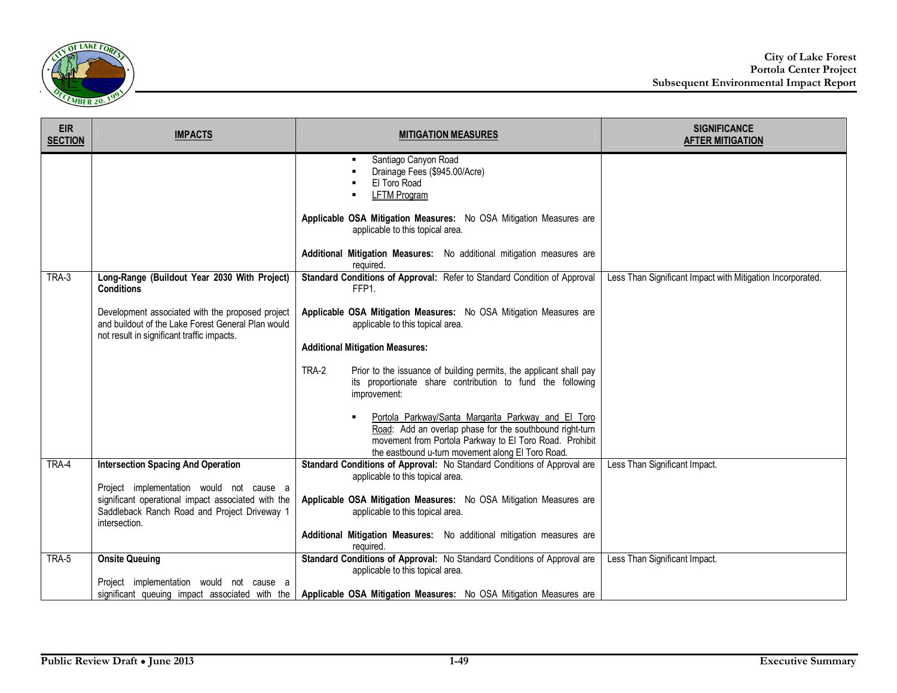| EIR SECTION | IMPACTS | MITIGATION MEASURES | SIGNIFICANCE AFTER MITIGATION |
|---|---|---|---|
| | | ▪ Santiago Canyon Road<br>▪ Drainage Fees ($945.00/Acre)<br>▪ El Toro Road<br>▪ LFTM Program<br><br>**Applicable OSA Mitigation Measures:** No OSA Mitigation Measures are applicable to this topical area.<br><br>**Additional Mitigation Measures:** No additional mitigation measures are required. | |
| TRA-3 | **Long-Range (Buildout Year 2030 With Project) Conditions**<br><br>Development associated with the proposed project and buildout of the Lake Forest General Plan would not result in significant traffic impacts. | **Standard Conditions of Approval:** Refer to Standard Condition of Approval FFP1.<br><br>**Applicable OSA Mitigation Measures:** No OSA Mitigation Measures are applicable to this topical area.<br><br>**Additional Mitigation Measures:**<br><br>TRA-2 Prior to the issuance of building permits, the applicant shall pay its proportionate share contribution to fund the following improvement:<br><br>▪ Portola Parkway/Santa Margarita Parkway and El Toro Road: Add an overlap phase for the southbound right-turn movement from Portola Parkway to El Toro Road. Prohibit the eastbound u-turn movement along El Toro Road. | Less Than Significant Impact with Mitigation Incorporated. |
| TRA-4 | **Intersection Spacing And Operation**<br><br>Project implementation would not cause a significant operational impact associated with the Saddleback Ranch Road and Project Driveway 1 intersection. | **Standard Conditions of Approval:** No Standard Conditions of Approval are applicable to this topical area.<br><br>**Applicable OSA Mitigation Measures:** No OSA Mitigation Measures are applicable to this topical area.<br><br>**Additional Mitigation Measures:** No additional mitigation measures are required. | Less Than Significant Impact. |
| TRA-5 | **Onsite Queuing**<br><br>Project implementation would not cause a significant queuing impact associated with the | **Standard Conditions of Approval:** No Standard Conditions of Approval are applicable to this topical area.<br><br>**Applicable OSA Mitigation Measures:** No OSA Mitigation Measures are | Less Than Significant Impact. |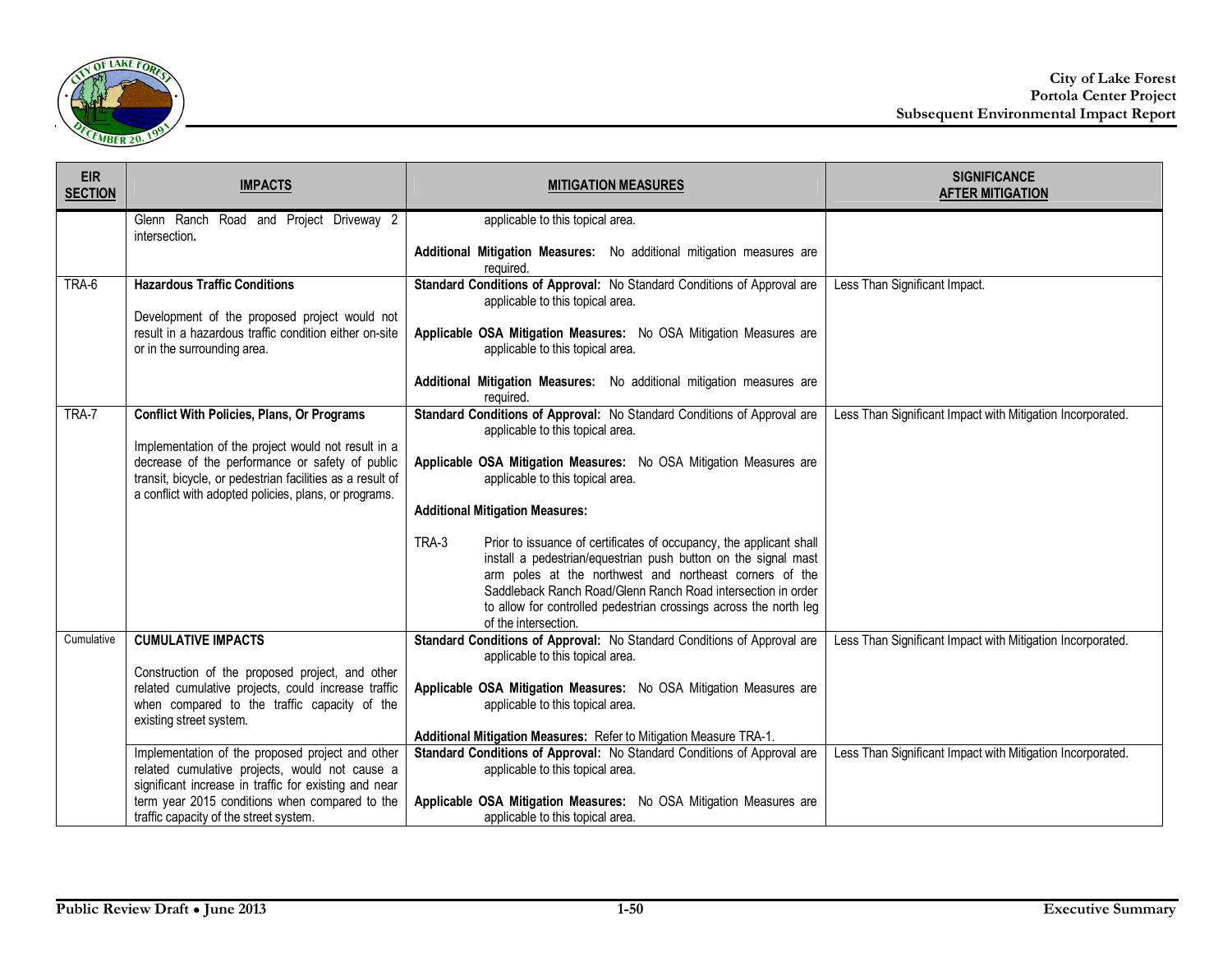| EIR SECTION | IMPACTS | MITIGATION MEASURES | SIGNIFICANCE AFTER MITIGATION |
|---|---|---|---|
| | Glenn Ranch Road and Project Driveway 2 intersection**.** | applicable to this topical area.<br><br>**Additional Mitigation Measures:** No additional mitigation measures are required. | |
| TRA-6 | **Hazardous Traffic Conditions**<br><br>Development of the proposed project would not result in a hazardous traffic condition either on-site or in the surrounding area. | **Standard Conditions of Approval:** No Standard Conditions of Approval are applicable to this topical area.<br><br>**Applicable OSA Mitigation Measures:** No OSA Mitigation Measures are applicable to this topical area.<br><br>**Additional Mitigation Measures:** No additional mitigation measures are required. | Less Than Significant Impact. |
| TRA-7 | **Conflict With Policies, Plans, Or Programs**<br><br>Implementation of the project would not result in a decrease of the performance or safety of public transit, bicycle, or pedestrian facilities as a result of a conflict with adopted policies, plans, or programs. | **Standard Conditions of Approval:** No Standard Conditions of Approval are applicable to this topical area.<br><br>**Applicable OSA Mitigation Measures:** No OSA Mitigation Measures are applicable to this topical area.<br><br>**Additional Mitigation Measures:**<br><br>TRA-3 Prior to issuance of certificates of occupancy, the applicant shall install a pedestrian/equestrian push button on the signal mast arm poles at the northwest and northeast corners of the Saddleback Ranch Road/Glenn Ranch Road intersection in order to allow for controlled pedestrian crossings across the north leg of the intersection. | Less Than Significant Impact with Mitigation Incorporated. |
| Cumulative | **CUMULATIVE IMPACTS**<br><br>Construction of the proposed project, and other related cumulative projects, could increase traffic when compared to the traffic capacity of the existing street system. | **Standard Conditions of Approval:** No Standard Conditions of Approval are applicable to this topical area.<br><br>**Applicable OSA Mitigation Measures:** No OSA Mitigation Measures are applicable to this topical area.<br><br>**Additional Mitigation Measures:** Refer to Mitigation Measure TRA-1. | Less Than Significant Impact with Mitigation Incorporated. |
| | Implementation of the proposed project and other related cumulative projects, would not cause a significant increase in traffic for existing and near term year 2015 conditions when compared to the traffic capacity of the street system. | **Standard Conditions of Approval:** No Standard Conditions of Approval are applicable to this topical area.<br><br>**Applicable OSA Mitigation Measures:** No OSA Mitigation Measures are applicable to this topical area. | Less Than Significant Impact with Mitigation Incorporated. |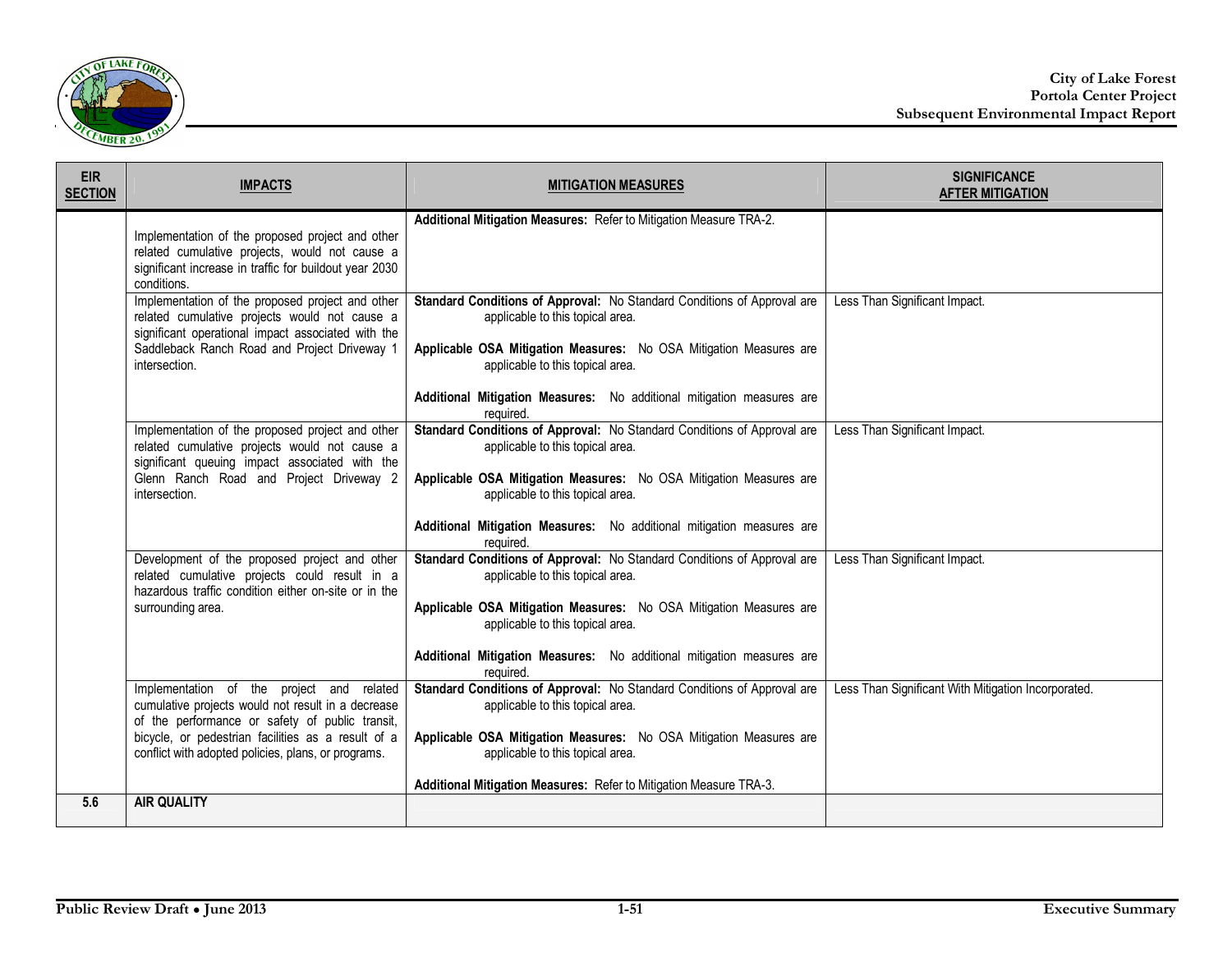| EIR SECTION | IMPACTS | MITIGATION MEASURES | SIGNIFICANCE AFTER MITIGATION |
|---|---|---|---|
| | Implementation of the proposed project and other related cumulative projects, would not cause a significant increase in traffic for buildout year 2030 conditions. | **Additional Mitigation Measures:** Refer to Mitigation Measure TRA-2. | |
| | Implementation of the proposed project and other related cumulative projects would not cause a significant operational impact associated with the Saddleback Ranch Road and Project Driveway 1 intersection. | **Standard Conditions of Approval:** No Standard Conditions of Approval are applicable to this topical area.<br><br>**Applicable OSA Mitigation Measures:** No OSA Mitigation Measures are applicable to this topical area.<br><br>**Additional Mitigation Measures:** No additional mitigation measures are required. | Less Than Significant Impact. |
| | Implementation of the proposed project and other related cumulative projects would not cause a significant queuing impact associated with the Glenn Ranch Road and Project Driveway 2 intersection. | **Standard Conditions of Approval:** No Standard Conditions of Approval are applicable to this topical area.<br><br>**Applicable OSA Mitigation Measures:** No OSA Mitigation Measures are applicable to this topical area.<br><br>**Additional Mitigation Measures:** No additional mitigation measures are required. | Less Than Significant Impact. |
| | Development of the proposed project and other related cumulative projects could result in a hazardous traffic condition either on-site or in the surrounding area. | **Standard Conditions of Approval:** No Standard Conditions of Approval are applicable to this topical area.<br><br>**Applicable OSA Mitigation Measures:** No OSA Mitigation Measures are applicable to this topical area.<br><br>**Additional Mitigation Measures:** No additional mitigation measures are required. | Less Than Significant Impact. |
| | Implementation of the project and related cumulative projects would not result in a decrease of the performance or safety of public transit, bicycle, or pedestrian facilities as a result of a conflict with adopted policies, plans, or programs. | **Standard Conditions of Approval:** No Standard Conditions of Approval are applicable to this topical area.<br><br>**Applicable OSA Mitigation Measures:** No OSA Mitigation Measures are applicable to this topical area.<br><br>**Additional Mitigation Measures:** Refer to Mitigation Measure TRA-3. | Less Than Significant With Mitigation Incorporated. |
| **5.6** | **AIR QUALITY** | | |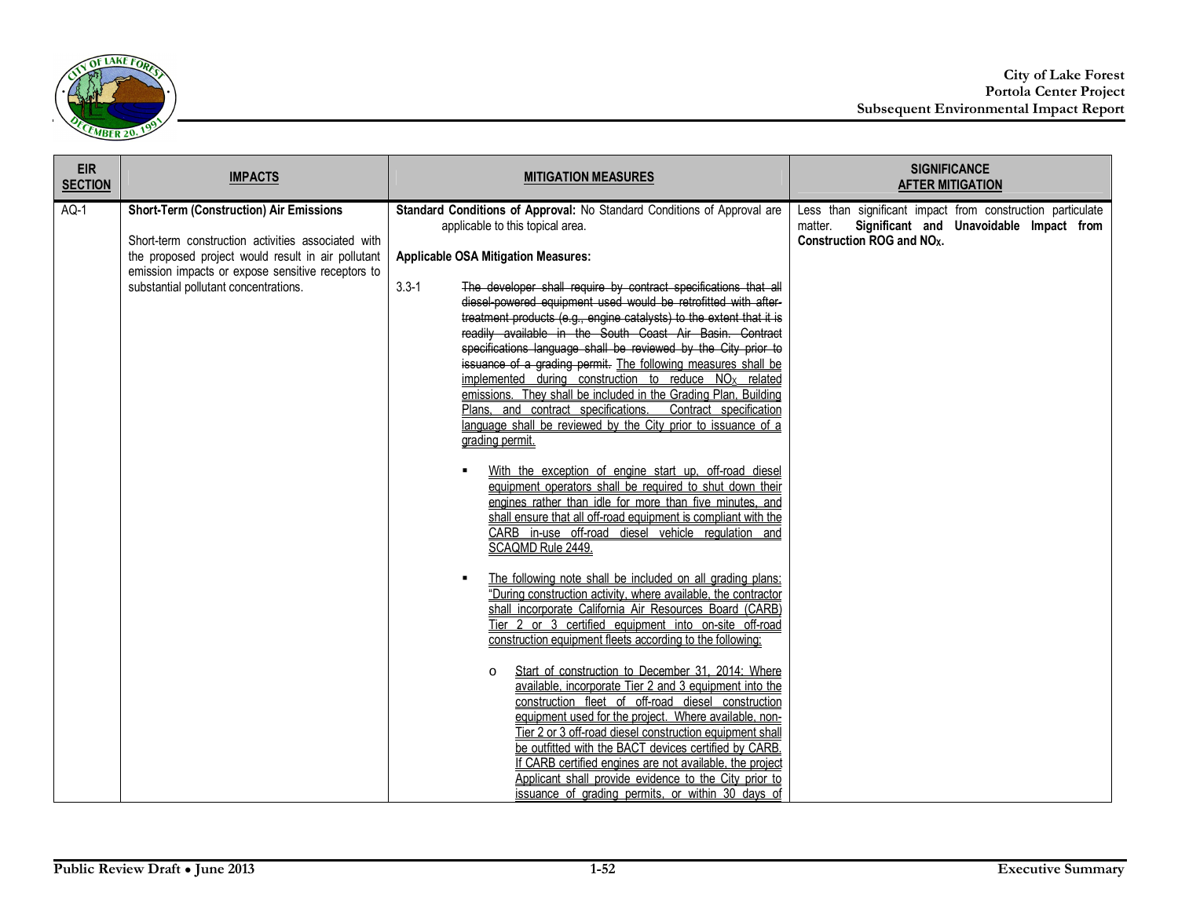| EIR SECTION | IMPACTS | MITIGATION MEASURES | SIGNIFICANCE AFTER MITIGATION |
|---|---|---|---|
| AQ-1 | **Short-Term (Construction) Air Emissions**<br><br>Short-term construction activities associated with the proposed project would result in air pollutant emission impacts or expose sensitive receptors to substantial pollutant concentrations. | **Standard Conditions of Approval:** No Standard Conditions of Approval are applicable to this topical area.<br><br>**Applicable OSA Mitigation Measures:**<br><br>3.3-1 ~~The developer shall require by contract specifications that all diesel-powered equipment used would be retrofitted with after-treatment products (e.g., engine catalysts) to the extent that it is readily available in the South Coast Air Basin. Contract specifications language shall be reviewed by the City prior to issuance of a grading permit.~~ <u>The following measures shall be implemented during construction to reduce $NO_X$ related emissions. They shall be included in the Grading Plan, Building Plans, and contract specifications. Contract specification language shall be reviewed by the City prior to issuance of a grading permit.</u><br><br>▪ <u>With the exception of engine start up, off-road diesel equipment operators shall be required to shut down their engines rather than idle for more than five minutes, and shall ensure that all off-road equipment is compliant with the CARB in-use off-road diesel vehicle regulation and SCAQMD Rule 2449.</u><br><br>▪ <u>The following note shall be included on all grading plans: "During construction activity, where available, the contractor shall incorporate California Air Resources Board (CARB) Tier 2 or 3 certified equipment into on-site off-road construction equipment fleets according to the following:</u><br><br>o <u>Start of construction to December 31, 2014: Where available, incorporate Tier 2 and 3 equipment into the construction fleet of off-road diesel construction equipment used for the project. Where available, non-Tier 2 or 3 off-road diesel construction equipment shall be outfitted with the BACT devices certified by CARB. If CARB certified engines are not available, the project Applicant shall provide evidence to the City prior to issuance of grading permits, or within 30 days of</u> | Less than significant impact from construction particulate matter. **Significant and Unavoidable Impact from Construction ROG and $NO_X$.** |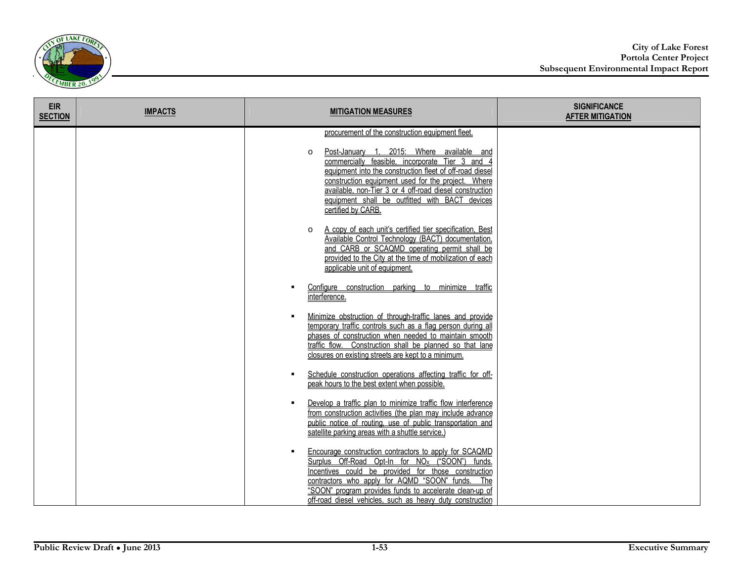| EIR SECTION | IMPACTS | MITIGATION MEASURES | SIGNIFICANCE AFTER MITIGATION |
|---|---|---|---|
| | | procurement of the construction equipment fleet.<br><br>o Post-January 1, 2015: Where available and commercially feasible, incorporate Tier 3 and 4 equipment into the construction fleet of off-road diesel construction equipment used for the project. Where available, non-Tier 3 or 4 off-road diesel construction equipment shall be outfitted with BACT devices certified by CARB.<br><br>o A copy of each unit's certified tier specification, Best Available Control Technology (BACT) documentation, and CARB or SCAQMD operating permit shall be provided to the City at the time of mobilization of each applicable unit of equipment.<br><br>▪ Configure construction parking to minimize traffic interference.<br><br>▪ Minimize obstruction of through-traffic lanes and provide temporary traffic controls such as a flag person during all phases of construction when needed to maintain smooth traffic flow. Construction shall be planned so that lane closures on existing streets are kept to a minimum.<br><br>▪ Schedule construction operations affecting traffic for off-peak hours to the best extent when possible.<br><br>▪ Develop a traffic plan to minimize traffic flow interference from construction activities (the plan may include advance public notice of routing, use of public transportation and satellite parking areas with a shuttle service.)<br><br>▪ Encourage construction contractors to apply for SCAQMD Surplus Off-Road Opt-In for $NO_X$ ("SOON") funds. Incentives could be provided for those construction contractors who apply for AQMD "SOON" funds. The "SOON" program provides funds to accelerate clean-up of off-road diesel vehicles, such as heavy duty construction | |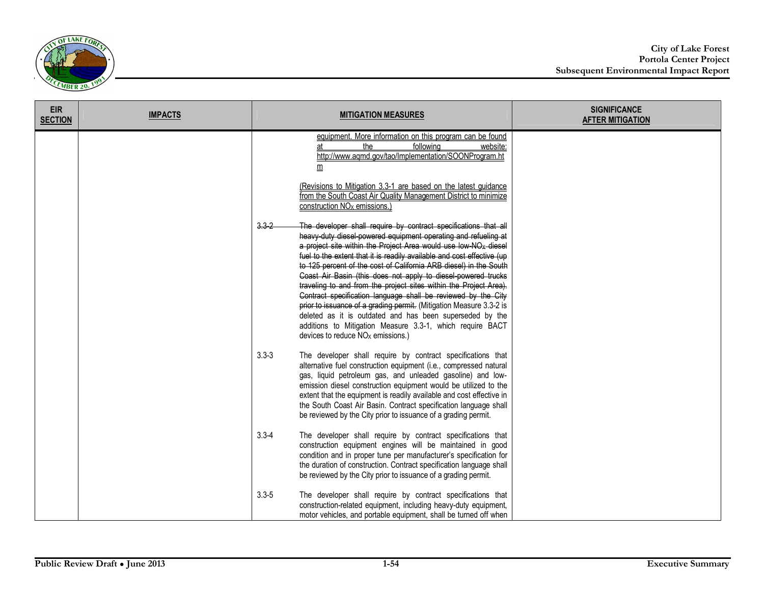| EIR SECTION | IMPACTS | MITIGATION MEASURES | SIGNIFICANCE AFTER MITIGATION |
|---|---|---|---|
| | | equipment. More information on this program can be found at the following website: http://www.aqmd.gov/tao/Implementation/SOONProgram.htm<br><br>(Revisions to Mitigation 3.3-1 are based on the latest guidance from the South Coast Air Quality Management District to minimize construction $NO_X$ emissions.)<br><br>~~3.3-2 The developer shall require by contract specifications that all heavy-duty diesel-powered equipment operating and refueling at a project site within the Project Area would use low-$NO_X$ diesel fuel to the extent that it is readily available and cost effective (up to 125 percent of the cost of California ARB diesel) in the South Coast Air Basin (this does not apply to diesel-powered trucks traveling to and from the project sites within the Project Area). Contract specification language shall be reviewed by the City prior to issuance of a grading permit.~~ (Mitigation Measure 3.3-2 is deleted as it is outdated and has been superseded by the additions to Mitigation Measure 3.3-1, which require BACT devices to reduce $NO_X$ emissions.)<br><br>3.3-3 The developer shall require by contract specifications that alternative fuel construction equipment (i.e., compressed natural gas, liquid petroleum gas, and unleaded gasoline) and low-emission diesel construction equipment would be utilized to the extent that the equipment is readily available and cost effective in the South Coast Air Basin. Contract specification language shall be reviewed by the City prior to issuance of a grading permit.<br><br>3.3-4 The developer shall require by contract specifications that construction equipment engines will be maintained in good condition and in proper tune per manufacturer's specification for the duration of construction. Contract specification language shall be reviewed by the City prior to issuance of a grading permit.<br><br>3.3-5 The developer shall require by contract specifications that construction-related equipment, including heavy-duty equipment, motor vehicles, and portable equipment, shall be turned off when | |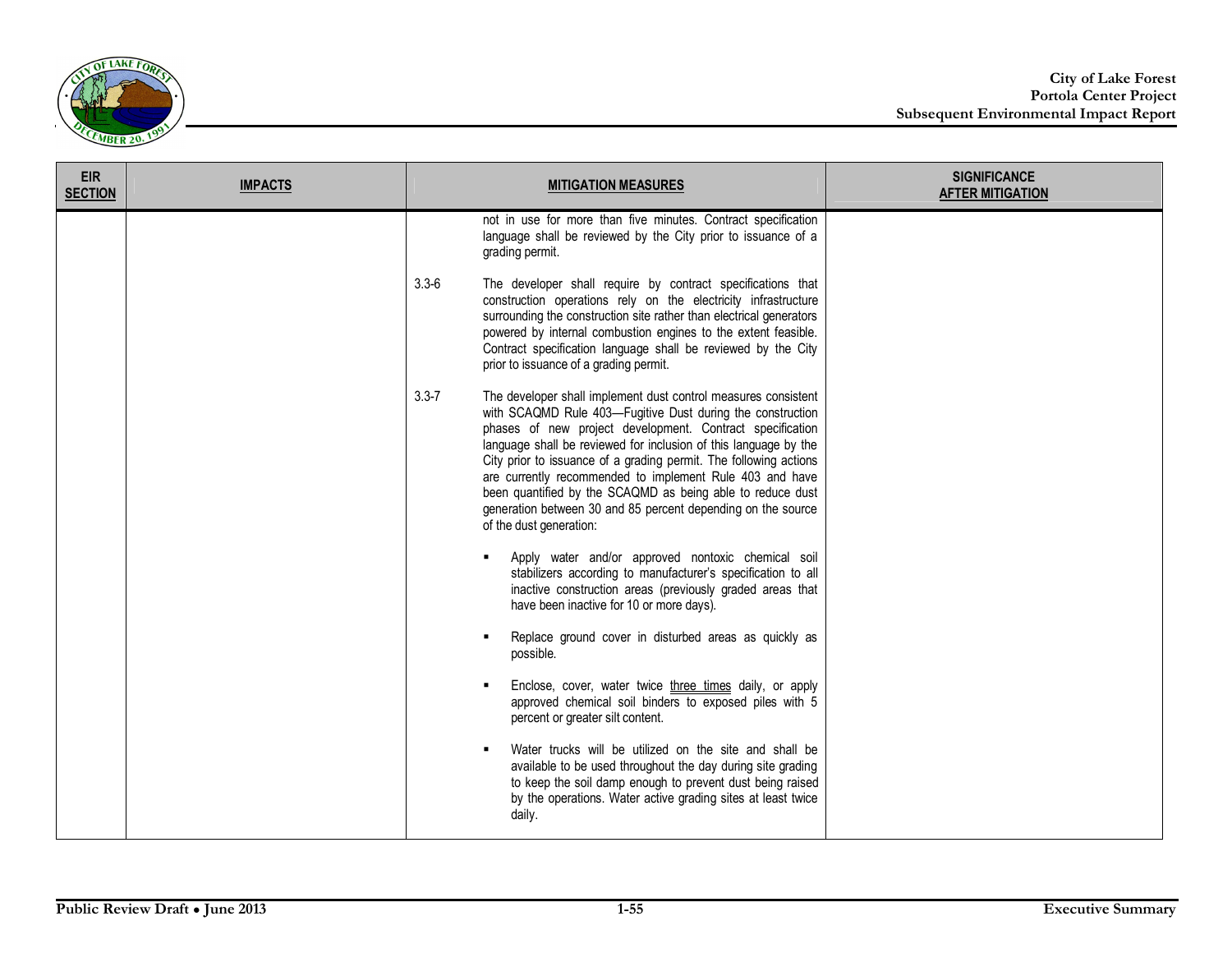| EIR SECTION | IMPACTS | MITIGATION MEASURES | SIGNIFICANCE AFTER MITIGATION |
|---|---|---|---|
| | | not in use for more than five minutes. Contract specification language shall be reviewed by the City prior to issuance of a grading permit.<br><br>3.3-6 The developer shall require by contract specifications that construction operations rely on the electricity infrastructure surrounding the construction site rather than electrical generators powered by internal combustion engines to the extent feasible. Contract specification language shall be reviewed by the City prior to issuance of a grading permit.<br><br>3.3-7 The developer shall implement dust control measures consistent with SCAQMD Rule 403—Fugitive Dust during the construction phases of new project development. Contract specification language shall be reviewed for inclusion of this language by the City prior to issuance of a grading permit. The following actions are currently recommended to implement Rule 403 and have been quantified by the SCAQMD as being able to reduce dust generation between 30 and 85 percent depending on the source of the dust generation:<br><br>▪ Apply water and/or approved nontoxic chemical soil stabilizers according to manufacturer's specification to all inactive construction areas (previously graded areas that have been inactive for 10 or more days).<br><br>▪ Replace ground cover in disturbed areas as quickly as possible.<br><br>▪ Enclose, cover, water ~~twice~~ <u>three times</u> daily, or apply approved chemical soil binders to exposed piles with 5 percent or greater silt content.<br><br>▪ Water trucks will be utilized on the site and shall be available to be used throughout the day during site grading to keep the soil damp enough to prevent dust being raised by the operations. Water active grading sites at least twice daily. | |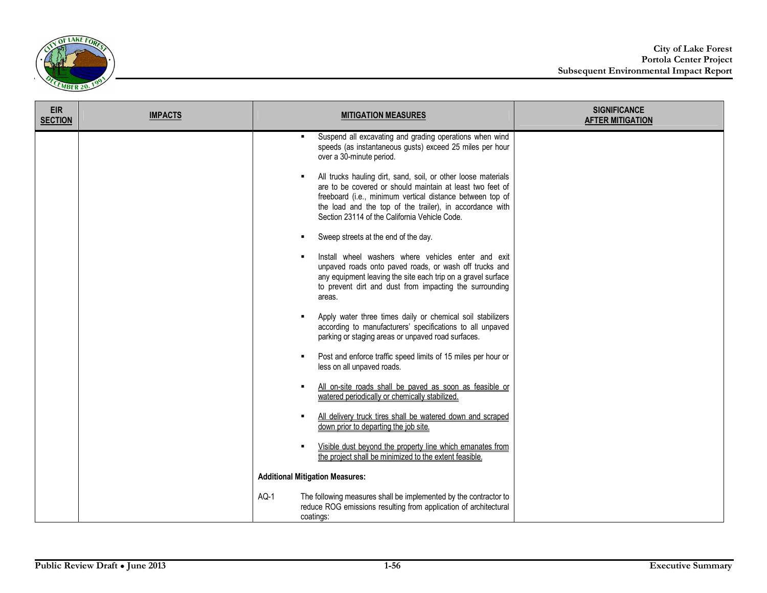| EIR SECTION | IMPACTS | MITIGATION MEASURES | SIGNIFICANCE AFTER MITIGATION |
|---|---|---|---|
| | | ▪ Suspend all excavating and grading operations when wind speeds (as instantaneous gusts) exceed 25 miles per hour over a 30-minute period.<br><br>▪ All trucks hauling dirt, sand, soil, or other loose materials are to be covered or should maintain at least two feet of freeboard (i.e., minimum vertical distance between top of the load and the top of the trailer), in accordance with Section 23114 of the California Vehicle Code.<br><br>▪ Sweep streets at the end of the day.<br><br>▪ Install wheel washers where vehicles enter and exit unpaved roads onto paved roads, or wash off trucks and any equipment leaving the site each trip on a gravel surface to prevent dirt and dust from impacting the surrounding areas.<br><br>▪ Apply water three times daily or chemical soil stabilizers according to manufacturers' specifications to all unpaved parking or staging areas or unpaved road surfaces.<br><br>▪ Post and enforce traffic speed limits of 15 miles per hour or less on all unpaved roads.<br><br>▪ <u>All on-site roads shall be paved as soon as feasible or watered periodically or chemically stabilized.</u><br><br>▪ <u>All delivery truck tires shall be watered down and scraped down prior to departing the job site.</u><br><br>▪ <u>Visible dust beyond the property line which emanates from the project shall be minimized to the extent feasible.</u><br><br>**Additional Mitigation Measures:**<br><br>AQ-1 The following measures shall be implemented by the contractor to reduce ROG emissions resulting from application of architectural coatings: | |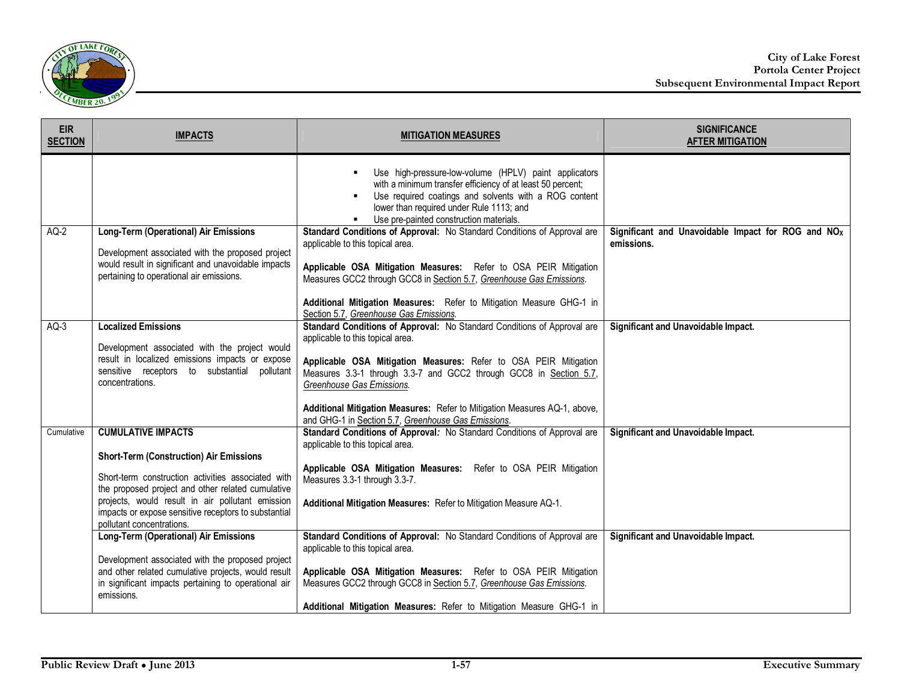| EIR SECTION | IMPACTS | MITIGATION MEASURES | SIGNIFICANCE AFTER MITIGATION |
|---|---|---|---|
| | | ▪ Use high-pressure-low-volume (HPLV) paint applicators with a minimum transfer efficiency of at least 50 percent;<br>▪ Use required coatings and solvents with a ROG content lower than required under Rule 1113; and<br>▪ Use pre-painted construction materials. | |
| AQ-2 | **Long-Term (Operational) Air Emissions**<br><br>Development associated with the proposed project would result in significant and unavoidable impacts pertaining to operational air emissions. | **Standard Conditions of Approval:** No Standard Conditions of Approval are applicable to this topical area.<br><br>**Applicable OSA Mitigation Measures:** Refer to OSA PEIR Mitigation Measures GCC2 through GCC8 in Section 5.7, *Greenhouse Gas Emissions*.<br><br>**Additional Mitigation Measures:** Refer to Mitigation Measure GHG-1 in Section 5.7, *Greenhouse Gas Emissions*. | **Significant and Unavoidable Impact for ROG and $NO_X$ emissions.** |
| AQ-3 | **Localized Emissions**<br><br>Development associated with the project would result in localized emissions impacts or expose sensitive receptors to substantial pollutant concentrations. | **Standard Conditions of Approval:** No Standard Conditions of Approval are applicable to this topical area.<br><br>**Applicable OSA Mitigation Measures:** Refer to OSA PEIR Mitigation Measures 3.3-1 through 3.3-7 and GCC2 through GCC8 in Section 5.7, *Greenhouse Gas Emissions*.<br><br>**Additional Mitigation Measures:** Refer to Mitigation Measures AQ-1, above, and GHG-1 in Section 5.7, *Greenhouse Gas Emissions*. | **Significant and Unavoidable Impact.** |
| Cumulative | **CUMULATIVE IMPACTS**<br><br>**Short-Term (Construction) Air Emissions**<br><br>Short-term construction activities associated with the proposed project and other related cumulative projects, would result in air pollutant emission impacts or expose sensitive receptors to substantial pollutant concentrations. | **Standard Conditions of Approval***:* No Standard Conditions of Approval are applicable to this topical area.<br><br>**Applicable OSA Mitigation Measures:** Refer to OSA PEIR Mitigation Measures 3.3-1 through 3.3-7.<br><br>**Additional Mitigation Measures:** Refer to Mitigation Measure AQ-1. | **Significant and Unavoidable Impact.** |
| | **Long-Term (Operational) Air Emissions**<br><br>Development associated with the proposed project and other related cumulative projects, would result in significant impacts pertaining to operational air emissions. | **Standard Conditions of Approval:** No Standard Conditions of Approval are applicable to this topical area.<br><br>**Applicable OSA Mitigation Measures:** Refer to OSA PEIR Mitigation Measures GCC2 through GCC8 in Section 5.7, *Greenhouse Gas Emissions*.<br><br>**Additional Mitigation Measures:** Refer to Mitigation Measure GHG-1 in | **Significant and Unavoidable Impact.** |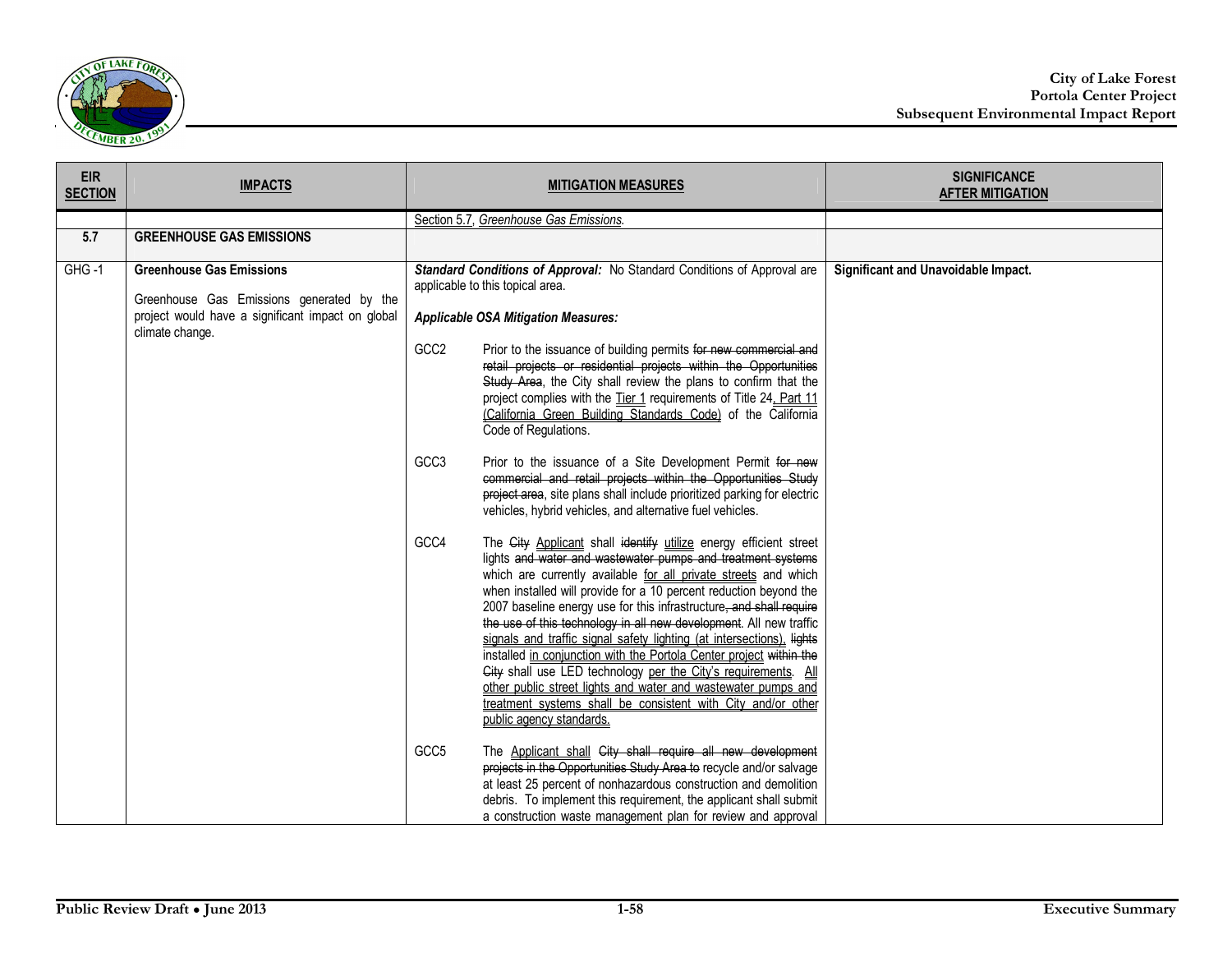| EIR SECTION | IMPACTS | MITIGATION MEASURES | SIGNIFICANCE AFTER MITIGATION |
|---|---|---|---|
| | | Section 5.7, *Greenhouse Gas Emissions*. | |
| **5.7** | **GREENHOUSE GAS EMISSIONS** | | |
| GHG -1 | **Greenhouse Gas Emissions**<br><br>Greenhouse Gas Emissions generated by the project would have a significant impact on global climate change. | ***Standard Conditions of Approval:*** No Standard Conditions of Approval are applicable to this topical area.<br><br>***Applicable OSA Mitigation Measures:***<br><br>GCC2 Prior to the issuance of building permits ~~for new commercial and retail projects or residential projects within the Opportunities Study Area~~, the City shall review the plans to confirm that the project complies with the Tier 1 requirements of Title 24, Part 11 (California Green Building Standards Code) of the California Code of Regulations.<br><br>GCC3 Prior to the issuance of a Site Development Permit ~~for new commercial and retail projects within the Opportunities Study project area~~, site plans shall include prioritized parking for electric vehicles, hybrid vehicles, and alternative fuel vehicles.<br><br>GCC4 The ~~City~~ Applicant shall ~~identify~~ utilize energy efficient street lights ~~and water and wastewater pumps and treatment systems~~ which are currently available for all private streets and which when installed will provide for a 10 percent reduction beyond the 2007 baseline energy use for this infrastructure~~, and shall require the use of this technology in all new development~~. All new traffic signals and traffic signal safety lighting (at intersections). ~~lights~~ installed in conjunction with the Portola Center project ~~within the City~~ shall use LED technology per the City's requirements. All other public street lights and water and wastewater pumps and treatment systems shall be consistent with City and/or other public agency standards.<br><br>GCC5 The Applicant shall ~~City shall require all new development projects in the Opportunities Study Area to~~ recycle and/or salvage at least 25 percent of nonhazardous construction and demolition debris. To implement this requirement, the applicant shall submit a construction waste management plan for review and approval | **Significant and Unavoidable Impact.** |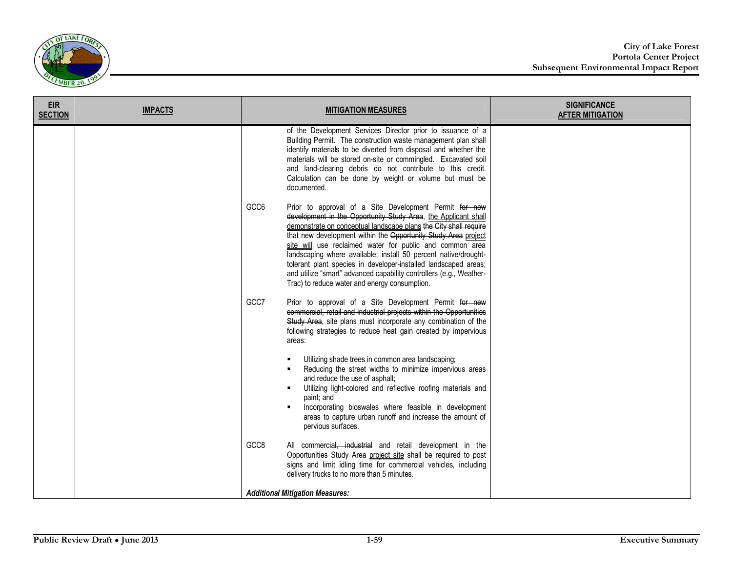| EIR SECTION | IMPACTS | MITIGATION MEASURES | SIGNIFICANCE AFTER MITIGATION |
|---|---|---|---|
| | | of the Development Services Director prior to issuance of a Building Permit. The construction waste management plan shall identify materials to be diverted from disposal and whether the materials will be stored on-site or commingled. Excavated soil and land-clearing debris do not contribute to this credit. Calculation can be done by weight or volume but must be documented.<br><br>GCC6 Prior to approval of a Site Development Permit ~~for new development in the Opportunity Study Area~~, the Applicant shall demonstrate on conceptual landscape plans ~~the City shall require~~ that new development within the ~~Opportunity Study Area~~ project site will use reclaimed water for public and common area landscaping where available; install 50 percent native/drought-tolerant plant species in developer-installed landscaped areas; and utilize "smart" advanced capability controllers (e.g., Weather-Trac) to reduce water and energy consumption.<br><br>GCC7 Prior to approval of a Site Development Permit ~~for new commercial, retail and industrial projects within the Opportunities Study Area~~, site plans must incorporate any combination of the following strategies to reduce heat gain created by impervious areas:<br>▪ Utilizing shade trees in common area landscaping;<br>▪ Reducing the street widths to minimize impervious areas and reduce the use of asphalt;<br>▪ Utilizing light-colored and reflective roofing materials and paint; and<br>▪ Incorporating bioswales where feasible in development areas to capture urban runoff and increase the amount of pervious surfaces.<br><br>GCC8 All commercial~~, industrial~~ and retail development in the ~~Opportunities Study Area~~ project site shall be required to post signs and limit idling time for commercial vehicles, including delivery trucks to no more than 5 minutes.<br><br>***Additional Mitigation Measures:*** | |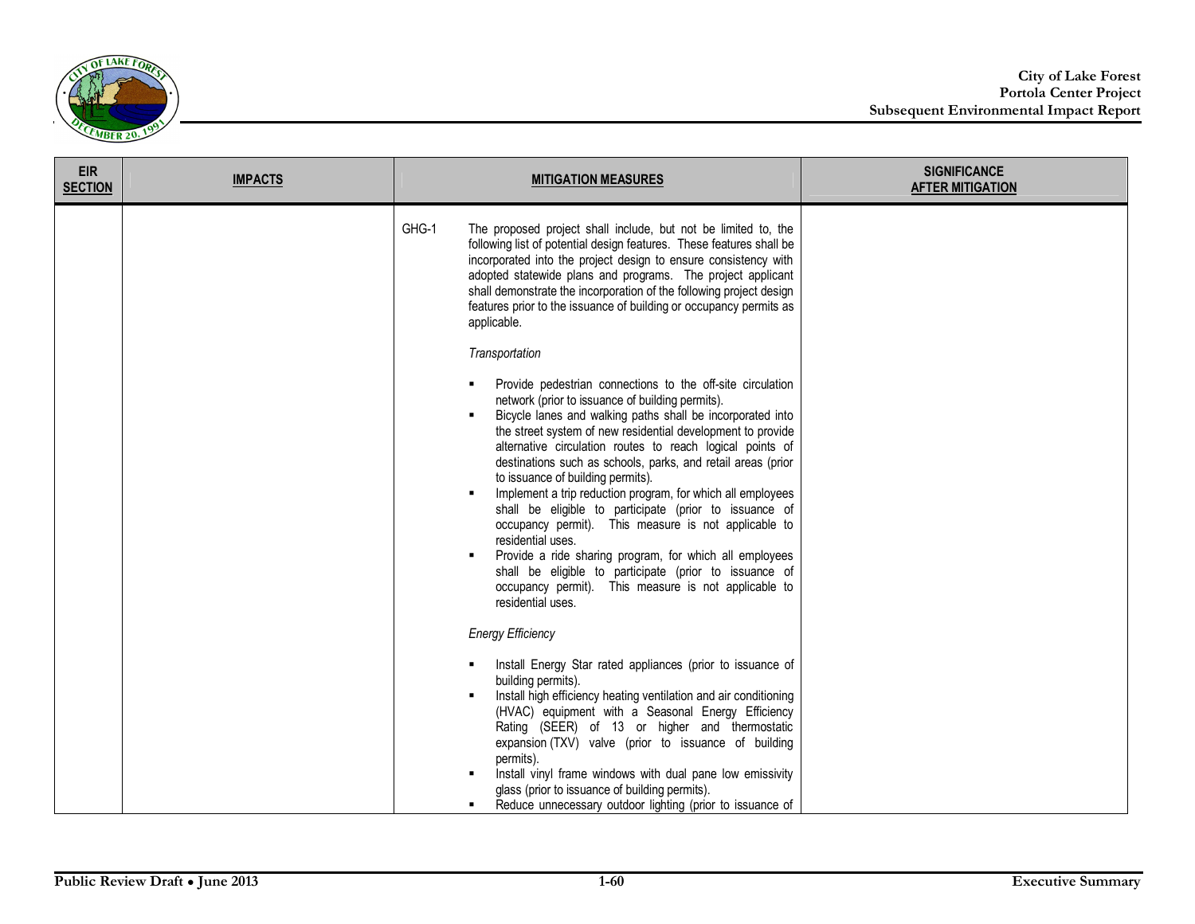| EIR SECTION | IMPACTS | MITIGATION MEASURES | SIGNIFICANCE AFTER MITIGATION |
|---|---|---|---|
| | | GHG-1 The proposed project shall include, but not be limited to, the following list of potential design features. These features shall be incorporated into the project design to ensure consistency with adopted statewide plans and programs. The project applicant shall demonstrate the incorporation of the following project design features prior to the issuance of building or occupancy permits as applicable.<br><br>*Transportation*<br><br>▪ Provide pedestrian connections to the off-site circulation network (prior to issuance of building permits).<br>▪ Bicycle lanes and walking paths shall be incorporated into the street system of new residential development to provide alternative circulation routes to reach logical points of destinations such as schools, parks, and retail areas (prior to issuance of building permits).<br>▪ Implement a trip reduction program, for which all employees shall be eligible to participate (prior to issuance of occupancy permit). This measure is not applicable to residential uses.<br>▪ Provide a ride sharing program, for which all employees shall be eligible to participate (prior to issuance of occupancy permit). This measure is not applicable to residential uses.<br><br>*Energy Efficiency*<br><br>▪ Install Energy Star rated appliances (prior to issuance of building permits).<br>▪ Install high efficiency heating ventilation and air conditioning (HVAC) equipment with a Seasonal Energy Efficiency Rating (SEER) of 13 or higher and thermostatic expansion (TXV) valve (prior to issuance of building permits).<br>▪ Install vinyl frame windows with dual pane low emissivity glass (prior to issuance of building permits).<br>▪ Reduce unnecessary outdoor lighting (prior to issuance of | |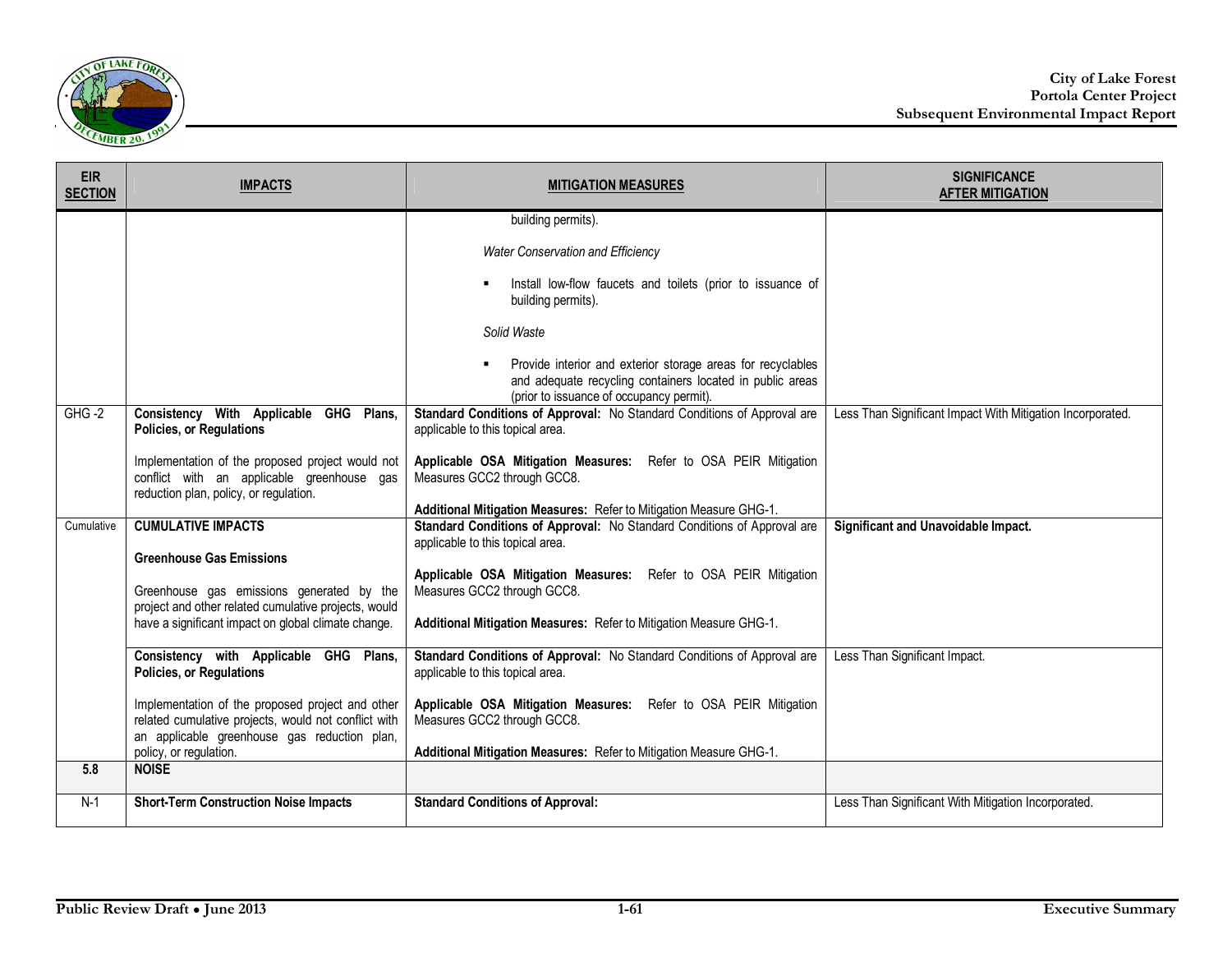| EIR SECTION | IMPACTS | MITIGATION MEASURES | SIGNIFICANCE AFTER MITIGATION |
|---|---|---|---|
| | | building permits).<br><br>*Water Conservation and Efficiency*<br><br>▪ Install low-flow faucets and toilets (prior to issuance of building permits).<br><br>*Solid Waste*<br><br>▪ Provide interior and exterior storage areas for recyclables and adequate recycling containers located in public areas (prior to issuance of occupancy permit). | |
| GHG -2 | **Consistency With Applicable GHG Plans, Policies, or Regulations**<br><br>Implementation of the proposed project would not conflict with an applicable greenhouse gas reduction plan, policy, or regulation. | **Standard Conditions of Approval:** No Standard Conditions of Approval are applicable to this topical area.<br><br>**Applicable OSA Mitigation Measures:** Refer to OSA PEIR Mitigation Measures GCC2 through GCC8.<br><br>**Additional Mitigation Measures:** Refer to Mitigation Measure GHG-1. | Less Than Significant Impact With Mitigation Incorporated. |
| Cumulative | **CUMULATIVE IMPACTS**<br><br>**Greenhouse Gas Emissions**<br><br>Greenhouse gas emissions generated by the project and other related cumulative projects, would have a significant impact on global climate change. | **Standard Conditions of Approval:** No Standard Conditions of Approval are applicable to this topical area.<br><br>**Applicable OSA Mitigation Measures:** Refer to OSA PEIR Mitigation Measures GCC2 through GCC8.<br><br>**Additional Mitigation Measures:** Refer to Mitigation Measure GHG-1. | **Significant and Unavoidable Impact.** |
| | **Consistency with Applicable GHG Plans, Policies, or Regulations**<br><br>Implementation of the proposed project and other related cumulative projects, would not conflict with an applicable greenhouse gas reduction plan, policy, or regulation. | **Standard Conditions of Approval:** No Standard Conditions of Approval are applicable to this topical area.<br><br>**Applicable OSA Mitigation Measures:** Refer to OSA PEIR Mitigation Measures GCC2 through GCC8.<br><br>**Additional Mitigation Measures:** Refer to Mitigation Measure GHG-1. | Less Than Significant Impact. |
| **5.8** | **NOISE** | | |
| N-1 | **Short-Term Construction Noise Impacts** | **Standard Conditions of Approval:** | Less Than Significant With Mitigation Incorporated. |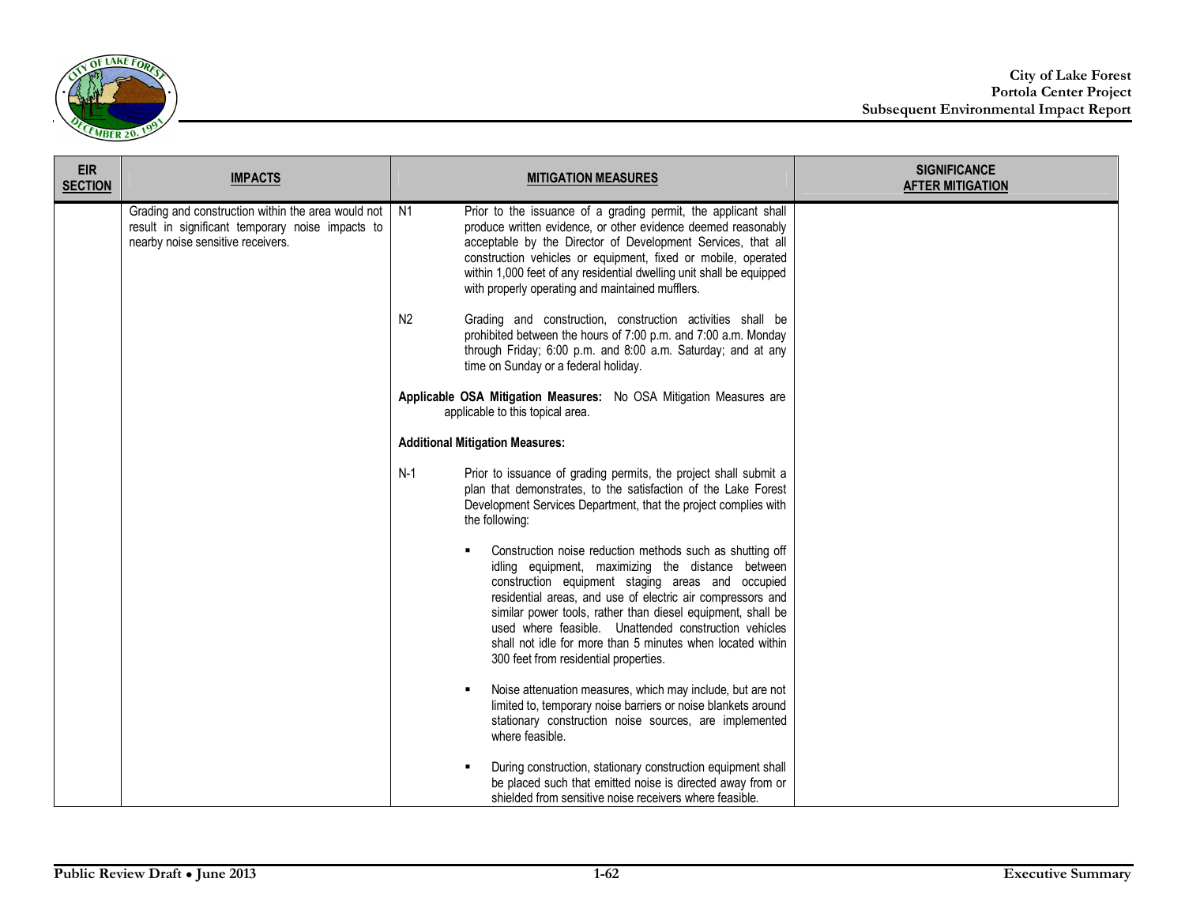| EIR SECTION | IMPACTS | MITIGATION MEASURES | SIGNIFICANCE AFTER MITIGATION |
|---|---|---|---|
| | Grading and construction within the area would not result in significant temporary noise impacts to nearby noise sensitive receivers. | N1 Prior to the issuance of a grading permit, the applicant shall produce written evidence, or other evidence deemed reasonably acceptable by the Director of Development Services, that all construction vehicles or equipment, fixed or mobile, operated within 1,000 feet of any residential dwelling unit shall be equipped with properly operating and maintained mufflers.<br><br>N2 Grading and construction, construction activities shall be prohibited between the hours of 7:00 p.m. and 7:00 a.m. Monday through Friday; 6:00 p.m. and 8:00 a.m. Saturday; and at any time on Sunday or a federal holiday.<br><br>**Applicable OSA Mitigation Measures:** No OSA Mitigation Measures are applicable to this topical area.<br><br>**Additional Mitigation Measures:**<br><br>N-1 Prior to issuance of grading permits, the project shall submit a plan that demonstrates, to the satisfaction of the Lake Forest Development Services Department, that the project complies with the following:<br><br>▪ Construction noise reduction methods such as shutting off idling equipment, maximizing the distance between construction equipment staging areas and occupied residential areas, and use of electric air compressors and similar power tools, rather than diesel equipment, shall be used where feasible. Unattended construction vehicles shall not idle for more than 5 minutes when located within 300 feet from residential properties.<br><br>▪ Noise attenuation measures, which may include, but are not limited to, temporary noise barriers or noise blankets around stationary construction noise sources, are implemented where feasible.<br><br>▪ During construction, stationary construction equipment shall be placed such that emitted noise is directed away from or shielded from sensitive noise receivers where feasible. | |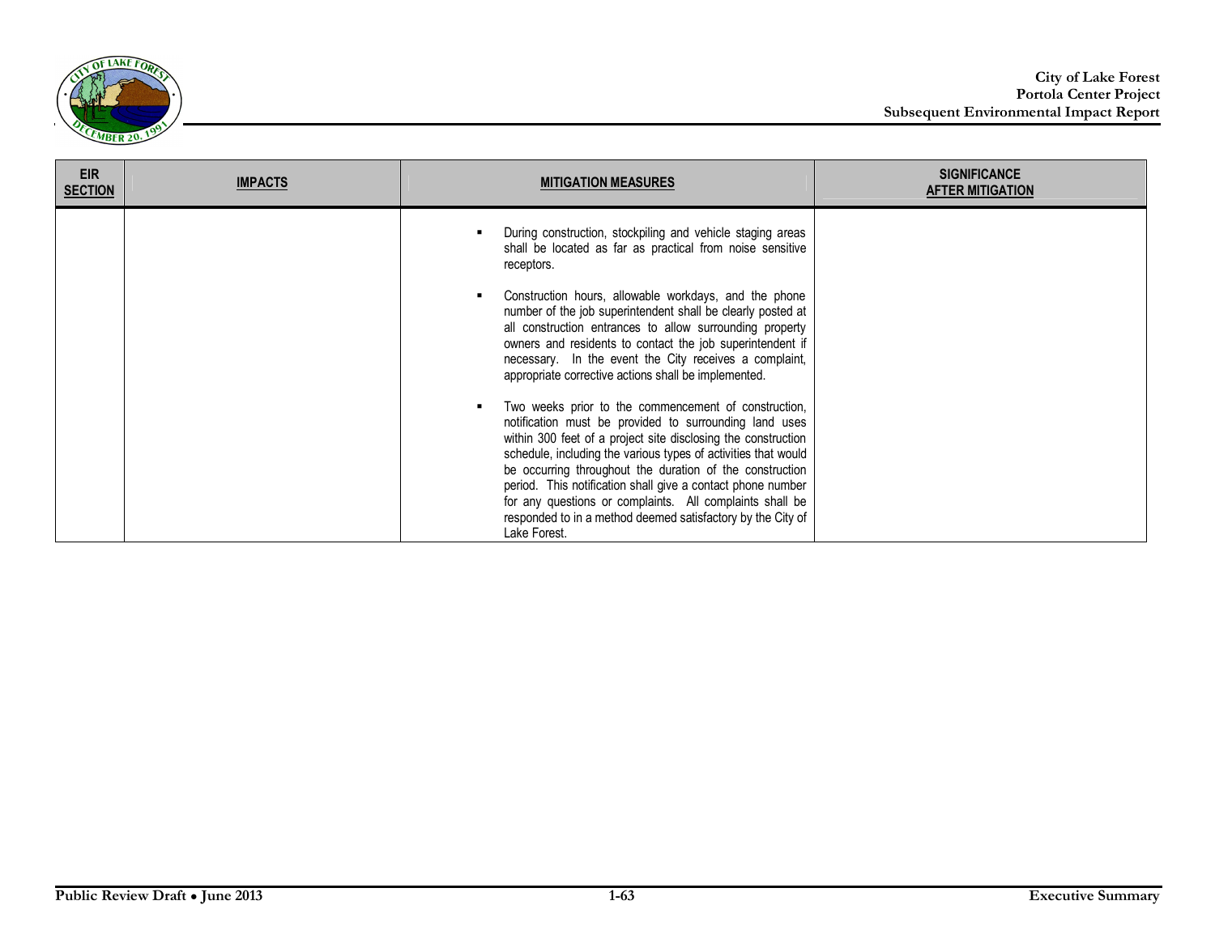| EIR SECTION | IMPACTS | MITIGATION MEASURES | SIGNIFICANCE AFTER MITIGATION |
|---|---|---|---|
| | | ▪ During construction, stockpiling and vehicle staging areas shall be located as far as practical from noise sensitive receptors.<br><br>▪ Construction hours, allowable workdays, and the phone number of the job superintendent shall be clearly posted at all construction entrances to allow surrounding property owners and residents to contact the job superintendent if necessary. In the event the City receives a complaint, appropriate corrective actions shall be implemented.<br><br>▪ Two weeks prior to the commencement of construction, notification must be provided to surrounding land uses within 300 feet of a project site disclosing the construction schedule, including the various types of activities that would be occurring throughout the duration of the construction period. This notification shall give a contact phone number for any questions or complaints. All complaints shall be responded to in a method deemed satisfactory by the City of Lake Forest. | |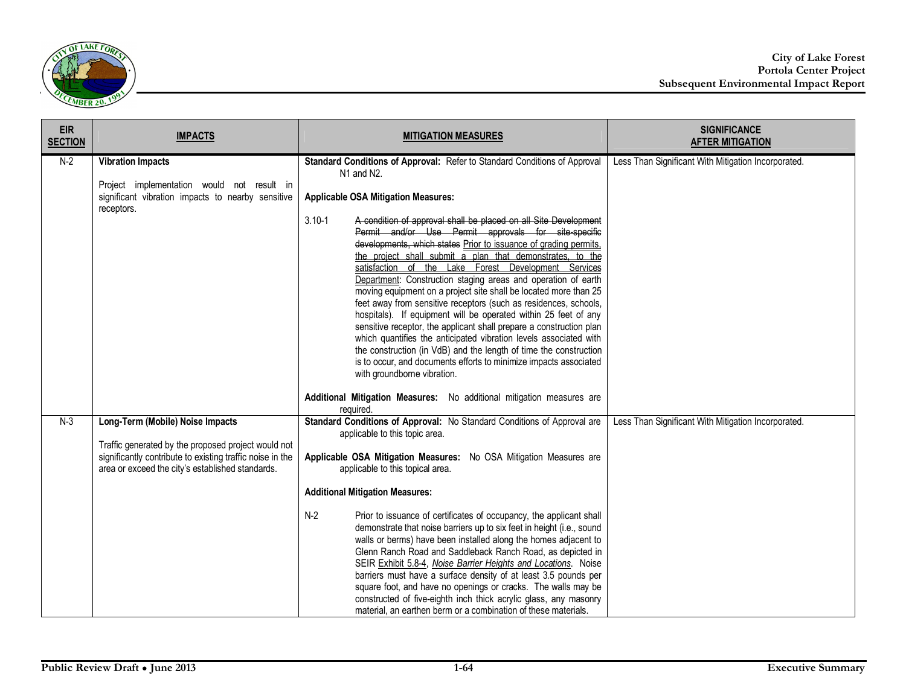| EIR SECTION | IMPACTS | MITIGATION MEASURES | SIGNIFICANCE AFTER MITIGATION |
|---|---|---|---|
| N-2 | **Vibration Impacts**<br><br>Project implementation would not result in significant vibration impacts to nearby sensitive receptors. | **Standard Conditions of Approval:** Refer to Standard Conditions of Approval N1 and N2.<br><br>**Applicable OSA Mitigation Measures:**<br><br>3.10-1 ~~A condition of approval shall be placed on all Site Development Permit and/or Use Permit approvals for site-specific developments, which states~~ <u>Prior to issuance of grading permits, the project shall submit a plan that demonstrates, to the satisfaction of the Lake Forest Development Services Department</u>: Construction staging areas and operation of earth moving equipment on a project site shall be located more than 25 feet away from sensitive receptors (such as residences, schools, hospitals). If equipment will be operated within 25 feet of any sensitive receptor, the applicant shall prepare a construction plan which quantifies the anticipated vibration levels associated with the construction (in VdB) and the length of time the construction is to occur, and documents efforts to minimize impacts associated with groundborne vibration.<br><br>**Additional Mitigation Measures:** No additional mitigation measures are required. | Less Than Significant With Mitigation Incorporated. |
| N-3 | **Long-Term (Mobile) Noise Impacts**<br><br>Traffic generated by the proposed project would not significantly contribute to existing traffic noise in the area or exceed the city's established standards. | **Standard Conditions of Approval:** No Standard Conditions of Approval are applicable to this topic area.<br><br>**Applicable OSA Mitigation Measures:** No OSA Mitigation Measures are applicable to this topical area.<br><br>**Additional Mitigation Measures:**<br><br>N-2 Prior to issuance of certificates of occupancy, the applicant shall demonstrate that noise barriers up to six feet in height (i.e., sound walls or berms) have been installed along the homes adjacent to Glenn Ranch Road and Saddleback Ranch Road, as depicted in SEIR <u>Exhibit 5.8-4</u>, <u>*Noise Barrier Heights and Locations*</u>. Noise barriers must have a surface density of at least 3.5 pounds per square foot, and have no openings or cracks. The walls may be constructed of five-eighth inch thick acrylic glass, any masonry material, an earthen berm or a combination of these materials. | Less Than Significant With Mitigation Incorporated. |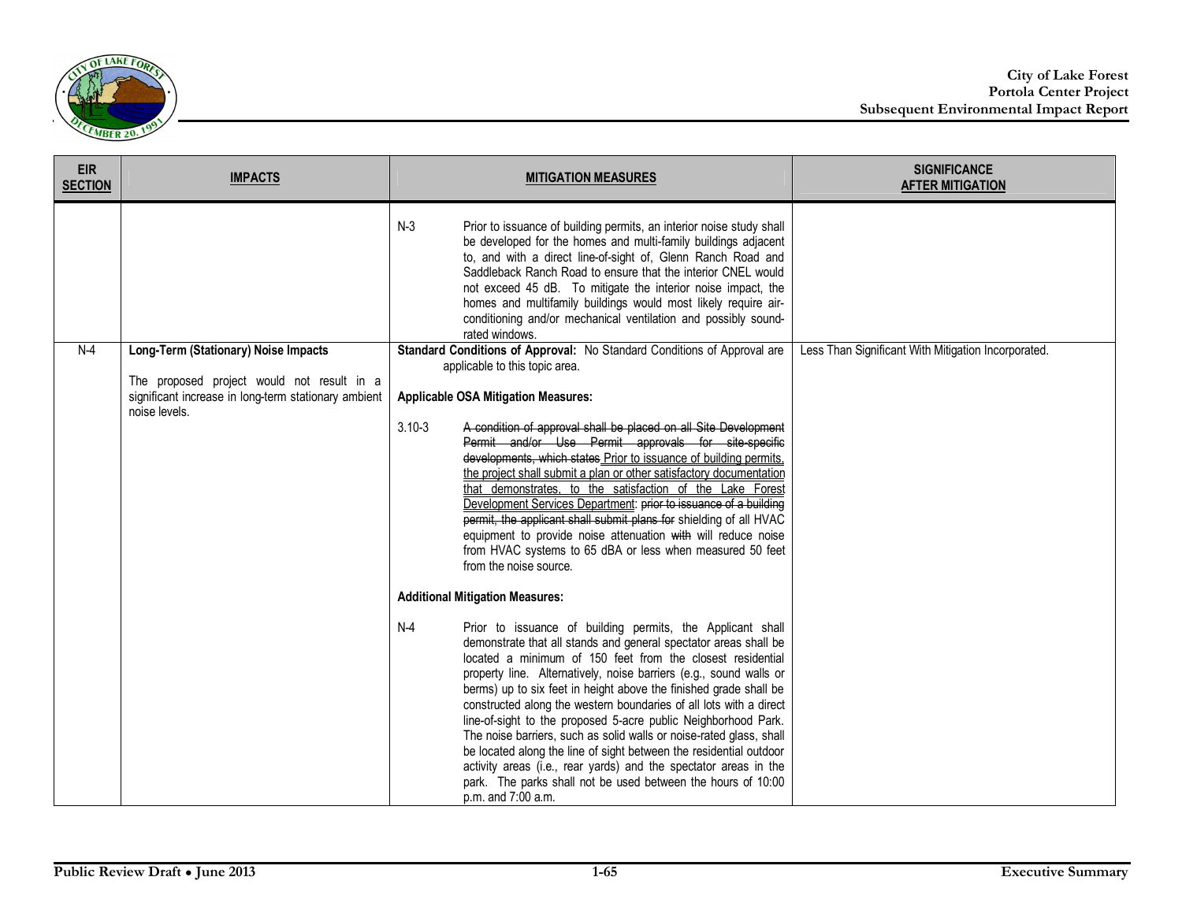| EIR SECTION | IMPACTS | MITIGATION MEASURES | SIGNIFICANCE AFTER MITIGATION |
|---|---|---|---|
| | | N-3 Prior to issuance of building permits, an interior noise study shall be developed for the homes and multi-family buildings adjacent to, and with a direct line-of-sight of, Glenn Ranch Road and Saddleback Ranch Road to ensure that the interior CNEL would not exceed 45 dB. To mitigate the interior noise impact, the homes and multifamily buildings would most likely require air-conditioning and/or mechanical ventilation and possibly sound-rated windows. | |
| N-4 | **Long-Term (Stationary) Noise Impacts**<br><br>The proposed project would not result in a significant increase in long-term stationary ambient noise levels. | **Standard Conditions of Approval:** No Standard Conditions of Approval are applicable to this topic area.<br><br>**Applicable OSA Mitigation Measures:**<br><br>3.10-3 ~~A condition of approval shall be placed on all Site Development Permit and/or Use Permit approvals for site-specific developments, which states~~ Prior to issuance of building permits, the project shall submit a plan or other satisfactory documentation that demonstrates, to the satisfaction of the Lake Forest Development Services Department: ~~prior to issuance of a building permit, the applicant shall submit plans for~~ shielding of all HVAC equipment to provide noise attenuation ~~with~~ will reduce noise from HVAC systems to 65 dBA or less when measured 50 feet from the noise source.<br><br>**Additional Mitigation Measures:**<br><br>N-4 Prior to issuance of building permits, the Applicant shall demonstrate that all stands and general spectator areas shall be located a minimum of 150 feet from the closest residential property line. Alternatively, noise barriers (e.g., sound walls or berms) up to six feet in height above the finished grade shall be constructed along the western boundaries of all lots with a direct line-of-sight to the proposed 5-acre public Neighborhood Park. The noise barriers, such as solid walls or noise-rated glass, shall be located along the line of sight between the residential outdoor activity areas (i.e., rear yards) and the spectator areas in the park. The parks shall not be used between the hours of 10:00 p.m. and 7:00 a.m. | Less Than Significant With Mitigation Incorporated. |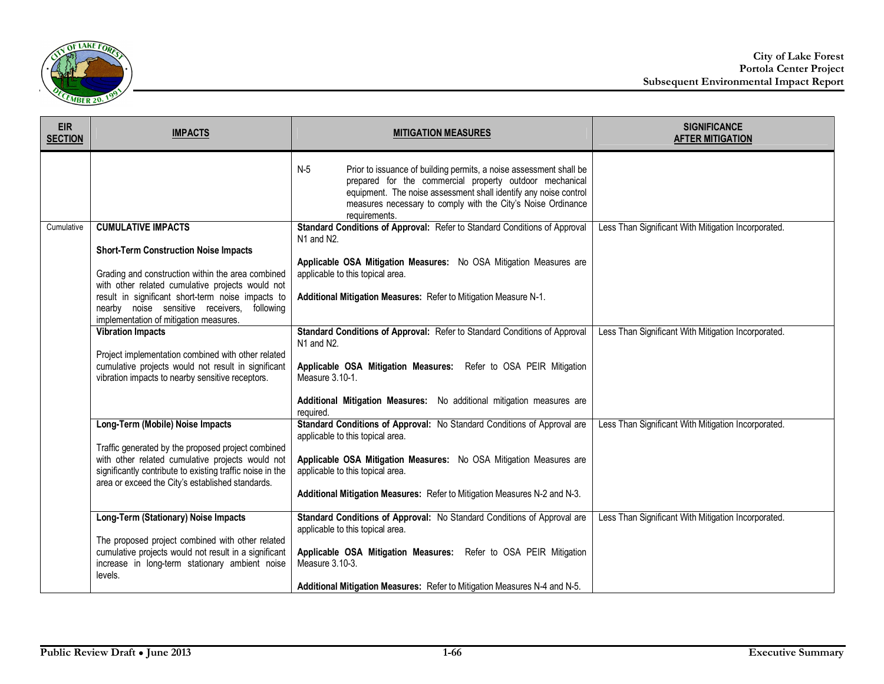| EIR SECTION | IMPACTS | MITIGATION MEASURES | SIGNIFICANCE AFTER MITIGATION |
|---|---|---|---|
| | | N-5 Prior to issuance of building permits, a noise assessment shall be prepared for the commercial property outdoor mechanical equipment. The noise assessment shall identify any noise control measures necessary to comply with the City's Noise Ordinance requirements. | |
| Cumulative | **CUMULATIVE IMPACTS**<br><br>**Short-Term Construction Noise Impacts**<br><br>Grading and construction within the area combined with other related cumulative projects would not result in significant short-term noise impacts to nearby noise sensitive receivers, following implementation of mitigation measures. | **Standard Conditions of Approval:** Refer to Standard Conditions of Approval N1 and N2.<br><br>**Applicable OSA Mitigation Measures:** No OSA Mitigation Measures are applicable to this topical area.<br><br>**Additional Mitigation Measures:** Refer to Mitigation Measure N-1. | Less Than Significant With Mitigation Incorporated. |
| | **Vibration Impacts**<br><br>Project implementation combined with other related cumulative projects would not result in significant vibration impacts to nearby sensitive receptors. | **Standard Conditions of Approval:** Refer to Standard Conditions of Approval N1 and N2.<br><br>**Applicable OSA Mitigation Measures:** Refer to OSA PEIR Mitigation Measure 3.10-1.<br><br>**Additional Mitigation Measures:** No additional mitigation measures are required. | Less Than Significant With Mitigation Incorporated. |
| | **Long-Term (Mobile) Noise Impacts**<br><br>Traffic generated by the proposed project combined with other related cumulative projects would not significantly contribute to existing traffic noise in the area or exceed the City's established standards. | **Standard Conditions of Approval:** No Standard Conditions of Approval are applicable to this topical area.<br><br>**Applicable OSA Mitigation Measures:** No OSA Mitigation Measures are applicable to this topical area.<br><br>**Additional Mitigation Measures:** Refer to Mitigation Measures N-2 and N-3. | Less Than Significant With Mitigation Incorporated. |
| | **Long-Term (Stationary) Noise Impacts**<br><br>The proposed project combined with other related cumulative projects would not result in a significant increase in long-term stationary ambient noise levels. | **Standard Conditions of Approval:** No Standard Conditions of Approval are applicable to this topical area.<br><br>**Applicable OSA Mitigation Measures:** Refer to OSA PEIR Mitigation Measure 3.10-3.<br><br>**Additional Mitigation Measures:** Refer to Mitigation Measures N-4 and N-5. | Less Than Significant With Mitigation Incorporated. |